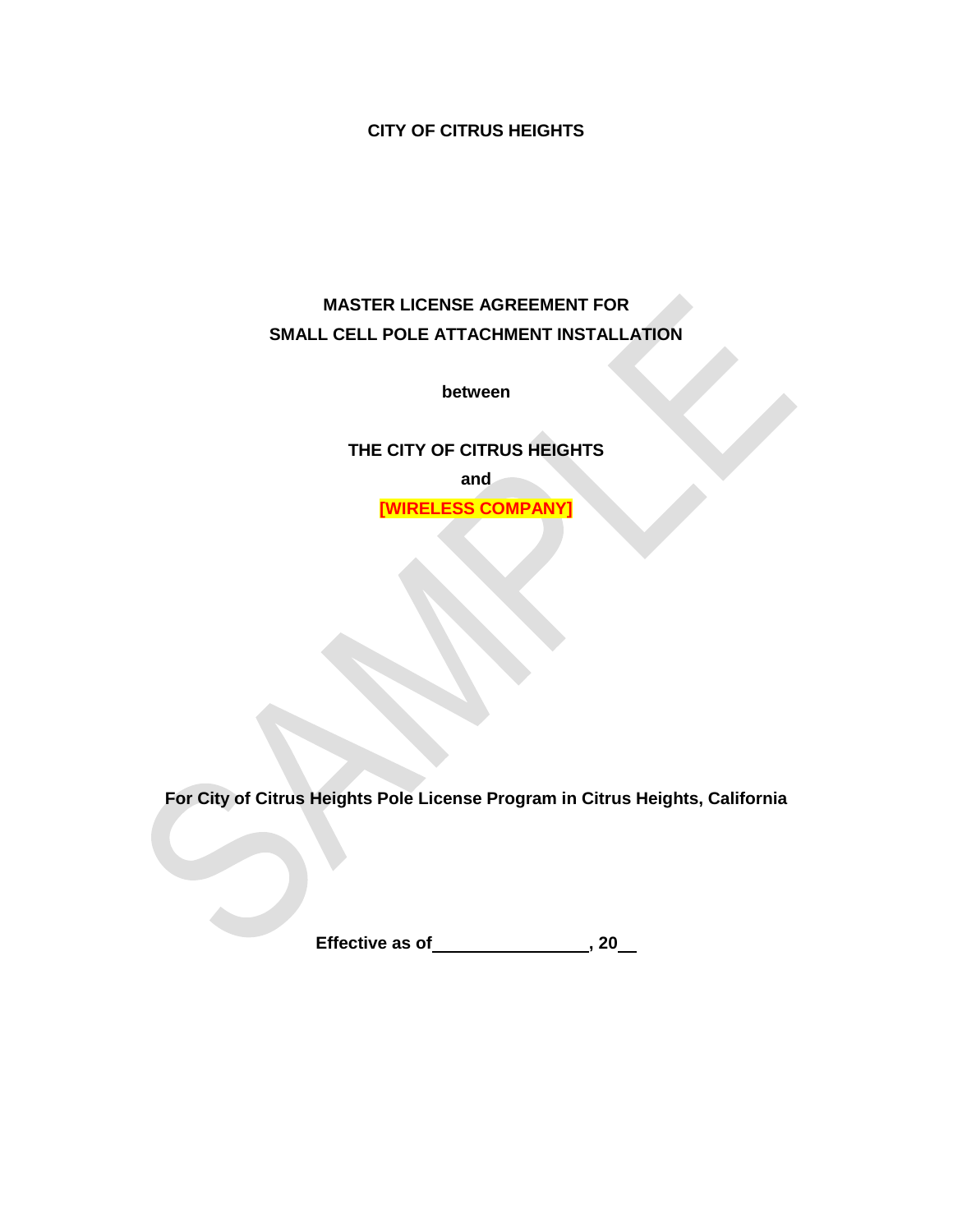**CITY OF CITRUS HEIGHTS**

# MASTER LICENSE AGREEMENT FOR SMALL CELL POLE ATTACHMENT INSTALLATION

**between**

**THE CITY OF CITRUS HEIGHTS**

**and**

**[WIRELESS COMPANY]**

**For City of Citrus Heights Pole License Program in Citrus Heights, California**

**Effective as of \_\_\_\_\_\_\_\_\_\_\_\_\_\_\_\_, 20\_\_**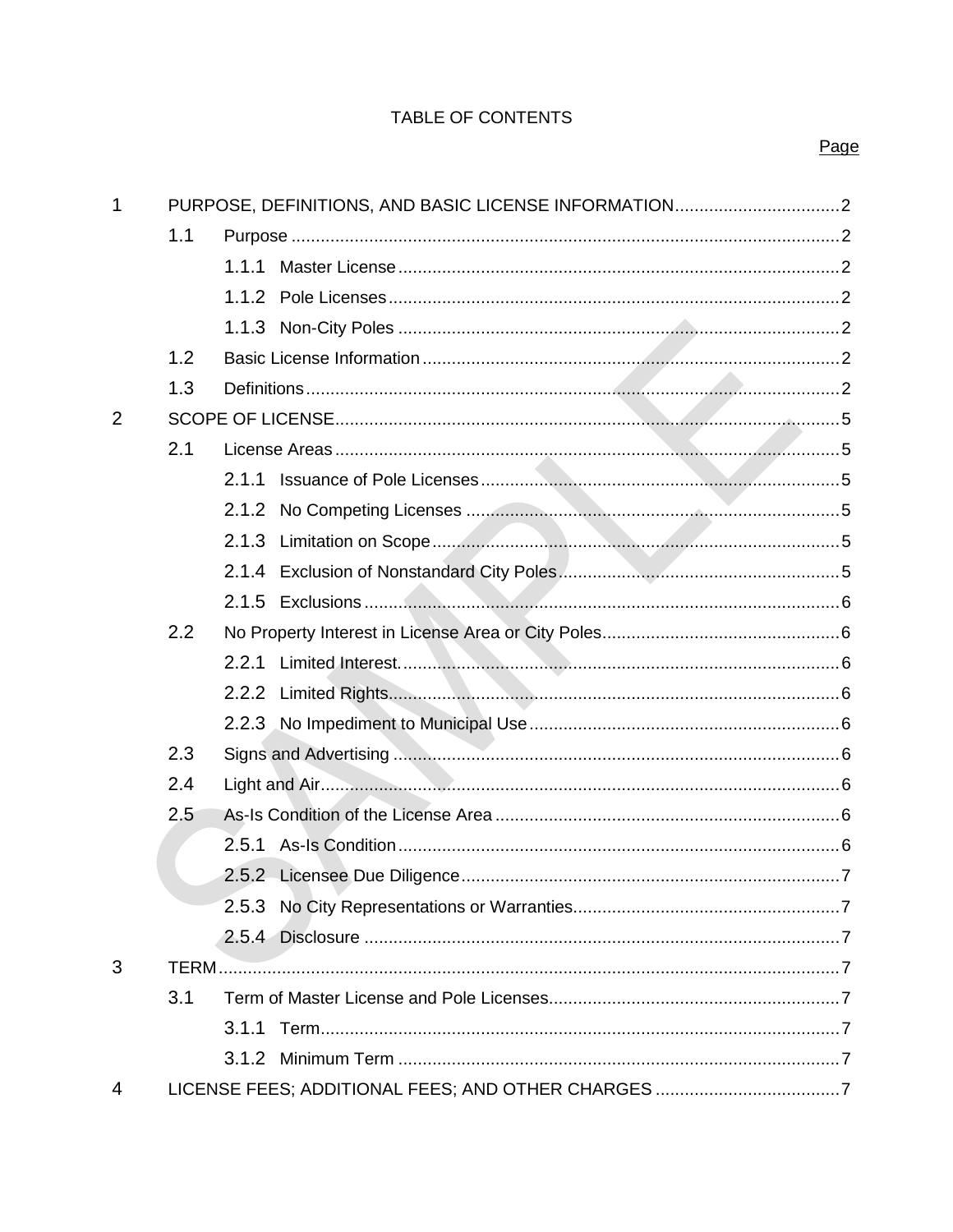TABLE OF CONTENTS

| | | Page |
|---|---|---|
| 1 | PURPOSE, DEFINITIONS, AND BASIC LICENSE INFORMATION | 2 |
| 1.1 | Purpose | 2 |
| 1.1.1 | Master License | 2 |
| 1.1.2 | Pole Licenses | 2 |
| 1.1.3 | Non-City Poles | 2 |
| 1.2 | Basic License Information | 2 |
| 1.3 | Definitions | 2 |
| 2 | SCOPE OF LICENSE | 5 |
| 2.1 | License Areas | 5 |
| 2.1.1 | Issuance of Pole Licenses | 5 |
| 2.1.2 | No Competing Licenses | 5 |
| 2.1.3 | Limitation on Scope | 5 |
| 2.1.4 | Exclusion of Nonstandard City Poles | 5 |
| 2.1.5 | Exclusions | 6 |
| 2.2 | No Property Interest in License Area or City Poles | 6 |
| 2.2.1 | Limited Interest | 6 |
| 2.2.2 | Limited Rights | 6 |
| 2.2.3 | No Impediment to Municipal Use | 6 |
| 2.3 | Signs and Advertising | 6 |
| 2.4 | Light and Air | 6 |
| 2.5 | As-Is Condition of the License Area | 6 |
| 2.5.1 | As-Is Condition | 6 |
| 2.5.2 | Licensee Due Diligence | 7 |
| 2.5.3 | No City Representations or Warranties | 7 |
| 2.5.4 | Disclosure | 7 |
| 3 | TERM | 7 |
| 3.1 | Term of Master License and Pole Licenses | 7 |
| 3.1.1 | Term | 7 |
| 3.1.2 | Minimum Term | 7 |
| 4 | LICENSE FEES; ADDITIONAL FEES; AND OTHER CHARGES | 7 |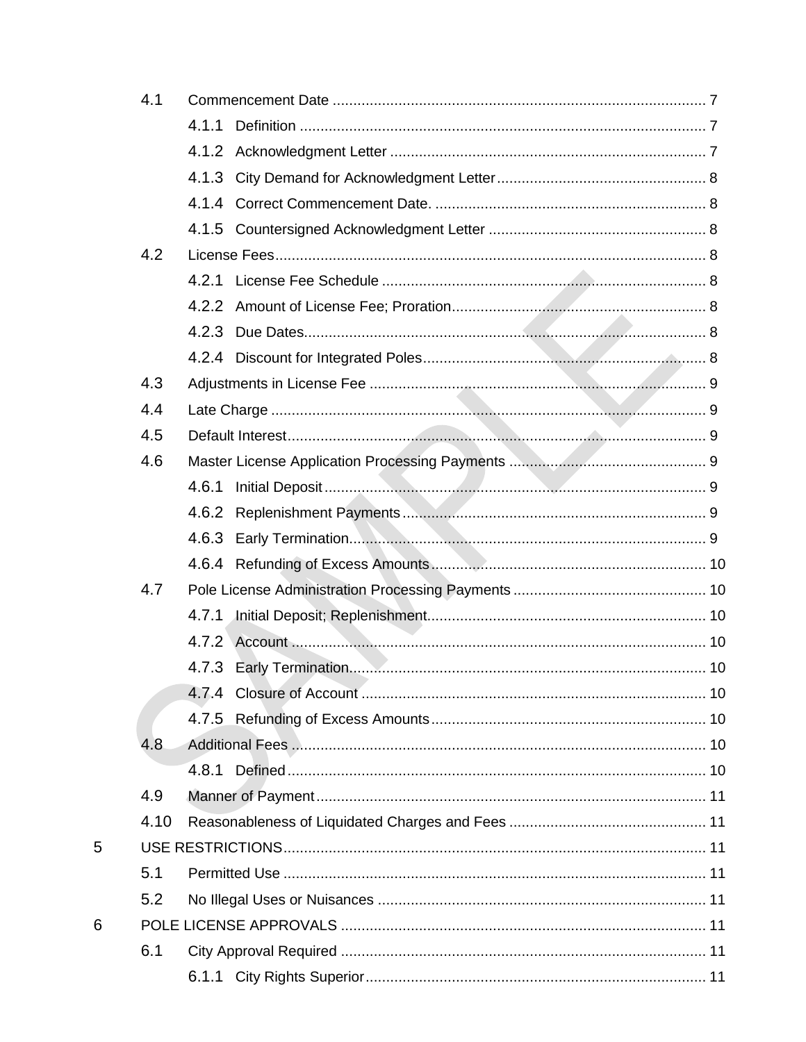4.1 Commencement Date ..... 7

- 4.1.1 Definition ..... 7
- 4.1.2 Acknowledgment Letter ..... 7
- 4.1.3 City Demand for Acknowledgment Letter ..... 8
- 4.1.4 Correct Commencement Date. ..... 8
- 4.1.5 Countersigned Acknowledgment Letter ..... 8

4.2 License Fees ..... 8

- 4.2.1 License Fee Schedule ..... 8
- 4.2.2 Amount of License Fee; Proration ..... 8
- 4.2.3 Due Dates ..... 8
- 4.2.4 Discount for Integrated Poles ..... 8

4.3 Adjustments in License Fee ..... 9

4.4 Late Charge ..... 9

4.5 Default Interest ..... 9

4.6 Master License Application Processing Payments ..... 9

- 4.6.1 Initial Deposit ..... 9
- 4.6.2 Replenishment Payments ..... 9
- 4.6.3 Early Termination ..... 9
- 4.6.4 Refunding of Excess Amounts ..... 10

4.7 Pole License Administration Processing Payments ..... 10

- 4.7.1 Initial Deposit; Replenishment ..... 10
- 4.7.2 Account ..... 10
- 4.7.3 Early Termination ..... 10
- 4.7.4 Closure of Account ..... 10
- 4.7.5 Refunding of Excess Amounts ..... 10

4.8 Additional Fees ..... 10

- 4.8.1 Defined ..... 10

4.9 Manner of Payment ..... 11

4.10 Reasonableness of Liquidated Charges and Fees ..... 11

5 USE RESTRICTIONS ..... 11

5.1 Permitted Use ..... 11

5.2 No Illegal Uses or Nuisances ..... 11

6 POLE LICENSE APPROVALS ..... 11

6.1 City Approval Required ..... 11

- 6.1.1 City Rights Superior ..... 11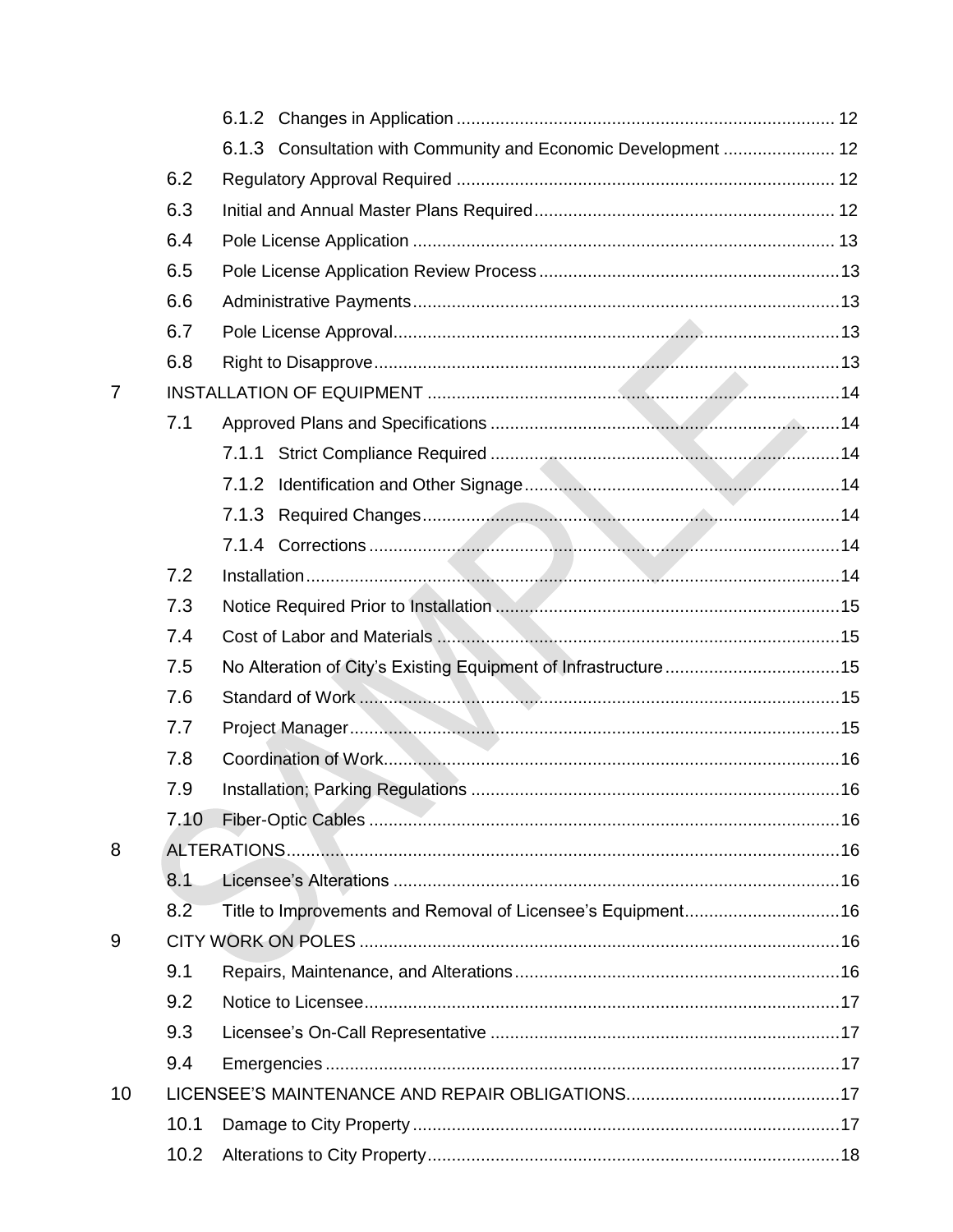6.1.2 Changes in Application ... 12

6.1.3 Consultation with Community and Economic Development ... 12

6.2 Regulatory Approval Required ... 12

6.3 Initial and Annual Master Plans Required ... 12

6.4 Pole License Application ... 13

6.5 Pole License Application Review Process ... 13

6.6 Administrative Payments ... 13

6.7 Pole License Approval ... 13

6.8 Right to Disapprove ... 13

7 INSTALLATION OF EQUIPMENT ... 14

7.1 Approved Plans and Specifications ... 14

7.1.1 Strict Compliance Required ... 14

7.1.2 Identification and Other Signage ... 14

7.1.3 Required Changes ... 14

7.1.4 Corrections ... 14

7.2 Installation ... 14

7.3 Notice Required Prior to Installation ... 15

7.4 Cost of Labor and Materials ... 15

7.5 No Alteration of City's Existing Equipment of Infrastructure ... 15

7.6 Standard of Work ... 15

7.7 Project Manager ... 15

7.8 Coordination of Work ... 16

7.9 Installation; Parking Regulations ... 16

7.10 Fiber-Optic Cables ... 16

8 ALTERATIONS ... 16

8.1 Licensee's Alterations ... 16

8.2 Title to Improvements and Removal of Licensee's Equipment ... 16

9 CITY WORK ON POLES ... 16

9.1 Repairs, Maintenance, and Alterations ... 16

9.2 Notice to Licensee ... 17

9.3 Licensee's On-Call Representative ... 17

9.4 Emergencies ... 17

10 LICENSEE'S MAINTENANCE AND REPAIR OBLIGATIONS ... 17

10.1 Damage to City Property ... 17

10.2 Alterations to City Property ... 18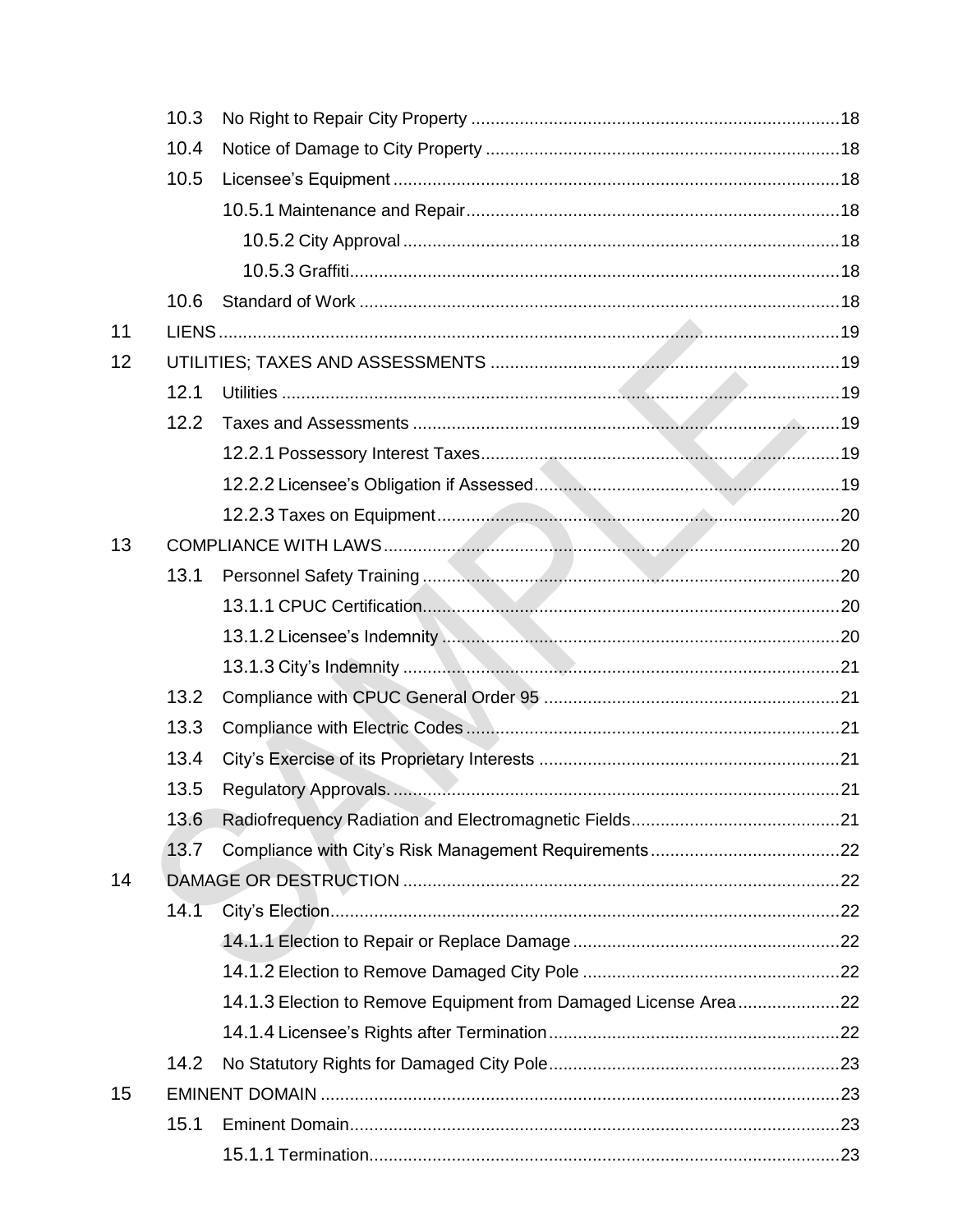10.3 No Right to Repair City Property ....................18
10.4 Notice of Damage to City Property ....................18
10.5 Licensee's Equipment ....................18
10.5.1 Maintenance and Repair....................18
10.5.2 City Approval ....................18
10.5.3 Graffiti....................18
10.6 Standard of Work ....................18

11 LIENS....................19

12 UTILITIES; TAXES AND ASSESSMENTS ....................19
12.1 Utilities ....................19
12.2 Taxes and Assessments ....................19
12.2.1 Possessory Interest Taxes....................19
12.2.2 Licensee's Obligation if Assessed....................19
12.2.3 Taxes on Equipment....................20

13 COMPLIANCE WITH LAWS....................20
13.1 Personnel Safety Training ....................20
13.1.1 CPUC Certification....................20
13.1.2 Licensee's Indemnity ....................20
13.1.3 City's Indemnity ....................21
13.2 Compliance with CPUC General Order 95 ....................21
13.3 Compliance with Electric Codes ....................21
13.4 City's Exercise of its Proprietary Interests ....................21
13.5 Regulatory Approvals. ....................21
13.6 Radiofrequency Radiation and Electromagnetic Fields....................21
13.7 Compliance with City's Risk Management Requirements....................22

14 DAMAGE OR DESTRUCTION ....................22
14.1 City's Election....................22
14.1.1 Election to Repair or Replace Damage....................22
14.1.2 Election to Remove Damaged City Pole ....................22
14.1.3 Election to Remove Equipment from Damaged License Area....................22
14.1.4 Licensee's Rights after Termination....................22
14.2 No Statutory Rights for Damaged City Pole....................23

15 EMINENT DOMAIN ....................23
15.1 Eminent Domain....................23
15.1.1 Termination....................23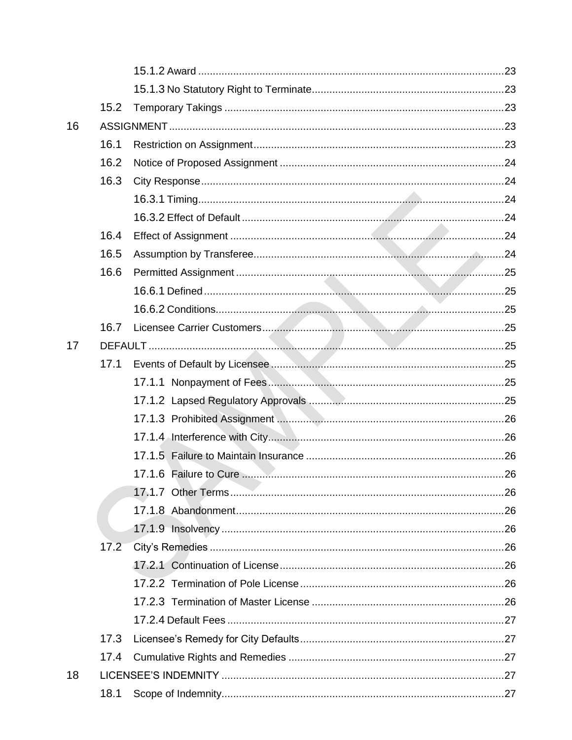15.1.2 Award ........................................................................................................23

15.1.3 No Statutory Right to Terminate.................................................................23

15.2 Temporary Takings ...............................................................................................23

16 ASSIGNMENT.................................................................................................................23

16.1 Restriction on Assignment.....................................................................................23

16.2 Notice of Proposed Assignment ............................................................................24

16.3 City Response.......................................................................................................24

16.3.1 Timing........................................................................................................24

16.3.2 Effect of Default .........................................................................................24

16.4 Effect of Assignment .............................................................................................24

16.5 Assumption by Transferee.....................................................................................24

16.6 Permitted Assignment ...........................................................................................25

16.6.1 Defined ......................................................................................................25

16.6.2 Conditions..................................................................................................25

16.7 Licensee Carrier Customers..................................................................................25

17 DEFAULT .......................................................................................................................25

17.1 Events of Default by Licensee ...............................................................................25

17.1.1 Nonpayment of Fees ................................................................................25

17.1.2 Lapsed Regulatory Approvals ..................................................................25

17.1.3 Prohibited Assignment .............................................................................26

17.1.4 Interference with City................................................................................26

17.1.5 Failure to Maintain Insurance ...................................................................26

17.1.6 Failure to Cure .........................................................................................26

17.1.7 Other Terms.............................................................................................26

17.1.8 Abandonment...........................................................................................26

17.1.9 Insolvency ................................................................................................26

17.2 City's Remedies ....................................................................................................26

17.2.1 Continuation of License............................................................................26

17.2.2 Termination of Pole License.....................................................................26

17.2.3 Termination of Master License .................................................................26

17.2.4 Default Fees ..............................................................................................27

17.3 Licensee's Remedy for City Defaults.....................................................................27

17.4 Cumulative Rights and Remedies .........................................................................27

18 LICENSEE'S INDEMNITY ................................................................................................27

18.1 Scope of Indemnity................................................................................................27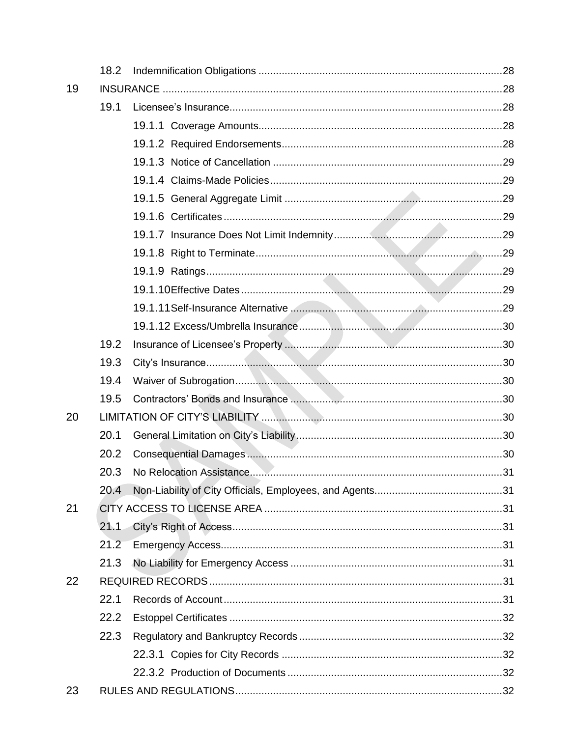| | | |
|---|---|---|
| 18.2 | Indemnification Obligations | 28 |
| 19 | INSURANCE | 28 |
| 19.1 | Licensee's Insurance | 28 |
| 19.1.1 | Coverage Amounts | 28 |
| 19.1.2 | Required Endorsements | 28 |
| 19.1.3 | Notice of Cancellation | 29 |
| 19.1.4 | Claims-Made Policies | 29 |
| 19.1.5 | General Aggregate Limit | 29 |
| 19.1.6 | Certificates | 29 |
| 19.1.7 | Insurance Does Not Limit Indemnity | 29 |
| 19.1.8 | Right to Terminate | 29 |
| 19.1.9 | Ratings | 29 |
| 19.1.10 | Effective Dates | 29 |
| 19.1.11 | Self-Insurance Alternative | 29 |
| 19.1.12 | Excess/Umbrella Insurance | 30 |
| 19.2 | Insurance of Licensee's Property | 30 |
| 19.3 | City's Insurance | 30 |
| 19.4 | Waiver of Subrogation | 30 |
| 19.5 | Contractors' Bonds and Insurance | 30 |
| 20 | LIMITATION OF CITY'S LIABILITY | 30 |
| 20.1 | General Limitation on City's Liability | 30 |
| 20.2 | Consequential Damages | 30 |
| 20.3 | No Relocation Assistance | 31 |
| 20.4 | Non-Liability of City Officials, Employees, and Agents | 31 |
| 21 | CITY ACCESS TO LICENSE AREA | 31 |
| 21.1 | City's Right of Access | 31 |
| 21.2 | Emergency Access | 31 |
| 21.3 | No Liability for Emergency Access | 31 |
| 22 | REQUIRED RECORDS | 31 |
| 22.1 | Records of Account | 31 |
| 22.2 | Estoppel Certificates | 32 |
| 22.3 | Regulatory and Bankruptcy Records | 32 |
| 22.3.1 | Copies for City Records | 32 |
| 22.3.2 | Production of Documents | 32 |
| 23 | RULES AND REGULATIONS | 32 |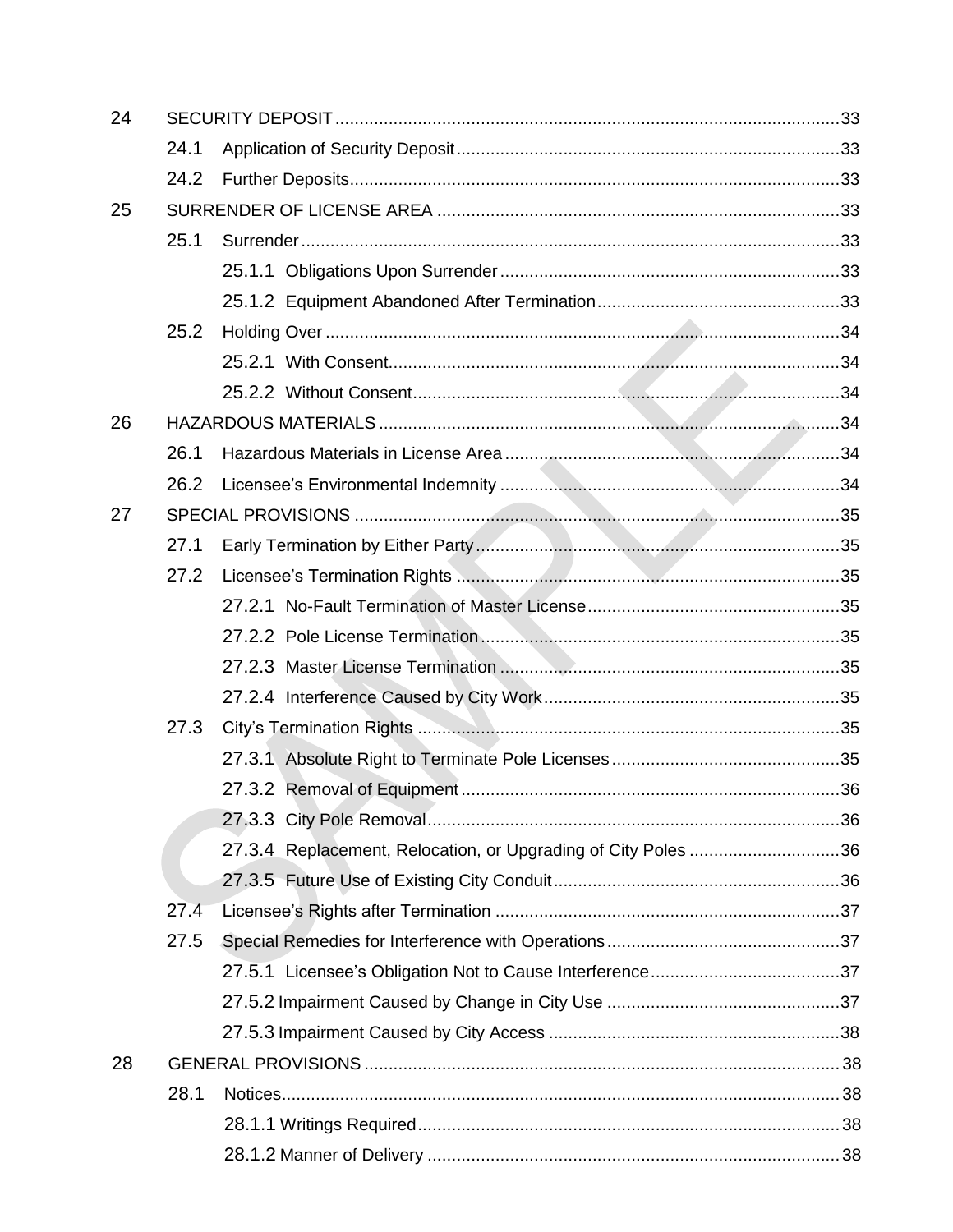24 SECURITY DEPOSIT ....... 33
  24.1 Application of Security Deposit ....... 33
  24.2 Further Deposits ....... 33
25 SURRENDER OF LICENSE AREA ....... 33
  25.1 Surrender ....... 33
    25.1.1 Obligations Upon Surrender ....... 33
    25.1.2 Equipment Abandoned After Termination ....... 33
  25.2 Holding Over ....... 34
    25.2.1 With Consent ....... 34
    25.2.2 Without Consent ....... 34
26 HAZARDOUS MATERIALS ....... 34
  26.1 Hazardous Materials in License Area ....... 34
  26.2 Licensee's Environmental Indemnity ....... 34
27 SPECIAL PROVISIONS ....... 35
  27.1 Early Termination by Either Party ....... 35
  27.2 Licensee's Termination Rights ....... 35
    27.2.1 No-Fault Termination of Master License ....... 35
    27.2.2 Pole License Termination ....... 35
    27.2.3 Master License Termination ....... 35
    27.2.4 Interference Caused by City Work ....... 35
  27.3 City's Termination Rights ....... 35
    27.3.1 Absolute Right to Terminate Pole Licenses ....... 35
    27.3.2 Removal of Equipment ....... 36
    27.3.3 City Pole Removal ....... 36
    27.3.4 Replacement, Relocation, or Upgrading of City Poles ....... 36
    27.3.5 Future Use of Existing City Conduit ....... 36
  27.4 Licensee's Rights after Termination ....... 37
  27.5 Special Remedies for Interference with Operations ....... 37
    27.5.1 Licensee's Obligation Not to Cause Interference ....... 37
    27.5.2 Impairment Caused by Change in City Use ....... 37
    27.5.3 Impairment Caused by City Access ....... 38
28 GENERAL PROVISIONS ....... 38
  28.1 Notices ....... 38
    28.1.1 Writings Required ....... 38
    28.1.2 Manner of Delivery ....... 38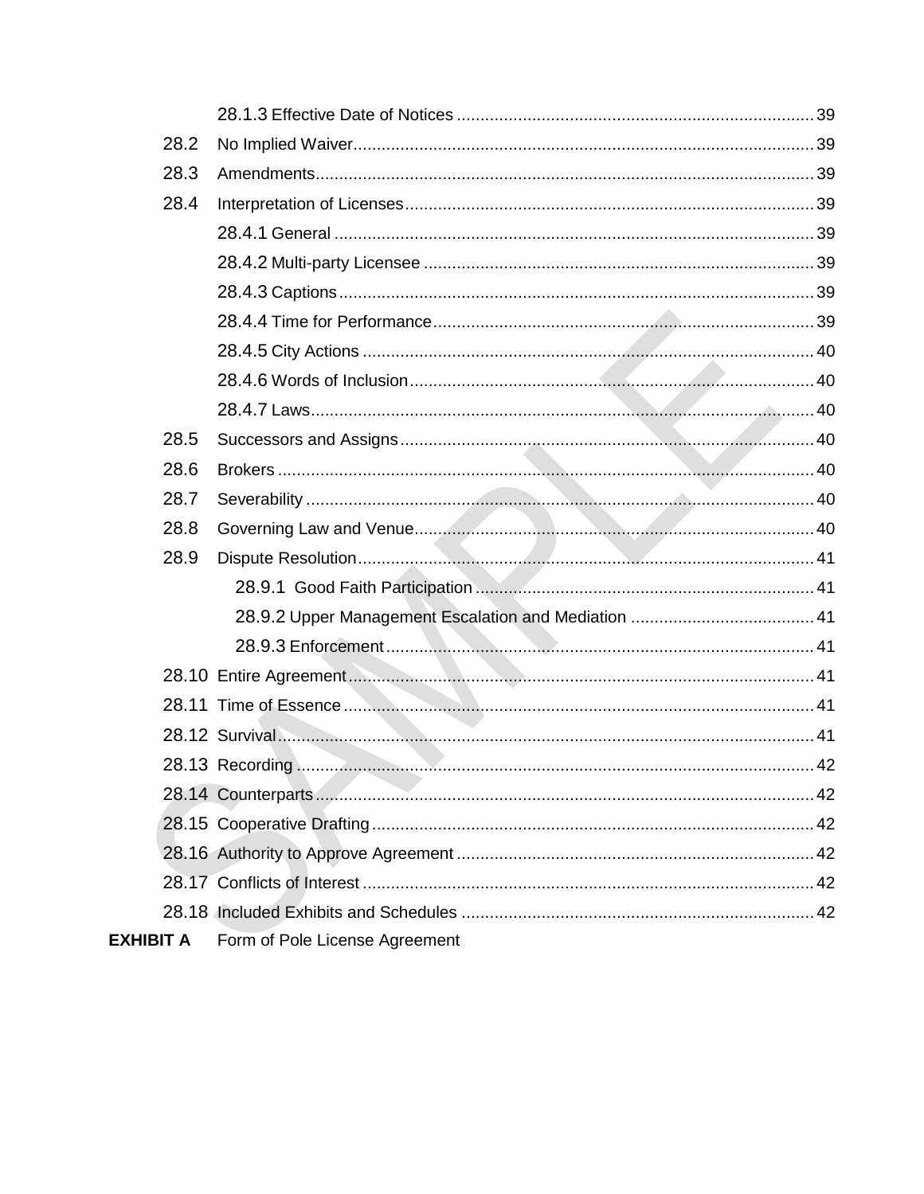28.1.3 Effective Date of Notices ........................................................................... 39

28.2 No Implied Waiver................................................................................................. 39

28.3 Amendments......................................................................................................... 39

28.4 Interpretation of Licenses...................................................................................... 39

28.4.1 General ..................................................................................................... 39

28.4.2 Multi-party Licensee .................................................................................. 39

28.4.3 Captions.................................................................................................... 39

28.4.4 Time for Performance................................................................................ 39

28.4.5 City Actions ............................................................................................... 40

28.4.6 Words of Inclusion..................................................................................... 40

28.4.7 Laws.......................................................................................................... 40

28.5 Successors and Assigns........................................................................................ 40

28.6 Brokers ................................................................................................................. 40

28.7 Severability ........................................................................................................... 40

28.8 Governing Law and Venue..................................................................................... 40

28.9 Dispute Resolution................................................................................................. 41

28.9.1 Good Faith Participation ....................................................................... 41

28.9.2 Upper Management Escalation and Mediation ....................................... 41

28.9.3 Enforcement.......................................................................................... 41

28.10 Entire Agreement.................................................................................................. 41

28.11 Time of Essence ................................................................................................... 41

28.12 Survival................................................................................................................. 41

28.13 Recording ............................................................................................................. 42

28.14 Counterparts......................................................................................................... 42

28.15 Cooperative Drafting ............................................................................................. 42

28.16 Authority to Approve Agreement ............................................................................ 42

28.17 Conflicts of Interest ............................................................................................... 42

28.18 Included Exhibits and Schedules ........................................................................... 42

**EXHIBIT A** Form of Pole License Agreement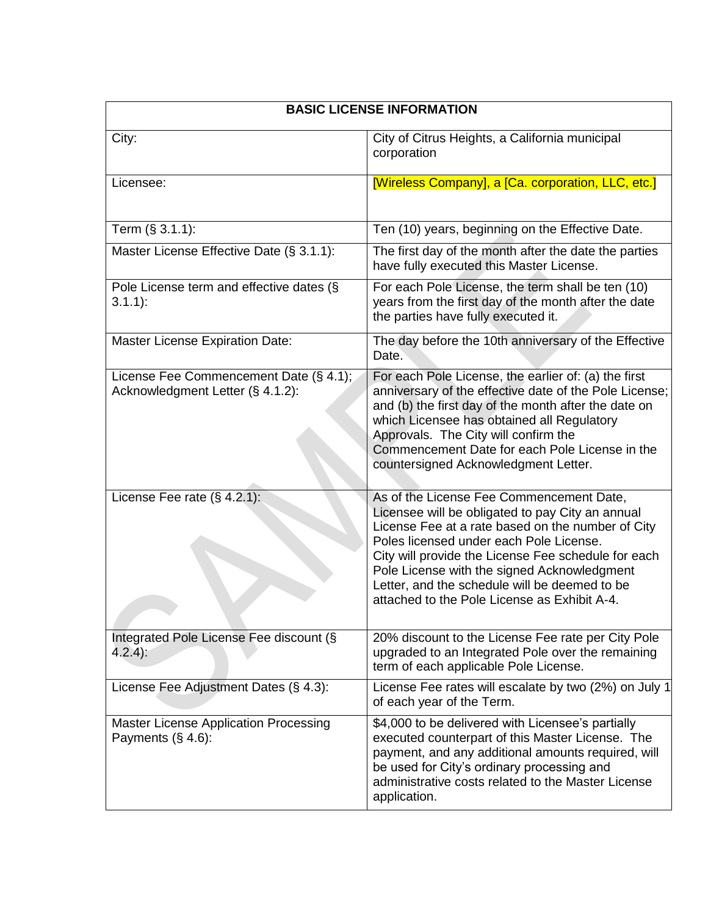| BASIC LICENSE INFORMATION | |
|---|---|
| City: | City of Citrus Heights, a California municipal corporation |
| Licensee: | [Wireless Company], a [Ca. corporation, LLC, etc.] |
| Term (§ 3.1.1): | Ten (10) years, beginning on the Effective Date. |
| Master License Effective Date (§ 3.1.1): | The first day of the month after the date the parties have fully executed this Master License. |
| Pole License term and effective dates (§ 3.1.1): | For each Pole License, the term shall be ten (10) years from the first day of the month after the date the parties have fully executed it. |
| Master License Expiration Date: | The day before the 10th anniversary of the Effective Date. |
| License Fee Commencement Date (§ 4.1); Acknowledgment Letter (§ 4.1.2): | For each Pole License, the earlier of: (a) the first anniversary of the effective date of the Pole License; and (b) the first day of the month after the date on which Licensee has obtained all Regulatory Approvals. The City will confirm the Commencement Date for each Pole License in the countersigned Acknowledgment Letter. |
| License Fee rate (§ 4.2.1): | As of the License Fee Commencement Date, Licensee will be obligated to pay City an annual License Fee at a rate based on the number of City Poles licensed under each Pole License. City will provide the License Fee schedule for each Pole License with the signed Acknowledgment Letter, and the schedule will be deemed to be attached to the Pole License as Exhibit A-4. |
| Integrated Pole License Fee discount (§ 4.2.4): | 20% discount to the License Fee rate per City Pole upgraded to an Integrated Pole over the remaining term of each applicable Pole License. |
| License Fee Adjustment Dates (§ 4.3): | License Fee rates will escalate by two (2%) on July 1 of each year of the Term. |
| Master License Application Processing Payments (§ 4.6): | $4,000 to be delivered with Licensee's partially executed counterpart of this Master License. The payment, and any additional amounts required, will be used for City's ordinary processing and administrative costs related to the Master License application. |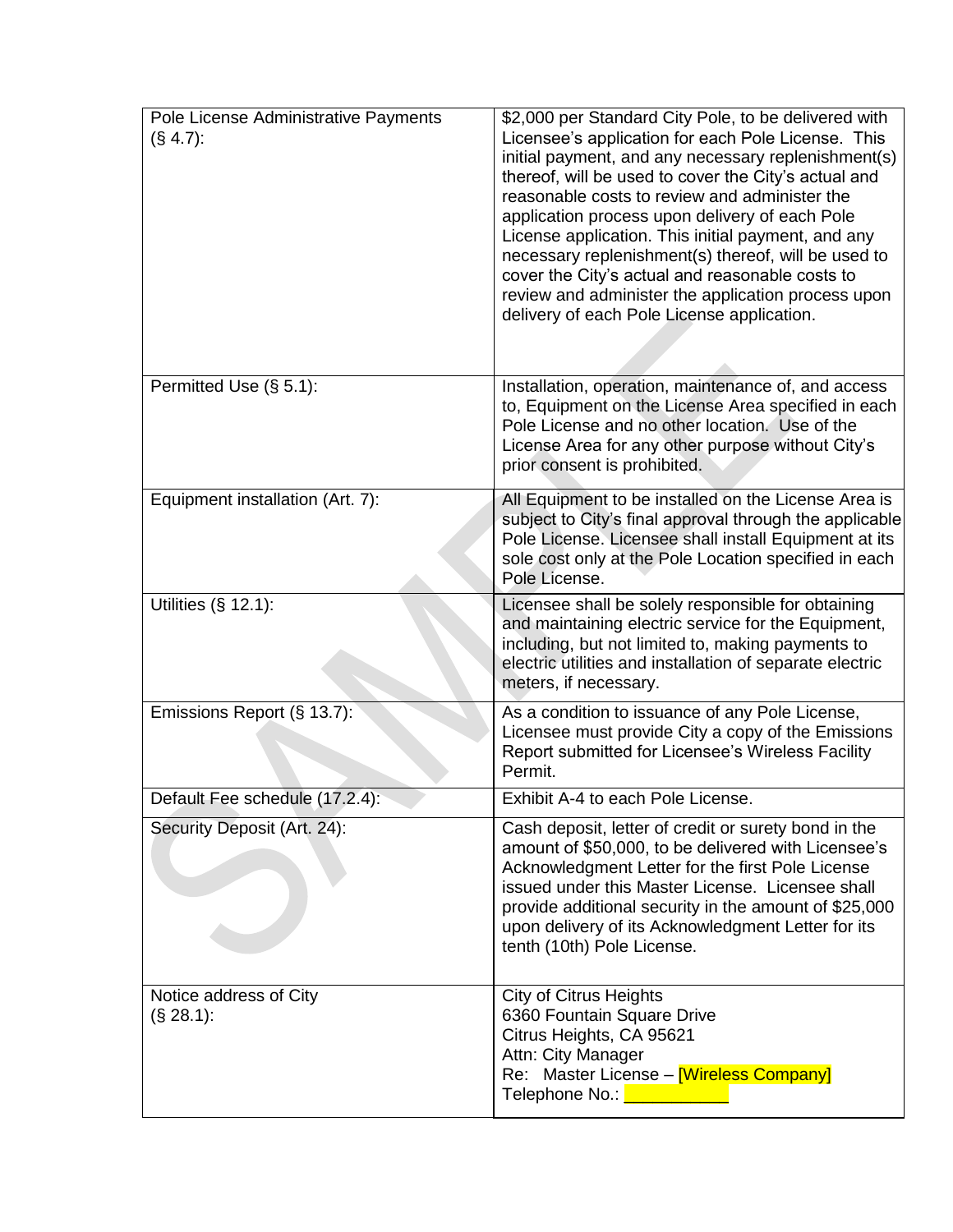| | |
|---|---|
| Pole License Administrative Payments (§ 4.7): | $2,000 per Standard City Pole, to be delivered with Licensee's application for each Pole License. This initial payment, and any necessary replenishment(s) thereof, will be used to cover the City's actual and reasonable costs to review and administer the application process upon delivery of each Pole License application. This initial payment, and any necessary replenishment(s) thereof, will be used to cover the City's actual and reasonable costs to review and administer the application process upon delivery of each Pole License application. |
| Permitted Use (§ 5.1): | Installation, operation, maintenance of, and access to, Equipment on the License Area specified in each Pole License and no other location. Use of the License Area for any other purpose without City's prior consent is prohibited. |
| Equipment installation (Art. 7): | All Equipment to be installed on the License Area is subject to City's final approval through the applicable Pole License. Licensee shall install Equipment at its sole cost only at the Pole Location specified in each Pole License. |
| Utilities (§ 12.1): | Licensee shall be solely responsible for obtaining and maintaining electric service for the Equipment, including, but not limited to, making payments to electric utilities and installation of separate electric meters, if necessary. |
| Emissions Report (§ 13.7): | As a condition to issuance of any Pole License, Licensee must provide City a copy of the Emissions Report submitted for Licensee's Wireless Facility Permit. |
| Default Fee schedule (17.2.4): | Exhibit A-4 to each Pole License. |
| Security Deposit (Art. 24): | Cash deposit, letter of credit or surety bond in the amount of $50,000, to be delivered with Licensee's Acknowledgment Letter for the first Pole License issued under this Master License. Licensee shall provide additional security in the amount of $25,000 upon delivery of its Acknowledgment Letter for its tenth (10th) Pole License. |
| Notice address of City (§ 28.1): | City of Citrus Heights<br>6360 Fountain Square Drive<br>Citrus Heights, CA 95621<br>Attn: City Manager<br>Re: Master License – [Wireless Company]<br>Telephone No.: ___________ |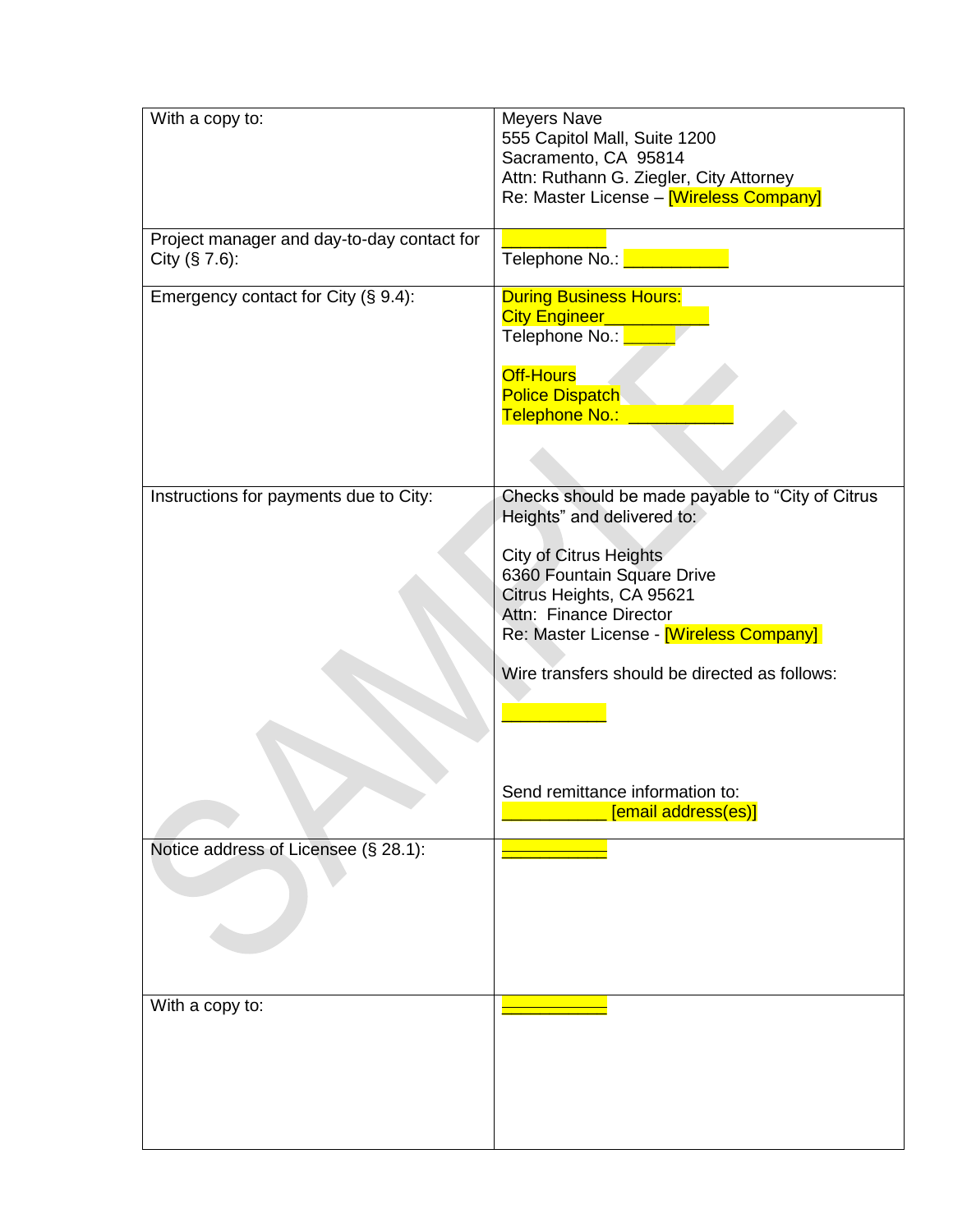| | |
|---|---|
| With a copy to: | Meyers Nave<br>555 Capitol Mall, Suite 1200<br>Sacramento, CA 95814<br>Attn: Ruthann G. Ziegler, City Attorney<br>Re: Master License – [Wireless Company] |
| Project manager and day-to-day contact for City (§ 7.6): | ___________<br>Telephone No.: ___________ |
| Emergency contact for City (§ 9.4): | During Business Hours:<br>City Engineer___________<br>Telephone No.: _____<br><br>Off-Hours<br>Police Dispatch<br>Telephone No.: ___________ |
| Instructions for payments due to City: | Checks should be made payable to "City of Citrus Heights" and delivered to:<br><br>City of Citrus Heights<br>6360 Fountain Square Drive<br>Citrus Heights, CA 95621<br>Attn: Finance Director<br>Re: Master License - [Wireless Company]<br><br>Wire transfers should be directed as follows:<br><br>___________<br><br>Send remittance information to:<br>___________ [email address(es)] |
| Notice address of Licensee (§ 28.1): | ___________ |
| With a copy to: | ___________ |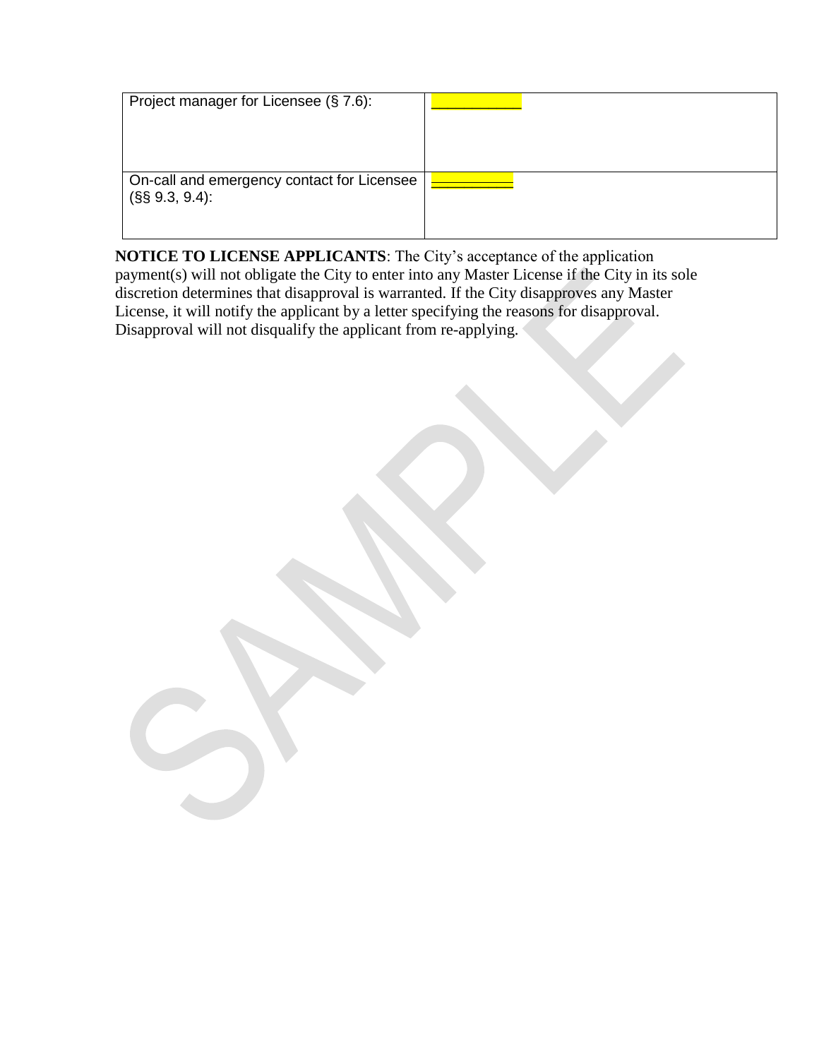| Project manager for Licensee (§ 7.6): | ___________ |
| --- | --- |
| On-call and emergency contact for Licensee (§§ 9.3, 9.4): | __________ |

**NOTICE TO LICENSE APPLICANTS**: The City's acceptance of the application payment(s) will not obligate the City to enter into any Master License if the City in its sole discretion determines that disapproval is warranted. If the City disapproves any Master License, it will notify the applicant by a letter specifying the reasons for disapproval. Disapproval will not disqualify the applicant from re-applying.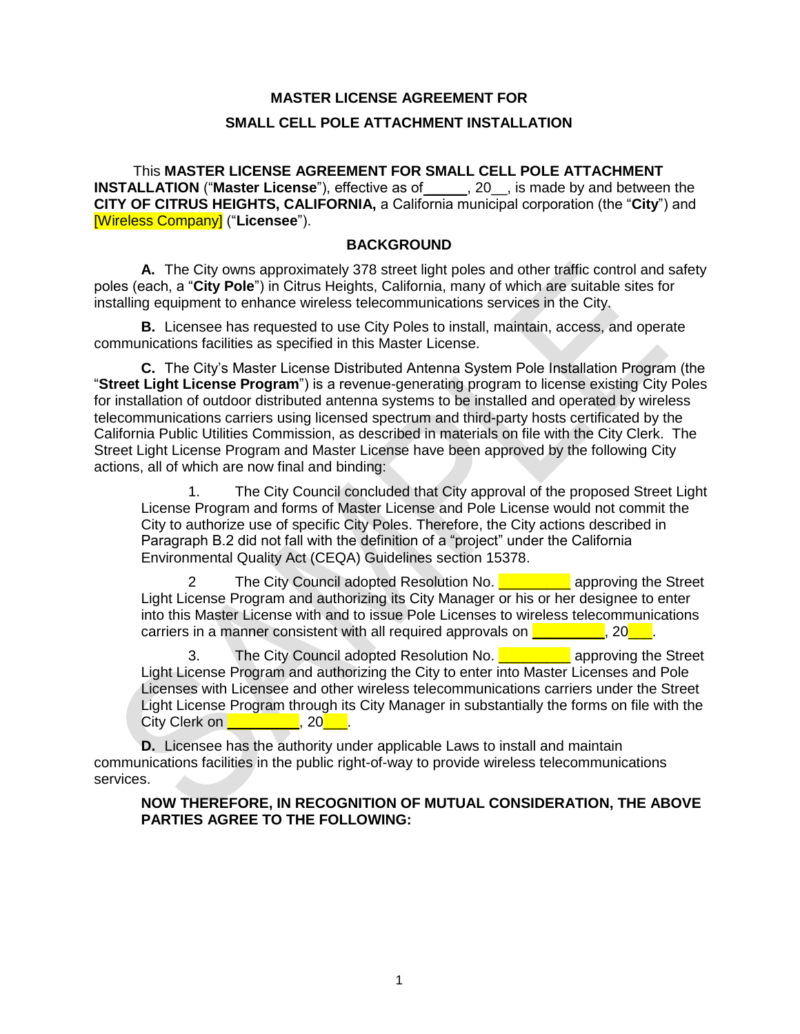# MASTER LICENSE AGREEMENT FOR SMALL CELL POLE ATTACHMENT INSTALLATION

This **MASTER LICENSE AGREEMENT FOR SMALL CELL POLE ATTACHMENT INSTALLATION** ("**Master License**"), effective as of______, 20__, is made by and between the **CITY OF CITRUS HEIGHTS, CALIFORNIA,** a California municipal corporation (the "**City**") and [Wireless Company] ("**Licensee**").

## BACKGROUND

**A.** The City owns approximately 378 street light poles and other traffic control and safety poles (each, a "**City Pole**") in Citrus Heights, California, many of which are suitable sites for installing equipment to enhance wireless telecommunications services in the City.

**B.** Licensee has requested to use City Poles to install, maintain, access, and operate communications facilities as specified in this Master License.

**C.** The City's Master License Distributed Antenna System Pole Installation Program (the "**Street Light License Program**") is a revenue-generating program to license existing City Poles for installation of outdoor distributed antenna systems to be installed and operated by wireless telecommunications carriers using licensed spectrum and third-party hosts certificated by the California Public Utilities Commission, as described in materials on file with the City Clerk. The Street Light License Program and Master License have been approved by the following City actions, all of which are now final and binding:

1. The City Council concluded that City approval of the proposed Street Light License Program and forms of Master License and Pole License would not commit the City to authorize use of specific City Poles. Therefore, the City actions described in Paragraph B.2 did not fall with the definition of a "project" under the California Environmental Quality Act (CEQA) Guidelines section 15378.

2 The City Council adopted Resolution No. _________ approving the Street Light License Program and authorizing its City Manager or his or her designee to enter into this Master License with and to issue Pole Licenses to wireless telecommunications carriers in a manner consistent with all required approvals on _________, 20___.

3. The City Council adopted Resolution No. _________ approving the Street Light License Program and authorizing the City to enter into Master Licenses and Pole Licenses with Licensee and other wireless telecommunications carriers under the Street Light License Program through its City Manager in substantially the forms on file with the City Clerk on _________, 20___.

**D.** Licensee has the authority under applicable Laws to install and maintain communications facilities in the public right-of-way to provide wireless telecommunications services.

**NOW THEREFORE, IN RECOGNITION OF MUTUAL CONSIDERATION, THE ABOVE PARTIES AGREE TO THE FOLLOWING:**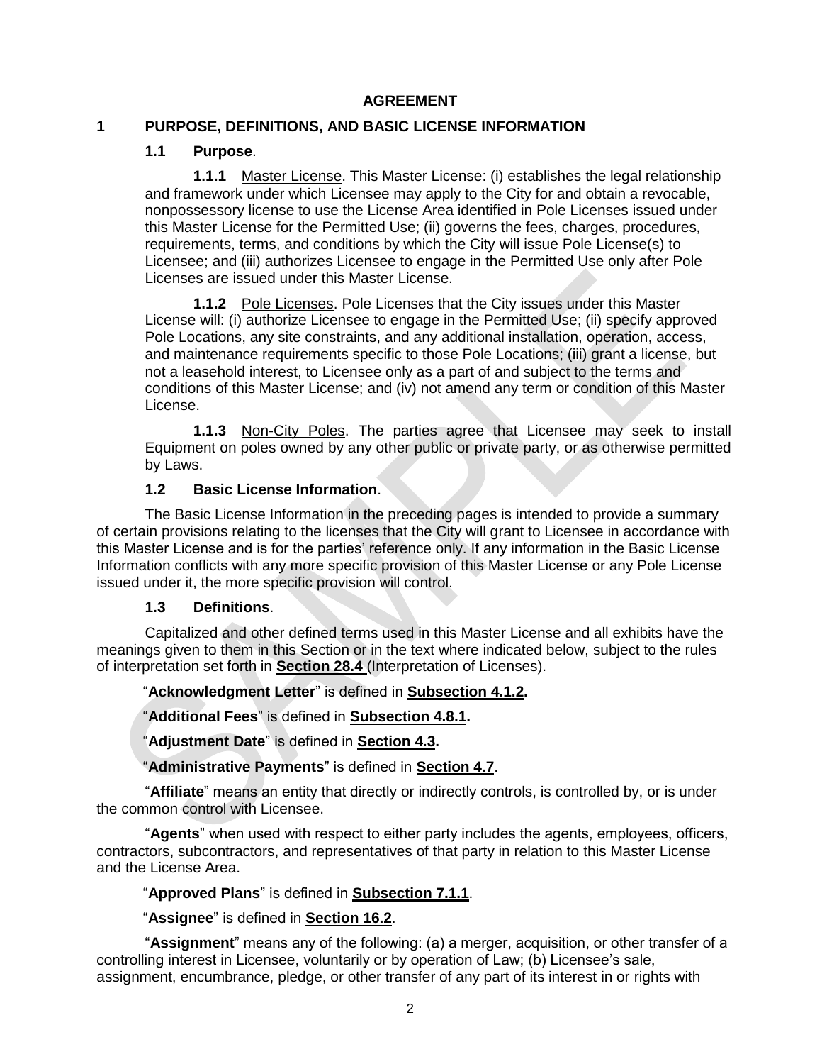# AGREEMENT

## 1 PURPOSE, DEFINITIONS, AND BASIC LICENSE INFORMATION

### 1.1 Purpose.

**1.1.1** Master License. This Master License: (i) establishes the legal relationship and framework under which Licensee may apply to the City for and obtain a revocable, nonpossessory license to use the License Area identified in Pole Licenses issued under this Master License for the Permitted Use; (ii) governs the fees, charges, procedures, requirements, terms, and conditions by which the City will issue Pole License(s) to Licensee; and (iii) authorizes Licensee to engage in the Permitted Use only after Pole Licenses are issued under this Master License.

**1.1.2** Pole Licenses. Pole Licenses that the City issues under this Master License will: (i) authorize Licensee to engage in the Permitted Use; (ii) specify approved Pole Locations, any site constraints, and any additional installation, operation, access, and maintenance requirements specific to those Pole Locations; (iii) grant a license, but not a leasehold interest, to Licensee only as a part of and subject to the terms and conditions of this Master License; and (iv) not amend any term or condition of this Master License.

**1.1.3** Non-City Poles. The parties agree that Licensee may seek to install Equipment on poles owned by any other public or private party, or as otherwise permitted by Laws.

### 1.2 Basic License Information.

The Basic License Information in the preceding pages is intended to provide a summary of certain provisions relating to the licenses that the City will grant to Licensee in accordance with this Master License and is for the parties' reference only. If any information in the Basic License Information conflicts with any more specific provision of this Master License or any Pole License issued under it, the more specific provision will control.

### 1.3 Definitions.

Capitalized and other defined terms used in this Master License and all exhibits have the meanings given to them in this Section or in the text where indicated below, subject to the rules of interpretation set forth in **Section 28.4** (Interpretation of Licenses).

"**Acknowledgment Letter**" is defined in **Subsection 4.1.2.**

"**Additional Fees**" is defined in **Subsection 4.8.1.**

"**Adjustment Date**" is defined in **Section 4.3.**

"**Administrative Payments**" is defined in **Section 4.7**.

"**Affiliate**" means an entity that directly or indirectly controls, is controlled by, or is under the common control with Licensee.

"**Agents**" when used with respect to either party includes the agents, employees, officers, contractors, subcontractors, and representatives of that party in relation to this Master License and the License Area.

"**Approved Plans**" is defined in **Subsection 7.1.1**.

"**Assignee**" is defined in **Section 16.2**.

"**Assignment**" means any of the following: (a) a merger, acquisition, or other transfer of a controlling interest in Licensee, voluntarily or by operation of Law; (b) Licensee's sale, assignment, encumbrance, pledge, or other transfer of any part of its interest in or rights with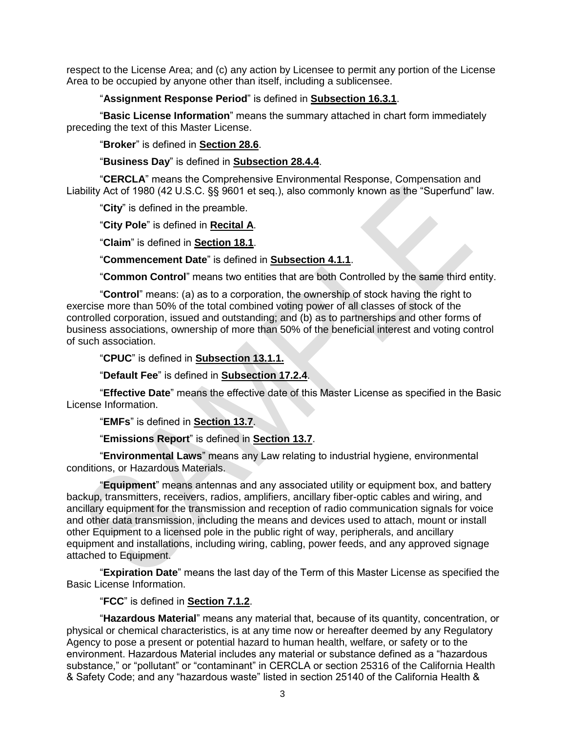respect to the License Area; and (c) any action by Licensee to permit any portion of the License Area to be occupied by anyone other than itself, including a sublicensee.

"**Assignment Response Period**" is defined in **Subsection 16.3.1**.

"**Basic License Information**" means the summary attached in chart form immediately preceding the text of this Master License.

"**Broker**" is defined in **Section 28.6**.

"**Business Day**" is defined in **Subsection 28.4.4**.

"**CERCLA**" means the Comprehensive Environmental Response, Compensation and Liability Act of 1980 (42 U.S.C. §§ 9601 et seq.), also commonly known as the "Superfund" law.

"**City**" is defined in the preamble.

"**City Pole**" is defined in **Recital A**.

"**Claim**" is defined in **Section 18.1**.

"**Commencement Date**" is defined in **Subsection 4.1.1**.

"**Common Control**" means two entities that are both Controlled by the same third entity.

"**Control**" means: (a) as to a corporation, the ownership of stock having the right to exercise more than 50% of the total combined voting power of all classes of stock of the controlled corporation, issued and outstanding; and (b) as to partnerships and other forms of business associations, ownership of more than 50% of the beneficial interest and voting control of such association.

"**CPUC**" is defined in **Subsection 13.1.1.**

"**Default Fee**" is defined in **Subsection 17.2.4**.

"**Effective Date**" means the effective date of this Master License as specified in the Basic License Information.

"**EMFs**" is defined in **Section 13.7**.

"**Emissions Report**" is defined in **Section 13.7**.

"**Environmental Laws**" means any Law relating to industrial hygiene, environmental conditions, or Hazardous Materials.

"**Equipment**" means antennas and any associated utility or equipment box, and battery backup, transmitters, receivers, radios, amplifiers, ancillary fiber-optic cables and wiring, and ancillary equipment for the transmission and reception of radio communication signals for voice and other data transmission, including the means and devices used to attach, mount or install other Equipment to a licensed pole in the public right of way, peripherals, and ancillary equipment and installations, including wiring, cabling, power feeds, and any approved signage attached to Equipment.

"**Expiration Date**" means the last day of the Term of this Master License as specified the Basic License Information.

"**FCC**" is defined in **Section 7.1.2**.

"**Hazardous Material**" means any material that, because of its quantity, concentration, or physical or chemical characteristics, is at any time now or hereafter deemed by any Regulatory Agency to pose a present or potential hazard to human health, welfare, or safety or to the environment. Hazardous Material includes any material or substance defined as a "hazardous substance," or "pollutant" or "contaminant" in CERCLA or section 25316 of the California Health & Safety Code; and any "hazardous waste" listed in section 25140 of the California Health &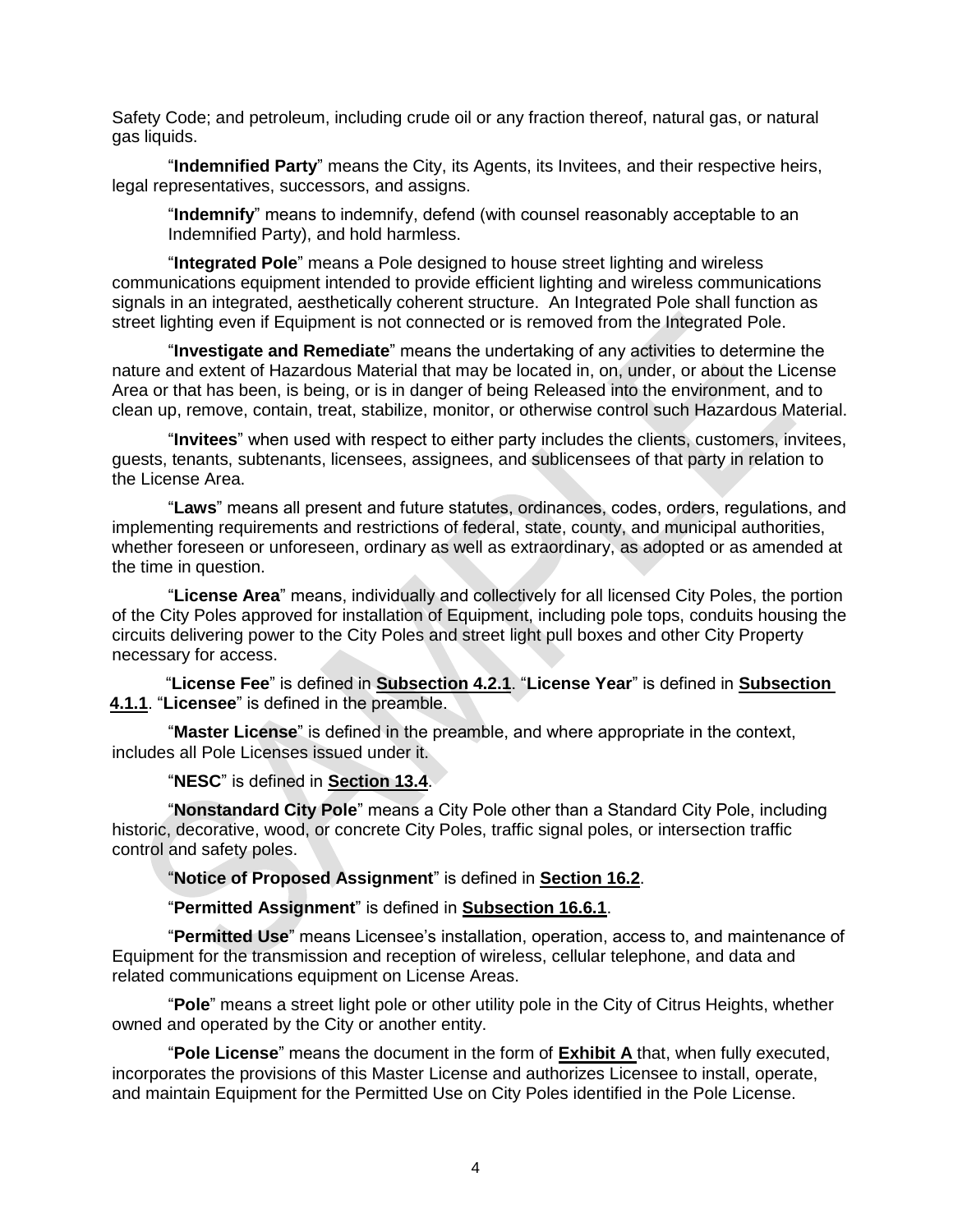Safety Code; and petroleum, including crude oil or any fraction thereof, natural gas, or natural gas liquids.

"**Indemnified Party**" means the City, its Agents, its Invitees, and their respective heirs, legal representatives, successors, and assigns.

"**Indemnify**" means to indemnify, defend (with counsel reasonably acceptable to an Indemnified Party), and hold harmless.

"**Integrated Pole**" means a Pole designed to house street lighting and wireless communications equipment intended to provide efficient lighting and wireless communications signals in an integrated, aesthetically coherent structure. An Integrated Pole shall function as street lighting even if Equipment is not connected or is removed from the Integrated Pole.

"**Investigate and Remediate**" means the undertaking of any activities to determine the nature and extent of Hazardous Material that may be located in, on, under, or about the License Area or that has been, is being, or is in danger of being Released into the environment, and to clean up, remove, contain, treat, stabilize, monitor, or otherwise control such Hazardous Material.

"**Invitees**" when used with respect to either party includes the clients, customers, invitees, guests, tenants, subtenants, licensees, assignees, and sublicensees of that party in relation to the License Area.

"**Laws**" means all present and future statutes, ordinances, codes, orders, regulations, and implementing requirements and restrictions of federal, state, county, and municipal authorities, whether foreseen or unforeseen, ordinary as well as extraordinary, as adopted or as amended at the time in question.

"**License Area**" means, individually and collectively for all licensed City Poles, the portion of the City Poles approved for installation of Equipment, including pole tops, conduits housing the circuits delivering power to the City Poles and street light pull boxes and other City Property necessary for access.

"**License Fee**" is defined in **Subsection 4.2.1**. "**License Year**" is defined in **Subsection 4.1.1**. "**Licensee**" is defined in the preamble.

"**Master License**" is defined in the preamble, and where appropriate in the context, includes all Pole Licenses issued under it.

"**NESC**" is defined in **Section 13.4**.

"**Nonstandard City Pole**" means a City Pole other than a Standard City Pole, including historic, decorative, wood, or concrete City Poles, traffic signal poles, or intersection traffic control and safety poles.

"**Notice of Proposed Assignment**" is defined in **Section 16.2**.

"**Permitted Assignment**" is defined in **Subsection 16.6.1**.

"**Permitted Use**" means Licensee's installation, operation, access to, and maintenance of Equipment for the transmission and reception of wireless, cellular telephone, and data and related communications equipment on License Areas.

"**Pole**" means a street light pole or other utility pole in the City of Citrus Heights, whether owned and operated by the City or another entity.

"**Pole License**" means the document in the form of **Exhibit A** that, when fully executed, incorporates the provisions of this Master License and authorizes Licensee to install, operate, and maintain Equipment for the Permitted Use on City Poles identified in the Pole License.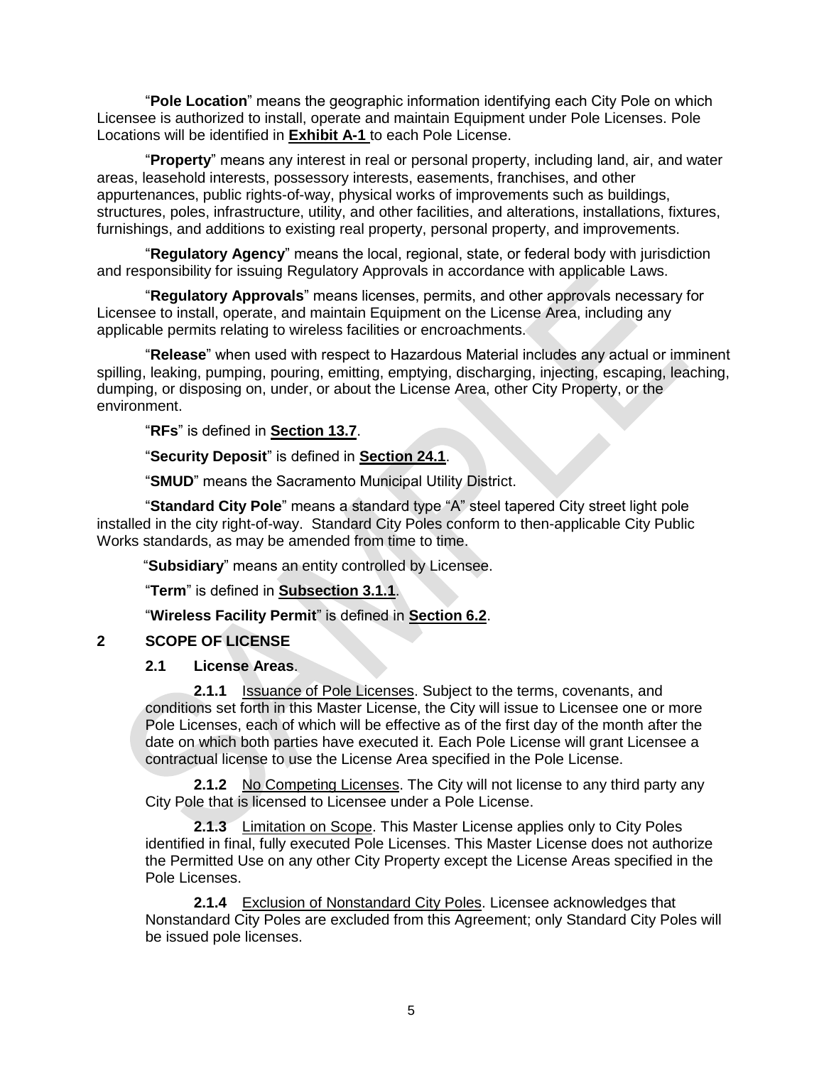"**Pole Location**" means the geographic information identifying each City Pole on which Licensee is authorized to install, operate and maintain Equipment under Pole Licenses. Pole Locations will be identified in **Exhibit A-1** to each Pole License.

"**Property**" means any interest in real or personal property, including land, air, and water areas, leasehold interests, possessory interests, easements, franchises, and other appurtenances, public rights-of-way, physical works of improvements such as buildings, structures, poles, infrastructure, utility, and other facilities, and alterations, installations, fixtures, furnishings, and additions to existing real property, personal property, and improvements.

"**Regulatory Agency**" means the local, regional, state, or federal body with jurisdiction and responsibility for issuing Regulatory Approvals in accordance with applicable Laws.

"**Regulatory Approvals**" means licenses, permits, and other approvals necessary for Licensee to install, operate, and maintain Equipment on the License Area, including any applicable permits relating to wireless facilities or encroachments.

"**Release**" when used with respect to Hazardous Material includes any actual or imminent spilling, leaking, pumping, pouring, emitting, emptying, discharging, injecting, escaping, leaching, dumping, or disposing on, under, or about the License Area, other City Property, or the environment.

"**RFs**" is defined in **Section 13.7**.

"**Security Deposit**" is defined in **Section 24.1**.

"**SMUD**" means the Sacramento Municipal Utility District.

"**Standard City Pole**" means a standard type "A" steel tapered City street light pole installed in the city right-of-way. Standard City Poles conform to then-applicable City Public Works standards, as may be amended from time to time.

"**Subsidiary**" means an entity controlled by Licensee.

"**Term**" is defined in **Subsection 3.1.1**.

"**Wireless Facility Permit**" is defined in **Section 6.2**.

## 2 SCOPE OF LICENSE

### 2.1 License Areas.

**2.1.1** Issuance of Pole Licenses. Subject to the terms, covenants, and conditions set forth in this Master License, the City will issue to Licensee one or more Pole Licenses, each of which will be effective as of the first day of the month after the date on which both parties have executed it. Each Pole License will grant Licensee a contractual license to use the License Area specified in the Pole License.

**2.1.2** No Competing Licenses. The City will not license to any third party any City Pole that is licensed to Licensee under a Pole License.

**2.1.3** Limitation on Scope. This Master License applies only to City Poles identified in final, fully executed Pole Licenses. This Master License does not authorize the Permitted Use on any other City Property except the License Areas specified in the Pole Licenses.

**2.1.4** Exclusion of Nonstandard City Poles. Licensee acknowledges that Nonstandard City Poles are excluded from this Agreement; only Standard City Poles will be issued pole licenses.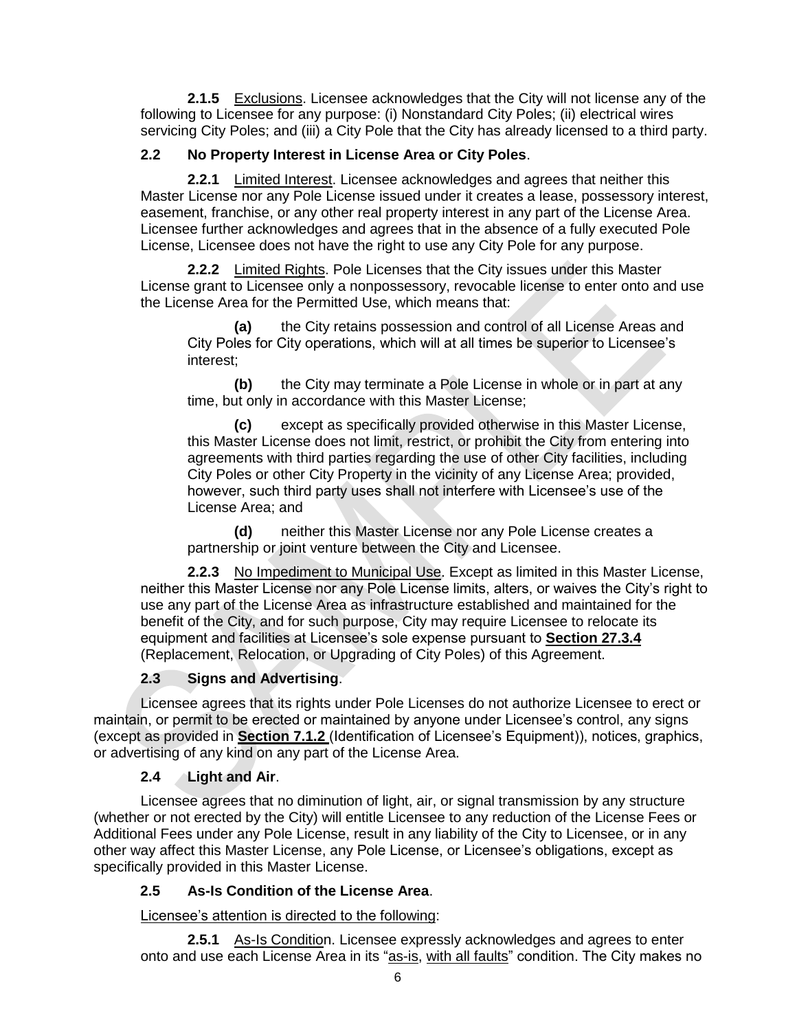**2.1.5** Exclusions. Licensee acknowledges that the City will not license any of the following to Licensee for any purpose: (i) Nonstandard City Poles; (ii) electrical wires servicing City Poles; and (iii) a City Pole that the City has already licensed to a third party.

### 2.2 No Property Interest in License Area or City Poles.

**2.2.1** Limited Interest. Licensee acknowledges and agrees that neither this Master License nor any Pole License issued under it creates a lease, possessory interest, easement, franchise, or any other real property interest in any part of the License Area. Licensee further acknowledges and agrees that in the absence of a fully executed Pole License, Licensee does not have the right to use any City Pole for any purpose.

**2.2.2** Limited Rights. Pole Licenses that the City issues under this Master License grant to Licensee only a nonpossessory, revocable license to enter onto and use the License Area for the Permitted Use, which means that:

**(a)** the City retains possession and control of all License Areas and City Poles for City operations, which will at all times be superior to Licensee's interest;

**(b)** the City may terminate a Pole License in whole or in part at any time, but only in accordance with this Master License;

**(c)** except as specifically provided otherwise in this Master License, this Master License does not limit, restrict, or prohibit the City from entering into agreements with third parties regarding the use of other City facilities, including City Poles or other City Property in the vicinity of any License Area; provided, however, such third party uses shall not interfere with Licensee's use of the License Area; and

**(d)** neither this Master License nor any Pole License creates a partnership or joint venture between the City and Licensee.

**2.2.3** No Impediment to Municipal Use. Except as limited in this Master License, neither this Master License nor any Pole License limits, alters, or waives the City's right to use any part of the License Area as infrastructure established and maintained for the benefit of the City, and for such purpose, City may require Licensee to relocate its equipment and facilities at Licensee's sole expense pursuant to **Section 27.3.4** (Replacement, Relocation, or Upgrading of City Poles) of this Agreement.

### 2.3 Signs and Advertising.

Licensee agrees that its rights under Pole Licenses do not authorize Licensee to erect or maintain, or permit to be erected or maintained by anyone under Licensee's control, any signs (except as provided in **Section 7.1.2** (Identification of Licensee's Equipment)), notices, graphics, or advertising of any kind on any part of the License Area.

### 2.4 Light and Air.

Licensee agrees that no diminution of light, air, or signal transmission by any structure (whether or not erected by the City) will entitle Licensee to any reduction of the License Fees or Additional Fees under any Pole License, result in any liability of the City to Licensee, or in any other way affect this Master License, any Pole License, or Licensee's obligations, except as specifically provided in this Master License.

### 2.5 As-Is Condition of the License Area.

Licensee's attention is directed to the following:

**2.5.1** As-Is Condition. Licensee expressly acknowledges and agrees to enter onto and use each License Area in its "as-is, with all faults" condition. The City makes no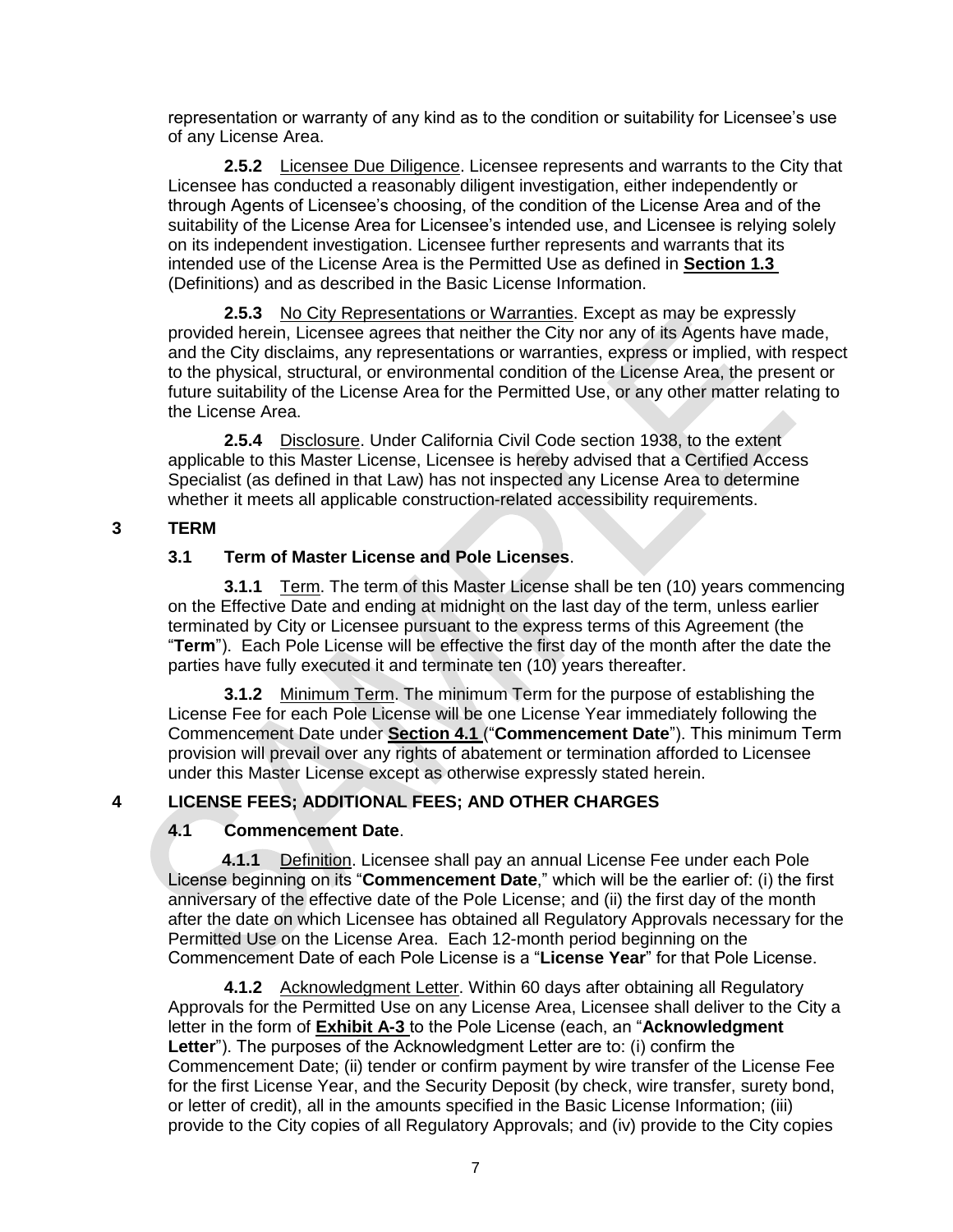representation or warranty of any kind as to the condition or suitability for Licensee's use of any License Area.

**2.5.2** Licensee Due Diligence. Licensee represents and warrants to the City that Licensee has conducted a reasonably diligent investigation, either independently or through Agents of Licensee's choosing, of the condition of the License Area and of the suitability of the License Area for Licensee's intended use, and Licensee is relying solely on its independent investigation. Licensee further represents and warrants that its intended use of the License Area is the Permitted Use as defined in **Section 1.3** (Definitions) and as described in the Basic License Information.

**2.5.3** No City Representations or Warranties. Except as may be expressly provided herein, Licensee agrees that neither the City nor any of its Agents have made, and the City disclaims, any representations or warranties, express or implied, with respect to the physical, structural, or environmental condition of the License Area, the present or future suitability of the License Area for the Permitted Use, or any other matter relating to the License Area.

**2.5.4** Disclosure. Under California Civil Code section 1938, to the extent applicable to this Master License, Licensee is hereby advised that a Certified Access Specialist (as defined in that Law) has not inspected any License Area to determine whether it meets all applicable construction-related accessibility requirements.

## 3 TERM

### 3.1 Term of Master License and Pole Licenses.

**3.1.1** Term. The term of this Master License shall be ten (10) years commencing on the Effective Date and ending at midnight on the last day of the term, unless earlier terminated by City or Licensee pursuant to the express terms of this Agreement (the "**Term**"). Each Pole License will be effective the first day of the month after the date the parties have fully executed it and terminate ten (10) years thereafter.

**3.1.2** Minimum Term. The minimum Term for the purpose of establishing the License Fee for each Pole License will be one License Year immediately following the Commencement Date under **Section 4.1** ("**Commencement Date**"). This minimum Term provision will prevail over any rights of abatement or termination afforded to Licensee under this Master License except as otherwise expressly stated herein.

## 4 LICENSE FEES; ADDITIONAL FEES; AND OTHER CHARGES

### 4.1 Commencement Date.

**4.1.1** Definition. Licensee shall pay an annual License Fee under each Pole License beginning on its "**Commencement Date**," which will be the earlier of: (i) the first anniversary of the effective date of the Pole License; and (ii) the first day of the month after the date on which Licensee has obtained all Regulatory Approvals necessary for the Permitted Use on the License Area. Each 12-month period beginning on the Commencement Date of each Pole License is a "**License Year**" for that Pole License.

**4.1.2** Acknowledgment Letter. Within 60 days after obtaining all Regulatory Approvals for the Permitted Use on any License Area, Licensee shall deliver to the City a letter in the form of **Exhibit A-3** to the Pole License (each, an "**Acknowledgment Letter**"). The purposes of the Acknowledgment Letter are to: (i) confirm the Commencement Date; (ii) tender or confirm payment by wire transfer of the License Fee for the first License Year, and the Security Deposit (by check, wire transfer, surety bond, or letter of credit), all in the amounts specified in the Basic License Information; (iii) provide to the City copies of all Regulatory Approvals; and (iv) provide to the City copies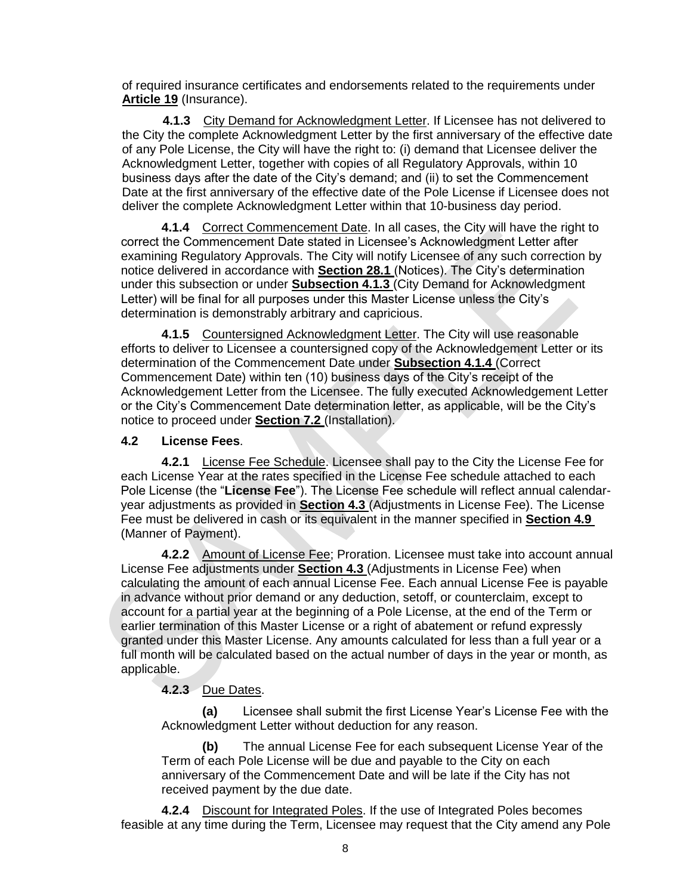of required insurance certificates and endorsements related to the requirements under **Article 19** (Insurance).

**4.1.3** City Demand for Acknowledgment Letter. If Licensee has not delivered to the City the complete Acknowledgment Letter by the first anniversary of the effective date of any Pole License, the City will have the right to: (i) demand that Licensee deliver the Acknowledgment Letter, together with copies of all Regulatory Approvals, within 10 business days after the date of the City's demand; and (ii) to set the Commencement Date at the first anniversary of the effective date of the Pole License if Licensee does not deliver the complete Acknowledgment Letter within that 10-business day period.

**4.1.4** Correct Commencement Date. In all cases, the City will have the right to correct the Commencement Date stated in Licensee's Acknowledgment Letter after examining Regulatory Approvals. The City will notify Licensee of any such correction by notice delivered in accordance with **Section 28.1** (Notices). The City's determination under this subsection or under **Subsection 4.1.3** (City Demand for Acknowledgment Letter) will be final for all purposes under this Master License unless the City's determination is demonstrably arbitrary and capricious.

**4.1.5** Countersigned Acknowledgment Letter. The City will use reasonable efforts to deliver to Licensee a countersigned copy of the Acknowledgement Letter or its determination of the Commencement Date under **Subsection 4.1.4** (Correct Commencement Date) within ten (10) business days of the City's receipt of the Acknowledgement Letter from the Licensee. The fully executed Acknowledgement Letter or the City's Commencement Date determination letter, as applicable, will be the City's notice to proceed under **Section 7.2** (Installation).

**4.2 License Fees**.

**4.2.1** License Fee Schedule. Licensee shall pay to the City the License Fee for each License Year at the rates specified in the License Fee schedule attached to each Pole License (the "**License Fee**"). The License Fee schedule will reflect annual calendar-year adjustments as provided in **Section 4.3** (Adjustments in License Fee). The License Fee must be delivered in cash or its equivalent in the manner specified in **Section 4.9** (Manner of Payment).

**4.2.2** Amount of License Fee; Proration. Licensee must take into account annual License Fee adjustments under **Section 4.3** (Adjustments in License Fee) when calculating the amount of each annual License Fee. Each annual License Fee is payable in advance without prior demand or any deduction, setoff, or counterclaim, except to account for a partial year at the beginning of a Pole License, at the end of the Term or earlier termination of this Master License or a right of abatement or refund expressly granted under this Master License. Any amounts calculated for less than a full year or a full month will be calculated based on the actual number of days in the year or month, as applicable.

**4.2.3** Due Dates.

**(a)** Licensee shall submit the first License Year's License Fee with the Acknowledgment Letter without deduction for any reason.

**(b)** The annual License Fee for each subsequent License Year of the Term of each Pole License will be due and payable to the City on each anniversary of the Commencement Date and will be late if the City has not received payment by the due date.

**4.2.4** Discount for Integrated Poles. If the use of Integrated Poles becomes feasible at any time during the Term, Licensee may request that the City amend any Pole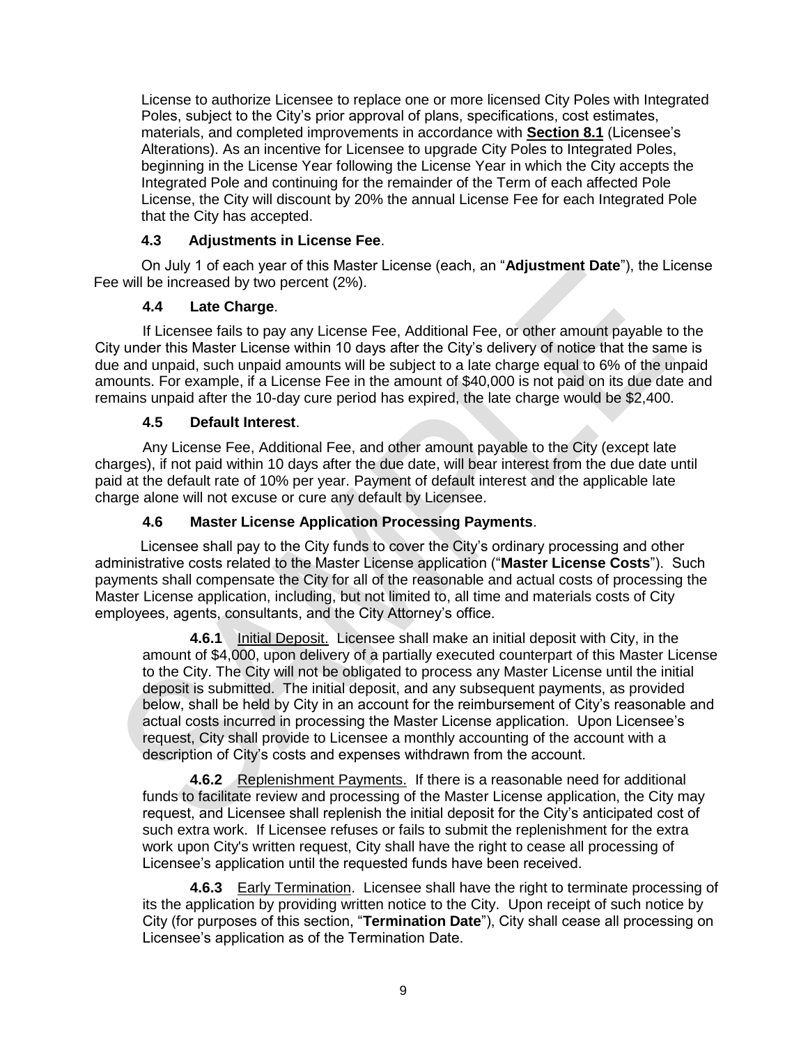License to authorize Licensee to replace one or more licensed City Poles with Integrated Poles, subject to the City's prior approval of plans, specifications, cost estimates, materials, and completed improvements in accordance with **Section 8.1** (Licensee's Alterations). As an incentive for Licensee to upgrade City Poles to Integrated Poles, beginning in the License Year following the License Year in which the City accepts the Integrated Pole and continuing for the remainder of the Term of each affected Pole License, the City will discount by 20% the annual License Fee for each Integrated Pole that the City has accepted.

**4.3 Adjustments in License Fee**.

On July 1 of each year of this Master License (each, an "**Adjustment Date**"), the License Fee will be increased by two percent (2%).

**4.4 Late Charge**.

If Licensee fails to pay any License Fee, Additional Fee, or other amount payable to the City under this Master License within 10 days after the City's delivery of notice that the same is due and unpaid, such unpaid amounts will be subject to a late charge equal to 6% of the unpaid amounts. For example, if a License Fee in the amount of $40,000 is not paid on its due date and remains unpaid after the 10-day cure period has expired, the late charge would be $2,400.

**4.5 Default Interest**.

Any License Fee, Additional Fee, and other amount payable to the City (except late charges), if not paid within 10 days after the due date, will bear interest from the due date until paid at the default rate of 10% per year. Payment of default interest and the applicable late charge alone will not excuse or cure any default by Licensee.

**4.6 Master License Application Processing Payments**.

Licensee shall pay to the City funds to cover the City's ordinary processing and other administrative costs related to the Master License application ("**Master License Costs**"). Such payments shall compensate the City for all of the reasonable and actual costs of processing the Master License application, including, but not limited to, all time and materials costs of City employees, agents, consultants, and the City Attorney's office.

**4.6.1** Initial Deposit. Licensee shall make an initial deposit with City, in the amount of $4,000, upon delivery of a partially executed counterpart of this Master License to the City. The City will not be obligated to process any Master License until the initial deposit is submitted. The initial deposit, and any subsequent payments, as provided below, shall be held by City in an account for the reimbursement of City's reasonable and actual costs incurred in processing the Master License application. Upon Licensee's request, City shall provide to Licensee a monthly accounting of the account with a description of City's costs and expenses withdrawn from the account.

**4.6.2** Replenishment Payments. If there is a reasonable need for additional funds to facilitate review and processing of the Master License application, the City may request, and Licensee shall replenish the initial deposit for the City's anticipated cost of such extra work. If Licensee refuses or fails to submit the replenishment for the extra work upon City's written request, City shall have the right to cease all processing of Licensee's application until the requested funds have been received.

**4.6.3** Early Termination. Licensee shall have the right to terminate processing of its the application by providing written notice to the City. Upon receipt of such notice by City (for purposes of this section, "**Termination Date**"), City shall cease all processing on Licensee's application as of the Termination Date.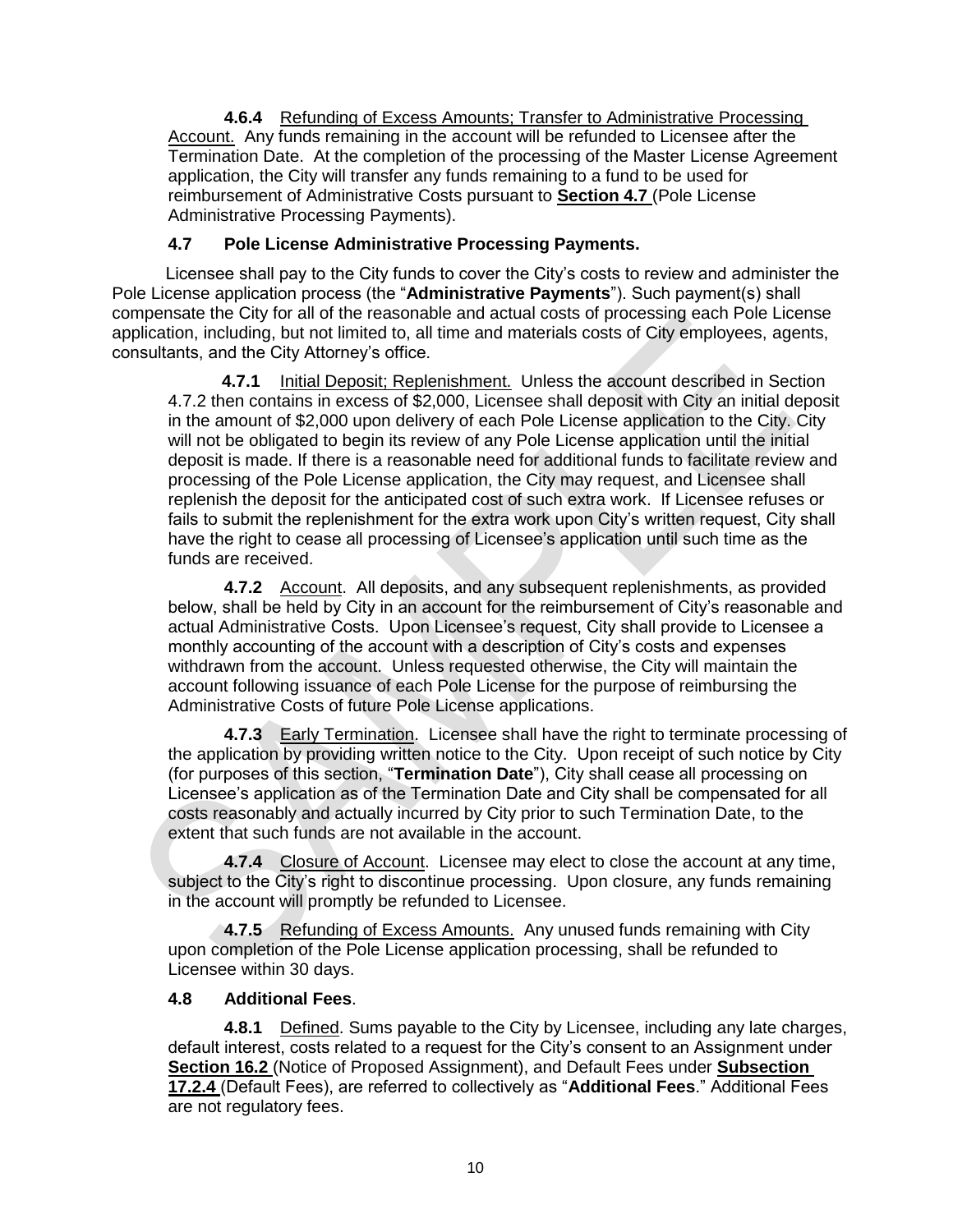**4.6.4** Refunding of Excess Amounts; Transfer to Administrative Processing Account. Any funds remaining in the account will be refunded to Licensee after the Termination Date. At the completion of the processing of the Master License Agreement application, the City will transfer any funds remaining to a fund to be used for reimbursement of Administrative Costs pursuant to **Section 4.7** (Pole License Administrative Processing Payments).

### 4.7 Pole License Administrative Processing Payments.

Licensee shall pay to the City funds to cover the City's costs to review and administer the Pole License application process (the "**Administrative Payments**"). Such payment(s) shall compensate the City for all of the reasonable and actual costs of processing each Pole License application, including, but not limited to, all time and materials costs of City employees, agents, consultants, and the City Attorney's office.

**4.7.1** Initial Deposit; Replenishment. Unless the account described in Section 4.7.2 then contains in excess of $2,000, Licensee shall deposit with City an initial deposit in the amount of $2,000 upon delivery of each Pole License application to the City. City will not be obligated to begin its review of any Pole License application until the initial deposit is made. If there is a reasonable need for additional funds to facilitate review and processing of the Pole License application, the City may request, and Licensee shall replenish the deposit for the anticipated cost of such extra work. If Licensee refuses or fails to submit the replenishment for the extra work upon City's written request, City shall have the right to cease all processing of Licensee's application until such time as the funds are received.

**4.7.2** Account. All deposits, and any subsequent replenishments, as provided below, shall be held by City in an account for the reimbursement of City's reasonable and actual Administrative Costs. Upon Licensee's request, City shall provide to Licensee a monthly accounting of the account with a description of City's costs and expenses withdrawn from the account. Unless requested otherwise, the City will maintain the account following issuance of each Pole License for the purpose of reimbursing the Administrative Costs of future Pole License applications.

**4.7.3** Early Termination. Licensee shall have the right to terminate processing of the application by providing written notice to the City. Upon receipt of such notice by City (for purposes of this section, "**Termination Date**"), City shall cease all processing on Licensee's application as of the Termination Date and City shall be compensated for all costs reasonably and actually incurred by City prior to such Termination Date, to the extent that such funds are not available in the account.

**4.7.4** Closure of Account. Licensee may elect to close the account at any time, subject to the City's right to discontinue processing. Upon closure, any funds remaining in the account will promptly be refunded to Licensee.

**4.7.5** Refunding of Excess Amounts. Any unused funds remaining with City upon completion of the Pole License application processing, shall be refunded to Licensee within 30 days.

### 4.8 Additional Fees.

**4.8.1** Defined. Sums payable to the City by Licensee, including any late charges, default interest, costs related to a request for the City's consent to an Assignment under **Section 16.2** (Notice of Proposed Assignment), and Default Fees under **Subsection 17.2.4** (Default Fees), are referred to collectively as "**Additional Fees**." Additional Fees are not regulatory fees.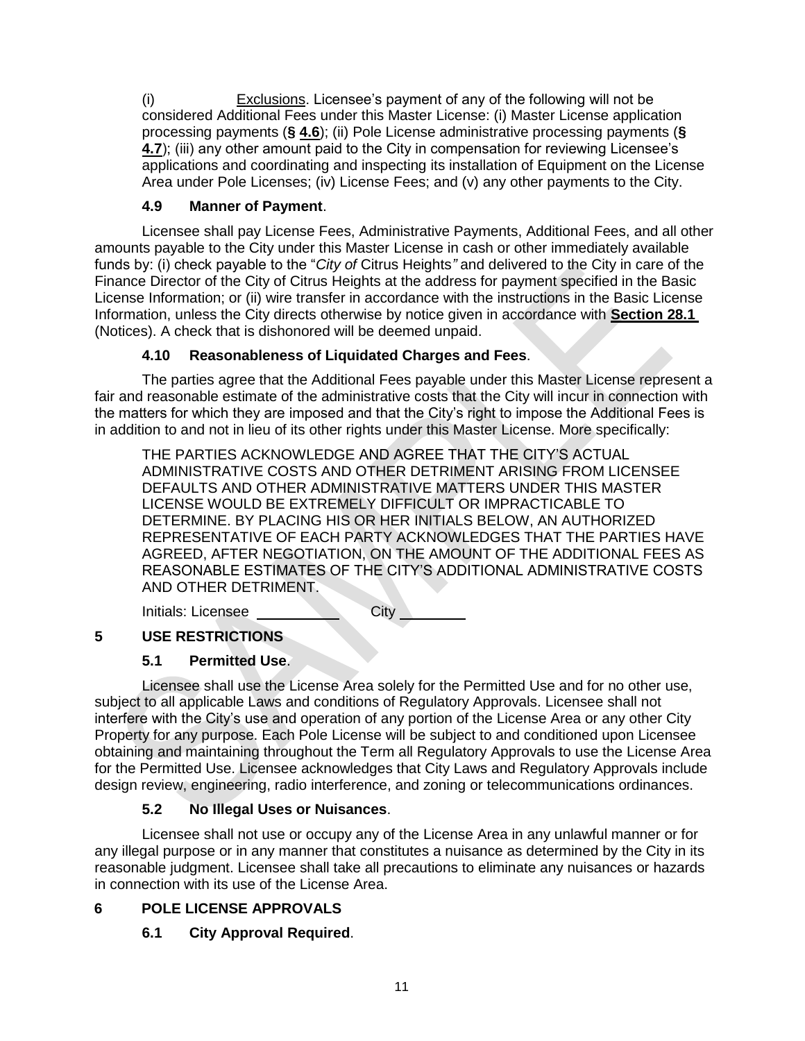(i) Exclusions. Licensee's payment of any of the following will not be considered Additional Fees under this Master License: (i) Master License application processing payments (**§ 4.6**); (ii) Pole License administrative processing payments (**§ 4.7**); (iii) any other amount paid to the City in compensation for reviewing Licensee's applications and coordinating and inspecting its installation of Equipment on the License Area under Pole Licenses; (iv) License Fees; and (v) any other payments to the City.

### 4.9 Manner of Payment.

Licensee shall pay License Fees, Administrative Payments, Additional Fees, and all other amounts payable to the City under this Master License in cash or other immediately available funds by: (i) check payable to the "*City of* Citrus Heights*"* and delivered to the City in care of the Finance Director of the City of Citrus Heights at the address for payment specified in the Basic License Information; or (ii) wire transfer in accordance with the instructions in the Basic License Information, unless the City directs otherwise by notice given in accordance with **Section 28.1** (Notices). A check that is dishonored will be deemed unpaid.

### 4.10 Reasonableness of Liquidated Charges and Fees.

The parties agree that the Additional Fees payable under this Master License represent a fair and reasonable estimate of the administrative costs that the City will incur in connection with the matters for which they are imposed and that the City's right to impose the Additional Fees is in addition to and not in lieu of its other rights under this Master License. More specifically:

THE PARTIES ACKNOWLEDGE AND AGREE THAT THE CITY'S ACTUAL ADMINISTRATIVE COSTS AND OTHER DETRIMENT ARISING FROM LICENSEE DEFAULTS AND OTHER ADMINISTRATIVE MATTERS UNDER THIS MASTER LICENSE WOULD BE EXTREMELY DIFFICULT OR IMPRACTICABLE TO DETERMINE. BY PLACING HIS OR HER INITIALS BELOW, AN AUTHORIZED REPRESENTATIVE OF EACH PARTY ACKNOWLEDGES THAT THE PARTIES HAVE AGREED, AFTER NEGOTIATION, ON THE AMOUNT OF THE ADDITIONAL FEES AS REASONABLE ESTIMATES OF THE CITY'S ADDITIONAL ADMINISTRATIVE COSTS AND OTHER DETRIMENT.

Initials: Licensee ___________ City _________

## 5 USE RESTRICTIONS

### 5.1 Permitted Use.

Licensee shall use the License Area solely for the Permitted Use and for no other use, subject to all applicable Laws and conditions of Regulatory Approvals. Licensee shall not interfere with the City's use and operation of any portion of the License Area or any other City Property for any purpose. Each Pole License will be subject to and conditioned upon Licensee obtaining and maintaining throughout the Term all Regulatory Approvals to use the License Area for the Permitted Use. Licensee acknowledges that City Laws and Regulatory Approvals include design review, engineering, radio interference, and zoning or telecommunications ordinances.

### 5.2 No Illegal Uses or Nuisances.

Licensee shall not use or occupy any of the License Area in any unlawful manner or for any illegal purpose or in any manner that constitutes a nuisance as determined by the City in its reasonable judgment. Licensee shall take all precautions to eliminate any nuisances or hazards in connection with its use of the License Area.

## 6 POLE LICENSE APPROVALS

### 6.1 City Approval Required.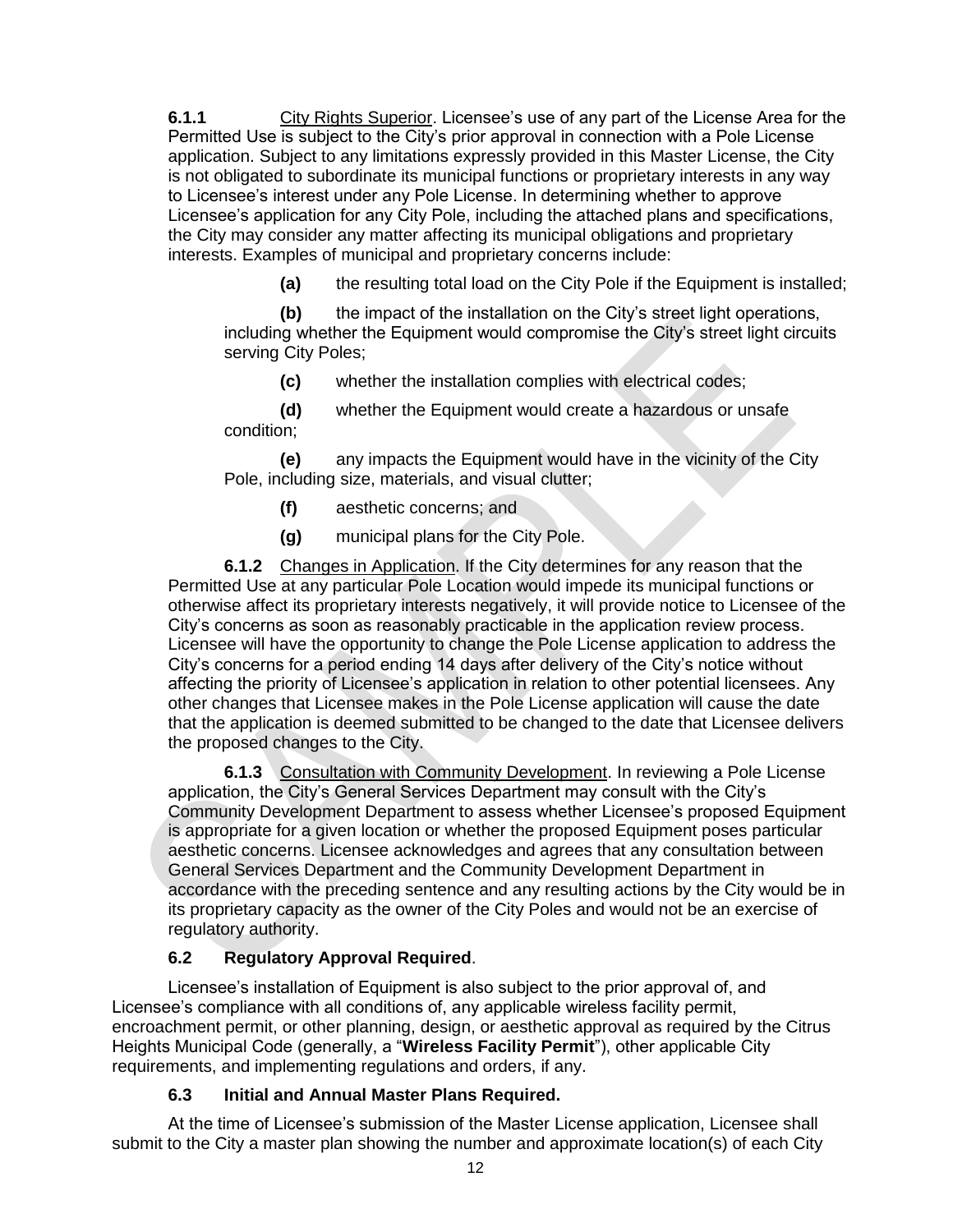**6.1.1** City Rights Superior. Licensee's use of any part of the License Area for the Permitted Use is subject to the City's prior approval in connection with a Pole License application. Subject to any limitations expressly provided in this Master License, the City is not obligated to subordinate its municipal functions or proprietary interests in any way to Licensee's interest under any Pole License. In determining whether to approve Licensee's application for any City Pole, including the attached plans and specifications, the City may consider any matter affecting its municipal obligations and proprietary interests. Examples of municipal and proprietary concerns include:

**(a)** the resulting total load on the City Pole if the Equipment is installed;

**(b)** the impact of the installation on the City's street light operations, including whether the Equipment would compromise the City's street light circuits serving City Poles;

**(c)** whether the installation complies with electrical codes;

**(d)** whether the Equipment would create a hazardous or unsafe condition;

**(e)** any impacts the Equipment would have in the vicinity of the City Pole, including size, materials, and visual clutter;

**(f)** aesthetic concerns; and

**(g)** municipal plans for the City Pole.

**6.1.2** Changes in Application. If the City determines for any reason that the Permitted Use at any particular Pole Location would impede its municipal functions or otherwise affect its proprietary interests negatively, it will provide notice to Licensee of the City's concerns as soon as reasonably practicable in the application review process. Licensee will have the opportunity to change the Pole License application to address the City's concerns for a period ending 14 days after delivery of the City's notice without affecting the priority of Licensee's application in relation to other potential licensees. Any other changes that Licensee makes in the Pole License application will cause the date that the application is deemed submitted to be changed to the date that Licensee delivers the proposed changes to the City.

**6.1.3** Consultation with Community Development. In reviewing a Pole License application, the City's General Services Department may consult with the City's Community Development Department to assess whether Licensee's proposed Equipment is appropriate for a given location or whether the proposed Equipment poses particular aesthetic concerns. Licensee acknowledges and agrees that any consultation between General Services Department and the Community Development Department in accordance with the preceding sentence and any resulting actions by the City would be in its proprietary capacity as the owner of the City Poles and would not be an exercise of regulatory authority.

### 6.2 Regulatory Approval Required.

Licensee's installation of Equipment is also subject to the prior approval of, and Licensee's compliance with all conditions of, any applicable wireless facility permit, encroachment permit, or other planning, design, or aesthetic approval as required by the Citrus Heights Municipal Code (generally, a "**Wireless Facility Permit**"), other applicable City requirements, and implementing regulations and orders, if any.

### 6.3 Initial and Annual Master Plans Required.

At the time of Licensee's submission of the Master License application, Licensee shall submit to the City a master plan showing the number and approximate location(s) of each City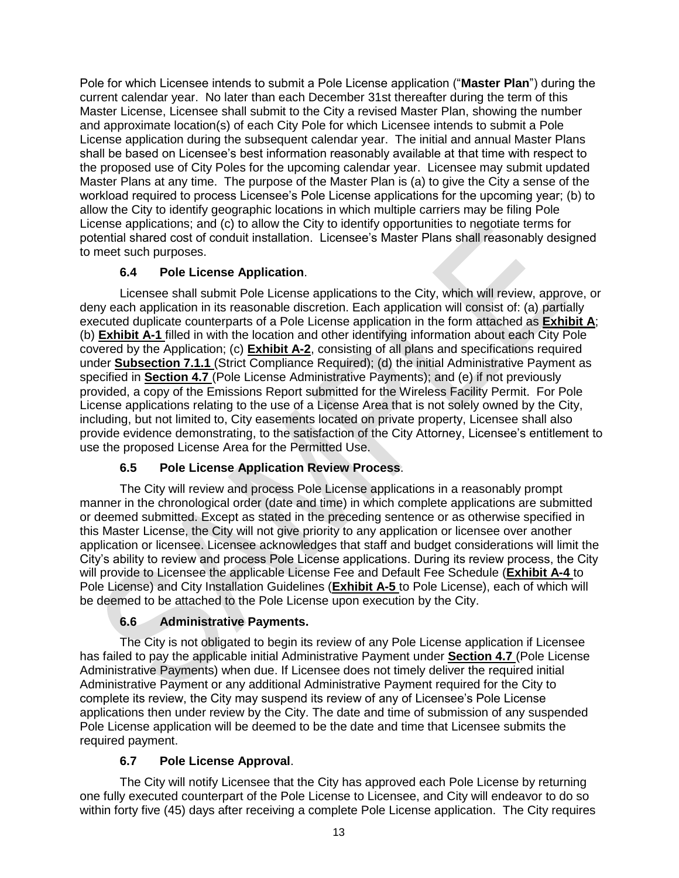Pole for which Licensee intends to submit a Pole License application ("**Master Plan**") during the current calendar year. No later than each December 31st thereafter during the term of this Master License, Licensee shall submit to the City a revised Master Plan, showing the number and approximate location(s) of each City Pole for which Licensee intends to submit a Pole License application during the subsequent calendar year. The initial and annual Master Plans shall be based on Licensee's best information reasonably available at that time with respect to the proposed use of City Poles for the upcoming calendar year. Licensee may submit updated Master Plans at any time. The purpose of the Master Plan is (a) to give the City a sense of the workload required to process Licensee's Pole License applications for the upcoming year; (b) to allow the City to identify geographic locations in which multiple carriers may be filing Pole License applications; and (c) to allow the City to identify opportunities to negotiate terms for potential shared cost of conduit installation. Licensee's Master Plans shall reasonably designed to meet such purposes.

### 6.4 Pole License Application.

Licensee shall submit Pole License applications to the City, which will review, approve, or deny each application in its reasonable discretion. Each application will consist of: (a) partially executed duplicate counterparts of a Pole License application in the form attached as **Exhibit A**; (b) **Exhibit A-1** filled in with the location and other identifying information about each City Pole covered by the Application; (c) **Exhibit A-2**, consisting of all plans and specifications required under **Subsection 7.1.1** (Strict Compliance Required); (d) the initial Administrative Payment as specified in **Section 4.7** (Pole License Administrative Payments); and (e) if not previously provided, a copy of the Emissions Report submitted for the Wireless Facility Permit. For Pole License applications relating to the use of a License Area that is not solely owned by the City, including, but not limited to, City easements located on private property, Licensee shall also provide evidence demonstrating, to the satisfaction of the City Attorney, Licensee's entitlement to use the proposed License Area for the Permitted Use.

### 6.5 Pole License Application Review Process.

The City will review and process Pole License applications in a reasonably prompt manner in the chronological order (date and time) in which complete applications are submitted or deemed submitted. Except as stated in the preceding sentence or as otherwise specified in this Master License, the City will not give priority to any application or licensee over another application or licensee. Licensee acknowledges that staff and budget considerations will limit the City's ability to review and process Pole License applications. During its review process, the City will provide to Licensee the applicable License Fee and Default Fee Schedule (**Exhibit A-4** to Pole License) and City Installation Guidelines (**Exhibit A-5** to Pole License), each of which will be deemed to be attached to the Pole License upon execution by the City.

### 6.6 Administrative Payments.

The City is not obligated to begin its review of any Pole License application if Licensee has failed to pay the applicable initial Administrative Payment under **Section 4.7** (Pole License Administrative Payments) when due. If Licensee does not timely deliver the required initial Administrative Payment or any additional Administrative Payment required for the City to complete its review, the City may suspend its review of any of Licensee's Pole License applications then under review by the City. The date and time of submission of any suspended Pole License application will be deemed to be the date and time that Licensee submits the required payment.

### 6.7 Pole License Approval.

The City will notify Licensee that the City has approved each Pole License by returning one fully executed counterpart of the Pole License to Licensee, and City will endeavor to do so within forty five (45) days after receiving a complete Pole License application. The City requires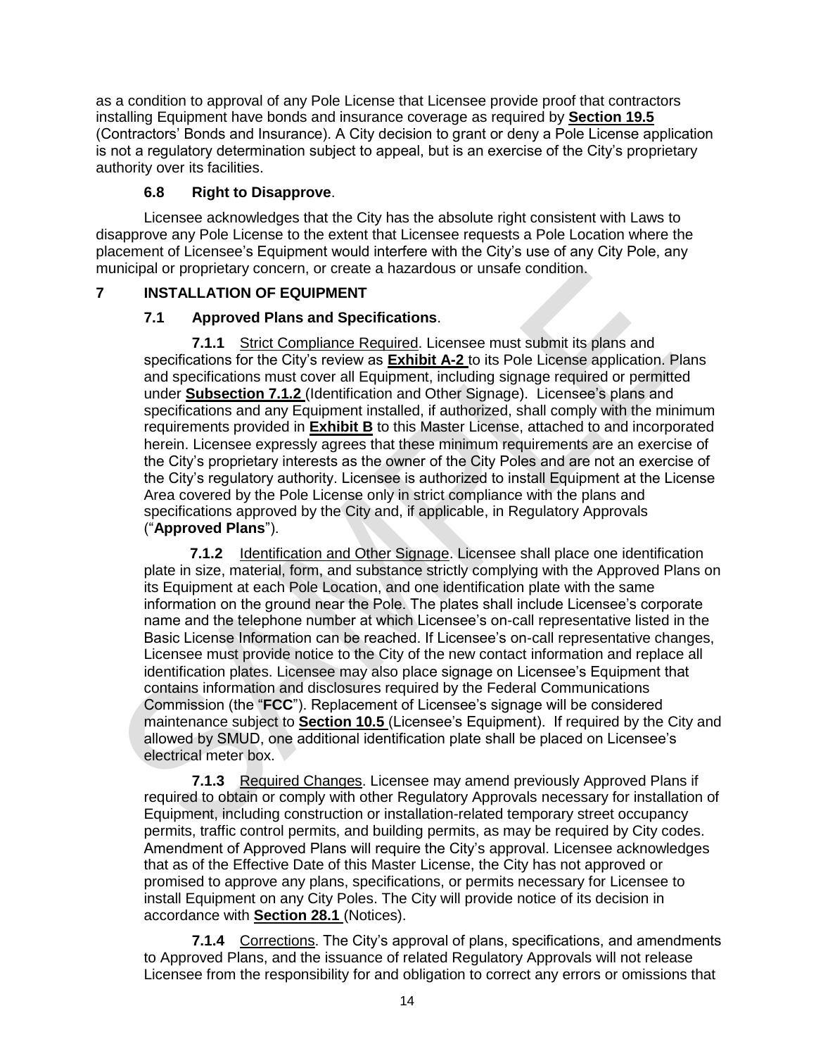as a condition to approval of any Pole License that Licensee provide proof that contractors installing Equipment have bonds and insurance coverage as required by **Section 19.5** (Contractors' Bonds and Insurance). A City decision to grant or deny a Pole License application is not a regulatory determination subject to appeal, but is an exercise of the City's proprietary authority over its facilities.

### 6.8 Right to Disapprove.

Licensee acknowledges that the City has the absolute right consistent with Laws to disapprove any Pole License to the extent that Licensee requests a Pole Location where the placement of Licensee's Equipment would interfere with the City's use of any City Pole, any municipal or proprietary concern, or create a hazardous or unsafe condition.

## 7 INSTALLATION OF EQUIPMENT

### 7.1 Approved Plans and Specifications.

**7.1.1** Strict Compliance Required. Licensee must submit its plans and specifications for the City's review as **Exhibit A-2** to its Pole License application. Plans and specifications must cover all Equipment, including signage required or permitted under **Subsection 7.1.2** (Identification and Other Signage). Licensee's plans and specifications and any Equipment installed, if authorized, shall comply with the minimum requirements provided in **Exhibit B** to this Master License, attached to and incorporated herein. Licensee expressly agrees that these minimum requirements are an exercise of the City's proprietary interests as the owner of the City Poles and are not an exercise of the City's regulatory authority. Licensee is authorized to install Equipment at the License Area covered by the Pole License only in strict compliance with the plans and specifications approved by the City and, if applicable, in Regulatory Approvals ("**Approved Plans**").

**7.1.2** Identification and Other Signage. Licensee shall place one identification plate in size, material, form, and substance strictly complying with the Approved Plans on its Equipment at each Pole Location, and one identification plate with the same information on the ground near the Pole. The plates shall include Licensee's corporate name and the telephone number at which Licensee's on-call representative listed in the Basic License Information can be reached. If Licensee's on-call representative changes, Licensee must provide notice to the City of the new contact information and replace all identification plates. Licensee may also place signage on Licensee's Equipment that contains information and disclosures required by the Federal Communications Commission (the "**FCC**"). Replacement of Licensee's signage will be considered maintenance subject to **Section 10.5** (Licensee's Equipment). If required by the City and allowed by SMUD, one additional identification plate shall be placed on Licensee's electrical meter box.

**7.1.3** Required Changes. Licensee may amend previously Approved Plans if required to obtain or comply with other Regulatory Approvals necessary for installation of Equipment, including construction or installation-related temporary street occupancy permits, traffic control permits, and building permits, as may be required by City codes. Amendment of Approved Plans will require the City's approval. Licensee acknowledges that as of the Effective Date of this Master License, the City has not approved or promised to approve any plans, specifications, or permits necessary for Licensee to install Equipment on any City Poles. The City will provide notice of its decision in accordance with **Section 28.1** (Notices).

**7.1.4** Corrections. The City's approval of plans, specifications, and amendments to Approved Plans, and the issuance of related Regulatory Approvals will not release Licensee from the responsibility for and obligation to correct any errors or omissions that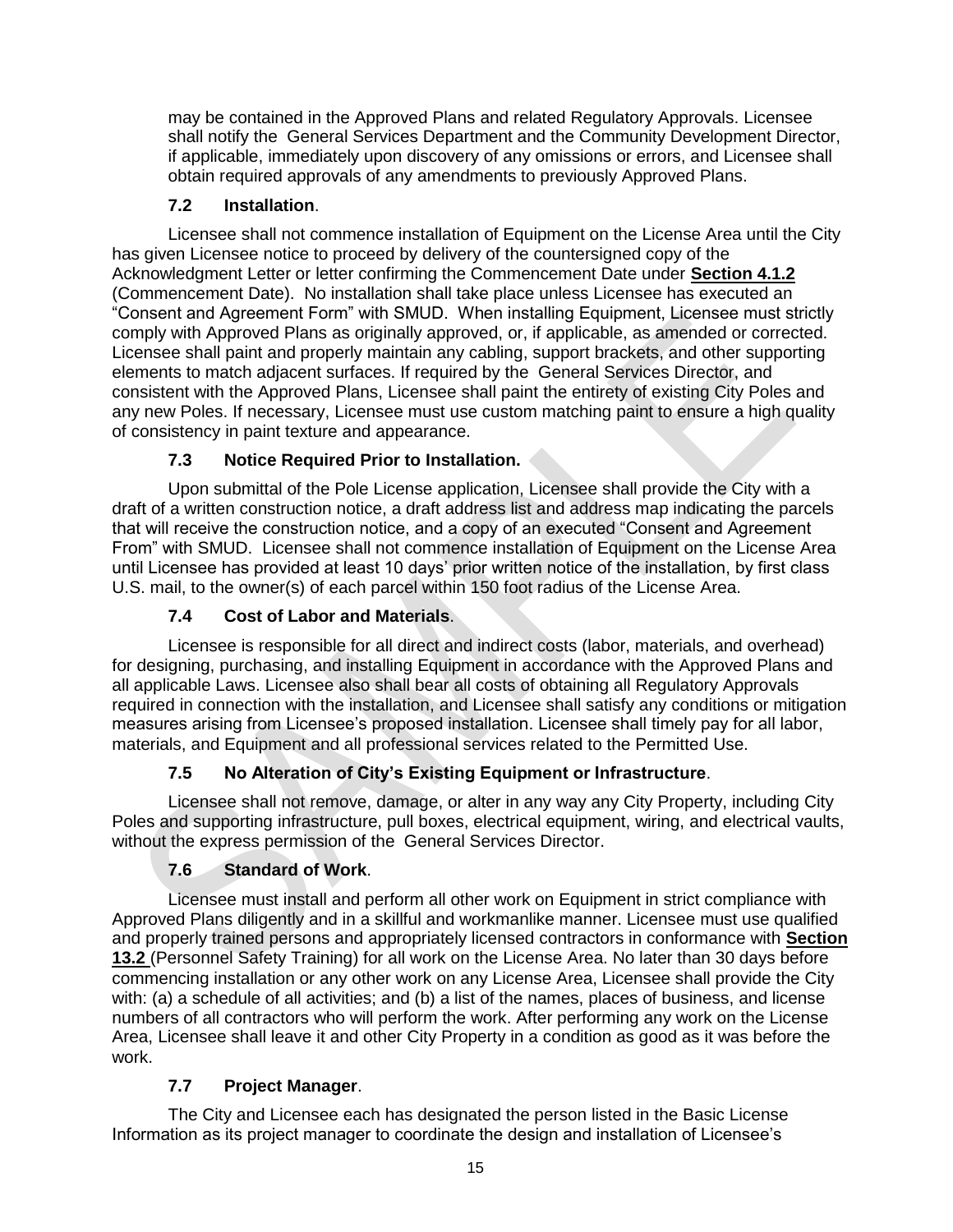may be contained in the Approved Plans and related Regulatory Approvals. Licensee shall notify the General Services Department and the Community Development Director, if applicable, immediately upon discovery of any omissions or errors, and Licensee shall obtain required approvals of any amendments to previously Approved Plans.

### 7.2 Installation.

Licensee shall not commence installation of Equipment on the License Area until the City has given Licensee notice to proceed by delivery of the countersigned copy of the Acknowledgment Letter or letter confirming the Commencement Date under **Section 4.1.2** (Commencement Date). No installation shall take place unless Licensee has executed an "Consent and Agreement Form" with SMUD. When installing Equipment, Licensee must strictly comply with Approved Plans as originally approved, or, if applicable, as amended or corrected. Licensee shall paint and properly maintain any cabling, support brackets, and other supporting elements to match adjacent surfaces. If required by the General Services Director, and consistent with the Approved Plans, Licensee shall paint the entirety of existing City Poles and any new Poles. If necessary, Licensee must use custom matching paint to ensure a high quality of consistency in paint texture and appearance.

### 7.3 Notice Required Prior to Installation.

Upon submittal of the Pole License application, Licensee shall provide the City with a draft of a written construction notice, a draft address list and address map indicating the parcels that will receive the construction notice, and a copy of an executed "Consent and Agreement From" with SMUD. Licensee shall not commence installation of Equipment on the License Area until Licensee has provided at least 10 days' prior written notice of the installation, by first class U.S. mail, to the owner(s) of each parcel within 150 foot radius of the License Area.

### 7.4 Cost of Labor and Materials.

Licensee is responsible for all direct and indirect costs (labor, materials, and overhead) for designing, purchasing, and installing Equipment in accordance with the Approved Plans and all applicable Laws. Licensee also shall bear all costs of obtaining all Regulatory Approvals required in connection with the installation, and Licensee shall satisfy any conditions or mitigation measures arising from Licensee's proposed installation. Licensee shall timely pay for all labor, materials, and Equipment and all professional services related to the Permitted Use.

### 7.5 No Alteration of City's Existing Equipment or Infrastructure.

Licensee shall not remove, damage, or alter in any way any City Property, including City Poles and supporting infrastructure, pull boxes, electrical equipment, wiring, and electrical vaults, without the express permission of the General Services Director.

### 7.6 Standard of Work.

Licensee must install and perform all other work on Equipment in strict compliance with Approved Plans diligently and in a skillful and workmanlike manner. Licensee must use qualified and properly trained persons and appropriately licensed contractors in conformance with **Section 13.2** (Personnel Safety Training) for all work on the License Area. No later than 30 days before commencing installation or any other work on any License Area, Licensee shall provide the City with: (a) a schedule of all activities; and (b) a list of the names, places of business, and license numbers of all contractors who will perform the work. After performing any work on the License Area, Licensee shall leave it and other City Property in a condition as good as it was before the work.

### 7.7 Project Manager.

The City and Licensee each has designated the person listed in the Basic License Information as its project manager to coordinate the design and installation of Licensee's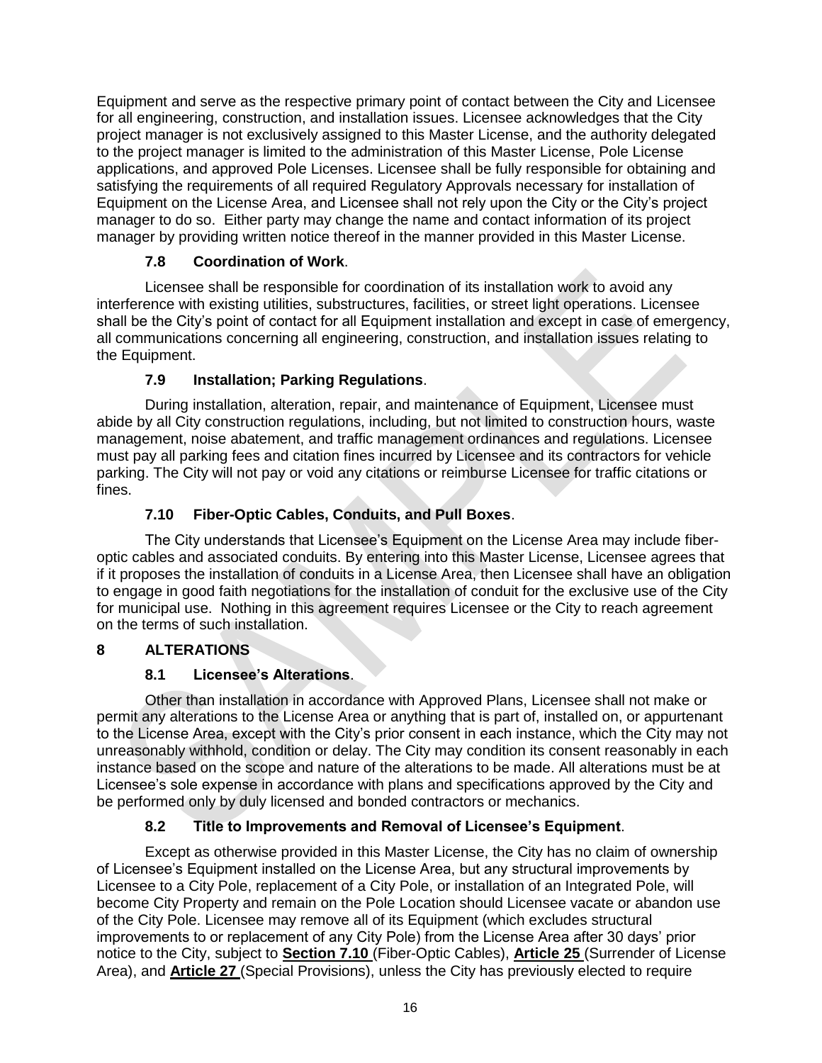Equipment and serve as the respective primary point of contact between the City and Licensee for all engineering, construction, and installation issues. Licensee acknowledges that the City project manager is not exclusively assigned to this Master License, and the authority delegated to the project manager is limited to the administration of this Master License, Pole License applications, and approved Pole Licenses. Licensee shall be fully responsible for obtaining and satisfying the requirements of all required Regulatory Approvals necessary for installation of Equipment on the License Area, and Licensee shall not rely upon the City or the City's project manager to do so. Either party may change the name and contact information of its project manager by providing written notice thereof in the manner provided in this Master License.

### 7.8 Coordination of Work.

Licensee shall be responsible for coordination of its installation work to avoid any interference with existing utilities, substructures, facilities, or street light operations. Licensee shall be the City's point of contact for all Equipment installation and except in case of emergency, all communications concerning all engineering, construction, and installation issues relating to the Equipment.

### 7.9 Installation; Parking Regulations.

During installation, alteration, repair, and maintenance of Equipment, Licensee must abide by all City construction regulations, including, but not limited to construction hours, waste management, noise abatement, and traffic management ordinances and regulations. Licensee must pay all parking fees and citation fines incurred by Licensee and its contractors for vehicle parking. The City will not pay or void any citations or reimburse Licensee for traffic citations or fines.

### 7.10 Fiber-Optic Cables, Conduits, and Pull Boxes.

The City understands that Licensee's Equipment on the License Area may include fiber-optic cables and associated conduits. By entering into this Master License, Licensee agrees that if it proposes the installation of conduits in a License Area, then Licensee shall have an obligation to engage in good faith negotiations for the installation of conduit for the exclusive use of the City for municipal use. Nothing in this agreement requires Licensee or the City to reach agreement on the terms of such installation.

## 8 ALTERATIONS

### 8.1 Licensee's Alterations.

Other than installation in accordance with Approved Plans, Licensee shall not make or permit any alterations to the License Area or anything that is part of, installed on, or appurtenant to the License Area, except with the City's prior consent in each instance, which the City may not unreasonably withhold, condition or delay. The City may condition its consent reasonably in each instance based on the scope and nature of the alterations to be made. All alterations must be at Licensee's sole expense in accordance with plans and specifications approved by the City and be performed only by duly licensed and bonded contractors or mechanics.

### 8.2 Title to Improvements and Removal of Licensee's Equipment.

Except as otherwise provided in this Master License, the City has no claim of ownership of Licensee's Equipment installed on the License Area, but any structural improvements by Licensee to a City Pole, replacement of a City Pole, or installation of an Integrated Pole, will become City Property and remain on the Pole Location should Licensee vacate or abandon use of the City Pole. Licensee may remove all of its Equipment (which excludes structural improvements to or replacement of any City Pole) from the License Area after 30 days' prior notice to the City, subject to **Section 7.10** (Fiber-Optic Cables), **Article 25** (Surrender of License Area), and **Article 27** (Special Provisions), unless the City has previously elected to require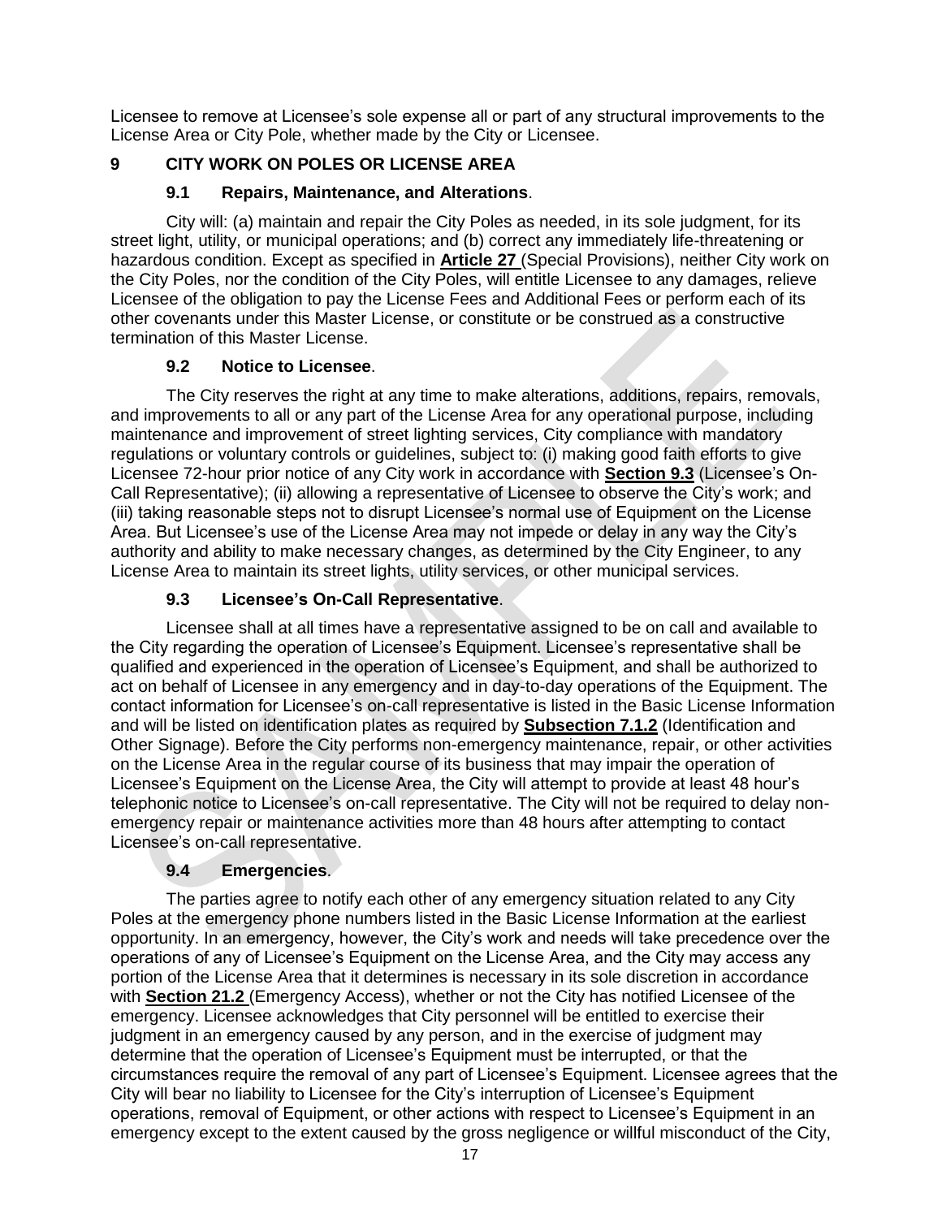Licensee to remove at Licensee's sole expense all or part of any structural improvements to the License Area or City Pole, whether made by the City or Licensee.

## 9 CITY WORK ON POLES OR LICENSE AREA

### 9.1 Repairs, Maintenance, and Alterations.

City will: (a) maintain and repair the City Poles as needed, in its sole judgment, for its street light, utility, or municipal operations; and (b) correct any immediately life-threatening or hazardous condition. Except as specified in **Article 27** (Special Provisions), neither City work on the City Poles, nor the condition of the City Poles, will entitle Licensee to any damages, relieve Licensee of the obligation to pay the License Fees and Additional Fees or perform each of its other covenants under this Master License, or constitute or be construed as a constructive termination of this Master License.

### 9.2 Notice to Licensee.

The City reserves the right at any time to make alterations, additions, repairs, removals, and improvements to all or any part of the License Area for any operational purpose, including maintenance and improvement of street lighting services, City compliance with mandatory regulations or voluntary controls or guidelines, subject to: (i) making good faith efforts to give Licensee 72-hour prior notice of any City work in accordance with **Section 9.3** (Licensee's On-Call Representative); (ii) allowing a representative of Licensee to observe the City's work; and (iii) taking reasonable steps not to disrupt Licensee's normal use of Equipment on the License Area. But Licensee's use of the License Area may not impede or delay in any way the City's authority and ability to make necessary changes, as determined by the City Engineer, to any License Area to maintain its street lights, utility services, or other municipal services.

### 9.3 Licensee's On-Call Representative.

Licensee shall at all times have a representative assigned to be on call and available to the City regarding the operation of Licensee's Equipment. Licensee's representative shall be qualified and experienced in the operation of Licensee's Equipment, and shall be authorized to act on behalf of Licensee in any emergency and in day-to-day operations of the Equipment. The contact information for Licensee's on-call representative is listed in the Basic License Information and will be listed on identification plates as required by **Subsection 7.1.2** (Identification and Other Signage). Before the City performs non-emergency maintenance, repair, or other activities on the License Area in the regular course of its business that may impair the operation of Licensee's Equipment on the License Area, the City will attempt to provide at least 48 hour's telephonic notice to Licensee's on-call representative. The City will not be required to delay non-emergency repair or maintenance activities more than 48 hours after attempting to contact Licensee's on-call representative.

### 9.4 Emergencies.

The parties agree to notify each other of any emergency situation related to any City Poles at the emergency phone numbers listed in the Basic License Information at the earliest opportunity. In an emergency, however, the City's work and needs will take precedence over the operations of any of Licensee's Equipment on the License Area, and the City may access any portion of the License Area that it determines is necessary in its sole discretion in accordance with **Section 21.2** (Emergency Access), whether or not the City has notified Licensee of the emergency. Licensee acknowledges that City personnel will be entitled to exercise their judgment in an emergency caused by any person, and in the exercise of judgment may determine that the operation of Licensee's Equipment must be interrupted, or that the circumstances require the removal of any part of Licensee's Equipment. Licensee agrees that the City will bear no liability to Licensee for the City's interruption of Licensee's Equipment operations, removal of Equipment, or other actions with respect to Licensee's Equipment in an emergency except to the extent caused by the gross negligence or willful misconduct of the City,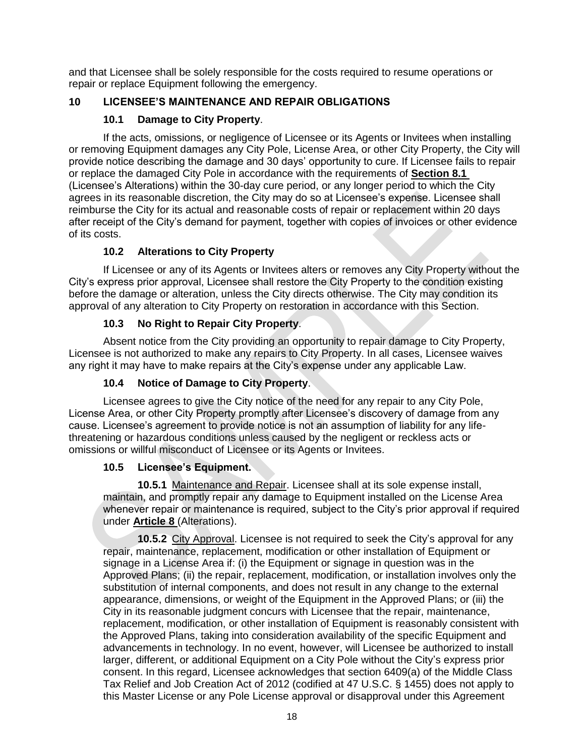and that Licensee shall be solely responsible for the costs required to resume operations or repair or replace Equipment following the emergency.

## 10 LICENSEE'S MAINTENANCE AND REPAIR OBLIGATIONS

### 10.1 Damage to City Property.

If the acts, omissions, or negligence of Licensee or its Agents or Invitees when installing or removing Equipment damages any City Pole, License Area, or other City Property, the City will provide notice describing the damage and 30 days' opportunity to cure. If Licensee fails to repair or replace the damaged City Pole in accordance with the requirements of **Section 8.1** (Licensee's Alterations) within the 30-day cure period, or any longer period to which the City agrees in its reasonable discretion, the City may do so at Licensee's expense. Licensee shall reimburse the City for its actual and reasonable costs of repair or replacement within 20 days after receipt of the City's demand for payment, together with copies of invoices or other evidence of its costs.

### 10.2 Alterations to City Property

If Licensee or any of its Agents or Invitees alters or removes any City Property without the City's express prior approval, Licensee shall restore the City Property to the condition existing before the damage or alteration, unless the City directs otherwise. The City may condition its approval of any alteration to City Property on restoration in accordance with this Section.

### 10.3 No Right to Repair City Property.

Absent notice from the City providing an opportunity to repair damage to City Property, Licensee is not authorized to make any repairs to City Property. In all cases, Licensee waives any right it may have to make repairs at the City's expense under any applicable Law.

### 10.4 Notice of Damage to City Property.

Licensee agrees to give the City notice of the need for any repair to any City Pole, License Area, or other City Property promptly after Licensee's discovery of damage from any cause. Licensee's agreement to provide notice is not an assumption of liability for any life-threatening or hazardous conditions unless caused by the negligent or reckless acts or omissions or willful misconduct of Licensee or its Agents or Invitees.

### 10.5 Licensee's Equipment.

**10.5.1** Maintenance and Repair. Licensee shall at its sole expense install, maintain, and promptly repair any damage to Equipment installed on the License Area whenever repair or maintenance is required, subject to the City's prior approval if required under **Article 8** (Alterations).

**10.5.2** City Approval. Licensee is not required to seek the City's approval for any repair, maintenance, replacement, modification or other installation of Equipment or signage in a License Area if: (i) the Equipment or signage in question was in the Approved Plans; (ii) the repair, replacement, modification, or installation involves only the substitution of internal components, and does not result in any change to the external appearance, dimensions, or weight of the Equipment in the Approved Plans; or (iii) the City in its reasonable judgment concurs with Licensee that the repair, maintenance, replacement, modification, or other installation of Equipment is reasonably consistent with the Approved Plans, taking into consideration availability of the specific Equipment and advancements in technology. In no event, however, will Licensee be authorized to install larger, different, or additional Equipment on a City Pole without the City's express prior consent. In this regard, Licensee acknowledges that section 6409(a) of the Middle Class Tax Relief and Job Creation Act of 2012 (codified at 47 U.S.C. § 1455) does not apply to this Master License or any Pole License approval or disapproval under this Agreement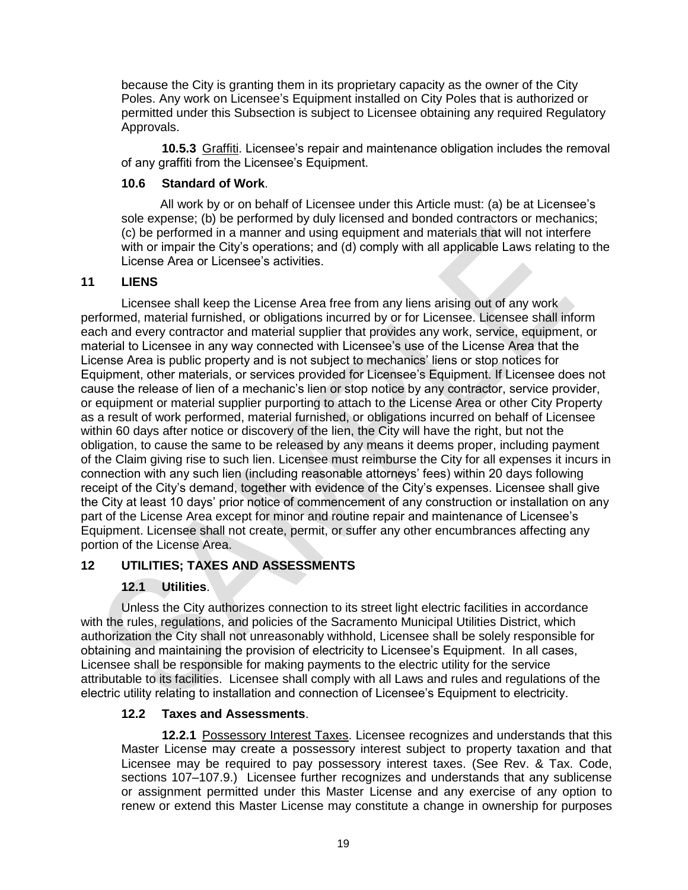because the City is granting them in its proprietary capacity as the owner of the City Poles. Any work on Licensee's Equipment installed on City Poles that is authorized or permitted under this Subsection is subject to Licensee obtaining any required Regulatory Approvals.

**10.5.3** Graffiti. Licensee's repair and maintenance obligation includes the removal of any graffiti from the Licensee's Equipment.

### 10.6 Standard of Work.

All work by or on behalf of Licensee under this Article must: (a) be at Licensee's sole expense; (b) be performed by duly licensed and bonded contractors or mechanics; (c) be performed in a manner and using equipment and materials that will not interfere with or impair the City's operations; and (d) comply with all applicable Laws relating to the License Area or Licensee's activities.

## 11 LIENS

Licensee shall keep the License Area free from any liens arising out of any work performed, material furnished, or obligations incurred by or for Licensee. Licensee shall inform each and every contractor and material supplier that provides any work, service, equipment, or material to Licensee in any way connected with Licensee's use of the License Area that the License Area is public property and is not subject to mechanics' liens or stop notices for Equipment, other materials, or services provided for Licensee's Equipment. If Licensee does not cause the release of lien of a mechanic's lien or stop notice by any contractor, service provider, or equipment or material supplier purporting to attach to the License Area or other City Property as a result of work performed, material furnished, or obligations incurred on behalf of Licensee within 60 days after notice or discovery of the lien, the City will have the right, but not the obligation, to cause the same to be released by any means it deems proper, including payment of the Claim giving rise to such lien. Licensee must reimburse the City for all expenses it incurs in connection with any such lien (including reasonable attorneys' fees) within 20 days following receipt of the City's demand, together with evidence of the City's expenses. Licensee shall give the City at least 10 days' prior notice of commencement of any construction or installation on any part of the License Area except for minor and routine repair and maintenance of Licensee's Equipment. Licensee shall not create, permit, or suffer any other encumbrances affecting any portion of the License Area.

## 12 UTILITIES; TAXES AND ASSESSMENTS

### 12.1 Utilities.

Unless the City authorizes connection to its street light electric facilities in accordance with the rules, regulations, and policies of the Sacramento Municipal Utilities District, which authorization the City shall not unreasonably withhold, Licensee shall be solely responsible for obtaining and maintaining the provision of electricity to Licensee's Equipment. In all cases, Licensee shall be responsible for making payments to the electric utility for the service attributable to its facilities. Licensee shall comply with all Laws and rules and regulations of the electric utility relating to installation and connection of Licensee's Equipment to electricity.

### 12.2 Taxes and Assessments.

**12.2.1** Possessory Interest Taxes. Licensee recognizes and understands that this Master License may create a possessory interest subject to property taxation and that Licensee may be required to pay possessory interest taxes. (See Rev. & Tax. Code, sections 107–107.9.) Licensee further recognizes and understands that any sublicense or assignment permitted under this Master License and any exercise of any option to renew or extend this Master License may constitute a change in ownership for purposes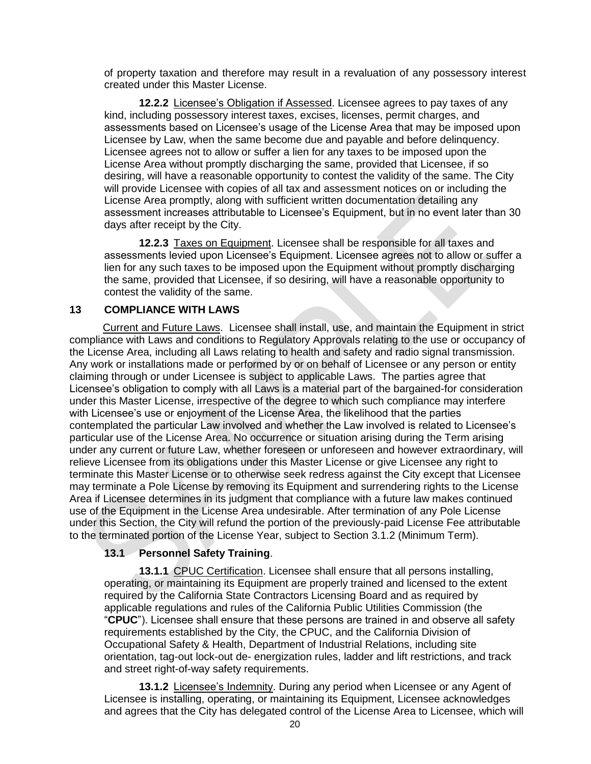of property taxation and therefore may result in a revaluation of any possessory interest created under this Master License.

**12.2.2** Licensee's Obligation if Assessed. Licensee agrees to pay taxes of any kind, including possessory interest taxes, excises, licenses, permit charges, and assessments based on Licensee's usage of the License Area that may be imposed upon Licensee by Law, when the same become due and payable and before delinquency. Licensee agrees not to allow or suffer a lien for any taxes to be imposed upon the License Area without promptly discharging the same, provided that Licensee, if so desiring, will have a reasonable opportunity to contest the validity of the same. The City will provide Licensee with copies of all tax and assessment notices on or including the License Area promptly, along with sufficient written documentation detailing any assessment increases attributable to Licensee's Equipment, but in no event later than 30 days after receipt by the City.

**12.2.3** Taxes on Equipment. Licensee shall be responsible for all taxes and assessments levied upon Licensee's Equipment. Licensee agrees not to allow or suffer a lien for any such taxes to be imposed upon the Equipment without promptly discharging the same, provided that Licensee, if so desiring, will have a reasonable opportunity to contest the validity of the same.

## 13 COMPLIANCE WITH LAWS

Current and Future Laws. Licensee shall install, use, and maintain the Equipment in strict compliance with Laws and conditions to Regulatory Approvals relating to the use or occupancy of the License Area, including all Laws relating to health and safety and radio signal transmission. Any work or installations made or performed by or on behalf of Licensee or any person or entity claiming through or under Licensee is subject to applicable Laws. The parties agree that Licensee's obligation to comply with all Laws is a material part of the bargained-for consideration under this Master License, irrespective of the degree to which such compliance may interfere with Licensee's use or enjoyment of the License Area, the likelihood that the parties contemplated the particular Law involved and whether the Law involved is related to Licensee's particular use of the License Area. No occurrence or situation arising during the Term arising under any current or future Law, whether foreseen or unforeseen and however extraordinary, will relieve Licensee from its obligations under this Master License or give Licensee any right to terminate this Master License or to otherwise seek redress against the City except that Licensee may terminate a Pole License by removing its Equipment and surrendering rights to the License Area if Licensee determines in its judgment that compliance with a future law makes continued use of the Equipment in the License Area undesirable. After termination of any Pole License under this Section, the City will refund the portion of the previously-paid License Fee attributable to the terminated portion of the License Year, subject to Section 3.1.2 (Minimum Term).

### 13.1 Personnel Safety Training.

**13.1.1** CPUC Certification. Licensee shall ensure that all persons installing, operating, or maintaining its Equipment are properly trained and licensed to the extent required by the California State Contractors Licensing Board and as required by applicable regulations and rules of the California Public Utilities Commission (the "**CPUC**"). Licensee shall ensure that these persons are trained in and observe all safety requirements established by the City, the CPUC, and the California Division of Occupational Safety & Health, Department of Industrial Relations, including site orientation, tag-out lock-out de- energization rules, ladder and lift restrictions, and track and street right-of-way safety requirements.

**13.1.2** Licensee's Indemnity. During any period when Licensee or any Agent of Licensee is installing, operating, or maintaining its Equipment, Licensee acknowledges and agrees that the City has delegated control of the License Area to Licensee, which will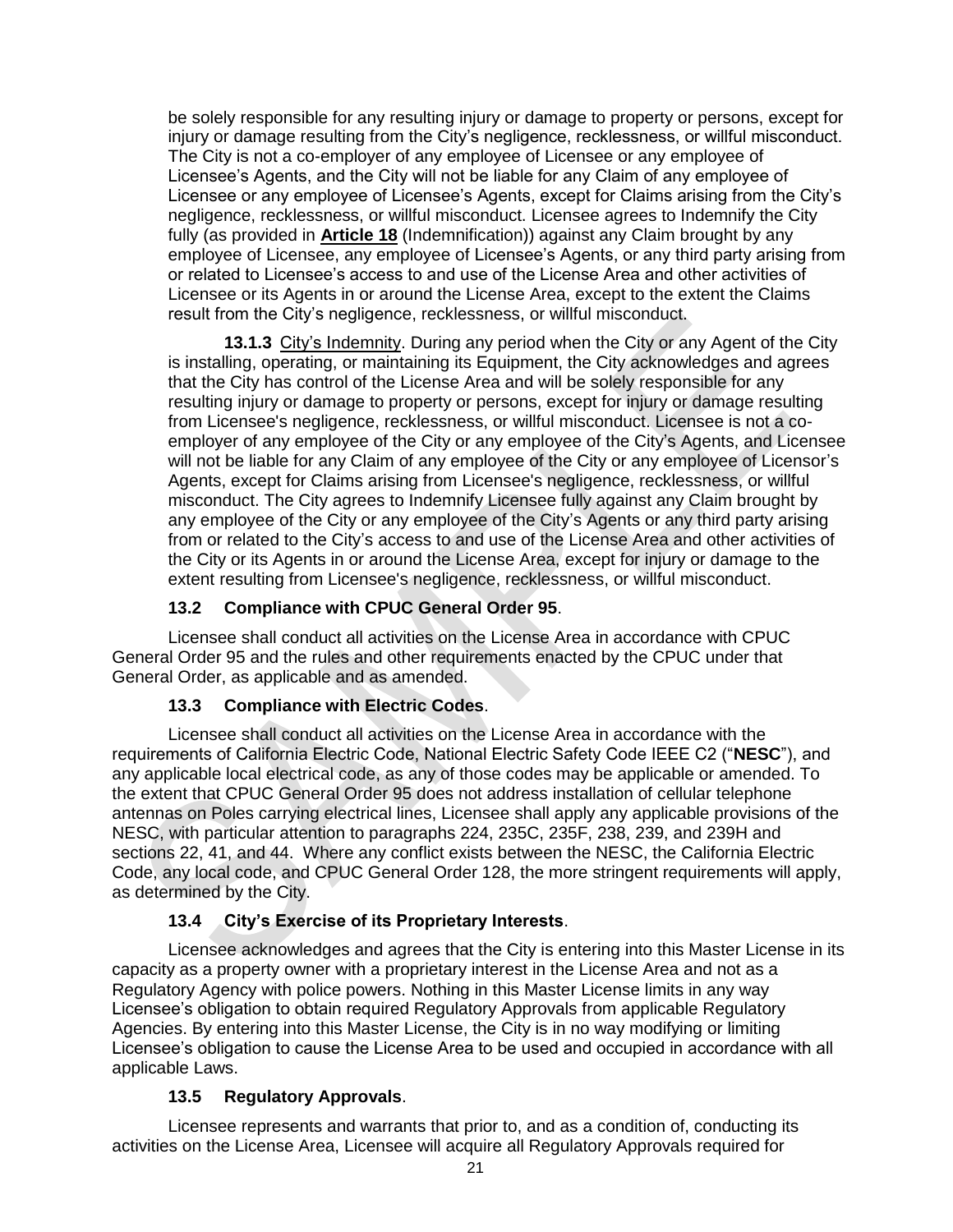be solely responsible for any resulting injury or damage to property or persons, except for injury or damage resulting from the City's negligence, recklessness, or willful misconduct. The City is not a co-employer of any employee of Licensee or any employee of Licensee's Agents, and the City will not be liable for any Claim of any employee of Licensee or any employee of Licensee's Agents, except for Claims arising from the City's negligence, recklessness, or willful misconduct. Licensee agrees to Indemnify the City fully (as provided in **Article 18** (Indemnification)) against any Claim brought by any employee of Licensee, any employee of Licensee's Agents, or any third party arising from or related to Licensee's access to and use of the License Area and other activities of Licensee or its Agents in or around the License Area, except to the extent the Claims result from the City's negligence, recklessness, or willful misconduct.

**13.1.3** City's Indemnity. During any period when the City or any Agent of the City is installing, operating, or maintaining its Equipment, the City acknowledges and agrees that the City has control of the License Area and will be solely responsible for any resulting injury or damage to property or persons, except for injury or damage resulting from Licensee's negligence, recklessness, or willful misconduct. Licensee is not a co-employer of any employee of the City or any employee of the City's Agents, and Licensee will not be liable for any Claim of any employee of the City or any employee of Licensor's Agents, except for Claims arising from Licensee's negligence, recklessness, or willful misconduct. The City agrees to Indemnify Licensee fully against any Claim brought by any employee of the City or any employee of the City's Agents or any third party arising from or related to the City's access to and use of the License Area and other activities of the City or its Agents in or around the License Area, except for injury or damage to the extent resulting from Licensee's negligence, recklessness, or willful misconduct.

### 13.2 Compliance with CPUC General Order 95.

Licensee shall conduct all activities on the License Area in accordance with CPUC General Order 95 and the rules and other requirements enacted by the CPUC under that General Order, as applicable and as amended.

### 13.3 Compliance with Electric Codes.

Licensee shall conduct all activities on the License Area in accordance with the requirements of California Electric Code, National Electric Safety Code IEEE C2 ("**NESC**"), and any applicable local electrical code, as any of those codes may be applicable or amended. To the extent that CPUC General Order 95 does not address installation of cellular telephone antennas on Poles carrying electrical lines, Licensee shall apply any applicable provisions of the NESC, with particular attention to paragraphs 224, 235C, 235F, 238, 239, and 239H and sections 22, 41, and 44. Where any conflict exists between the NESC, the California Electric Code, any local code, and CPUC General Order 128, the more stringent requirements will apply, as determined by the City.

### 13.4 City's Exercise of its Proprietary Interests.

Licensee acknowledges and agrees that the City is entering into this Master License in its capacity as a property owner with a proprietary interest in the License Area and not as a Regulatory Agency with police powers. Nothing in this Master License limits in any way Licensee's obligation to obtain required Regulatory Approvals from applicable Regulatory Agencies. By entering into this Master License, the City is in no way modifying or limiting Licensee's obligation to cause the License Area to be used and occupied in accordance with all applicable Laws.

### 13.5 Regulatory Approvals.

Licensee represents and warrants that prior to, and as a condition of, conducting its activities on the License Area, Licensee will acquire all Regulatory Approvals required for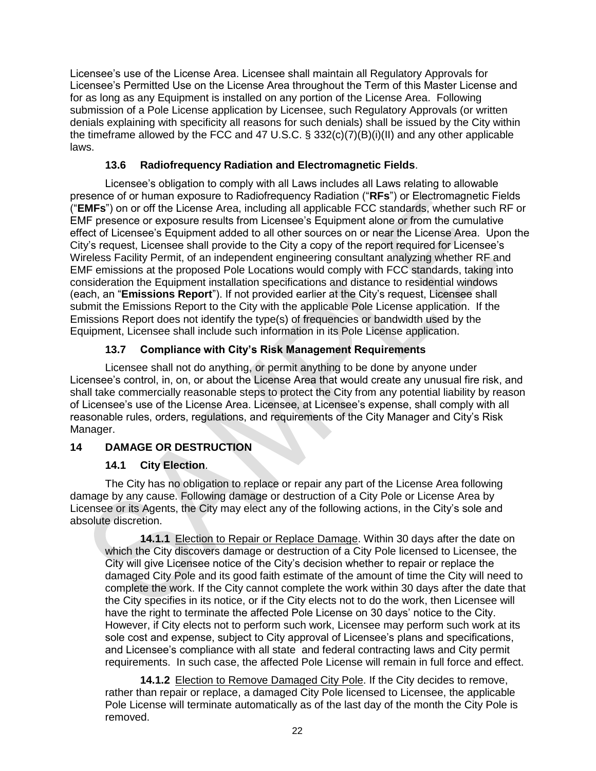Licensee's use of the License Area. Licensee shall maintain all Regulatory Approvals for Licensee's Permitted Use on the License Area throughout the Term of this Master License and for as long as any Equipment is installed on any portion of the License Area. Following submission of a Pole License application by Licensee, such Regulatory Approvals (or written denials explaining with specificity all reasons for such denials) shall be issued by the City within the timeframe allowed by the FCC and 47 U.S.C. § 332(c)(7)(B)(i)(II) and any other applicable laws.

### 13.6 Radiofrequency Radiation and Electromagnetic Fields.

Licensee's obligation to comply with all Laws includes all Laws relating to allowable presence of or human exposure to Radiofrequency Radiation ("**RFs**") or Electromagnetic Fields ("**EMFs**") on or off the License Area, including all applicable FCC standards, whether such RF or EMF presence or exposure results from Licensee's Equipment alone or from the cumulative effect of Licensee's Equipment added to all other sources on or near the License Area. Upon the City's request, Licensee shall provide to the City a copy of the report required for Licensee's Wireless Facility Permit, of an independent engineering consultant analyzing whether RF and EMF emissions at the proposed Pole Locations would comply with FCC standards, taking into consideration the Equipment installation specifications and distance to residential windows (each, an "**Emissions Report**"). If not provided earlier at the City's request, Licensee shall submit the Emissions Report to the City with the applicable Pole License application. If the Emissions Report does not identify the type(s) of frequencies or bandwidth used by the Equipment, Licensee shall include such information in its Pole License application.

### 13.7 Compliance with City's Risk Management Requirements

Licensee shall not do anything, or permit anything to be done by anyone under Licensee's control, in, on, or about the License Area that would create any unusual fire risk, and shall take commercially reasonable steps to protect the City from any potential liability by reason of Licensee's use of the License Area. Licensee, at Licensee's expense, shall comply with all reasonable rules, orders, regulations, and requirements of the City Manager and City's Risk Manager.

## 14 DAMAGE OR DESTRUCTION

### 14.1 City Election.

The City has no obligation to replace or repair any part of the License Area following damage by any cause. Following damage or destruction of a City Pole or License Area by Licensee or its Agents, the City may elect any of the following actions, in the City's sole and absolute discretion.

**14.1.1** Election to Repair or Replace Damage. Within 30 days after the date on which the City discovers damage or destruction of a City Pole licensed to Licensee, the City will give Licensee notice of the City's decision whether to repair or replace the damaged City Pole and its good faith estimate of the amount of time the City will need to complete the work. If the City cannot complete the work within 30 days after the date that the City specifies in its notice, or if the City elects not to do the work, then Licensee will have the right to terminate the affected Pole License on 30 days' notice to the City. However, if City elects not to perform such work, Licensee may perform such work at its sole cost and expense, subject to City approval of Licensee's plans and specifications, and Licensee's compliance with all state and federal contracting laws and City permit requirements. In such case, the affected Pole License will remain in full force and effect.

**14.1.2** Election to Remove Damaged City Pole. If the City decides to remove, rather than repair or replace, a damaged City Pole licensed to Licensee, the applicable Pole License will terminate automatically as of the last day of the month the City Pole is removed.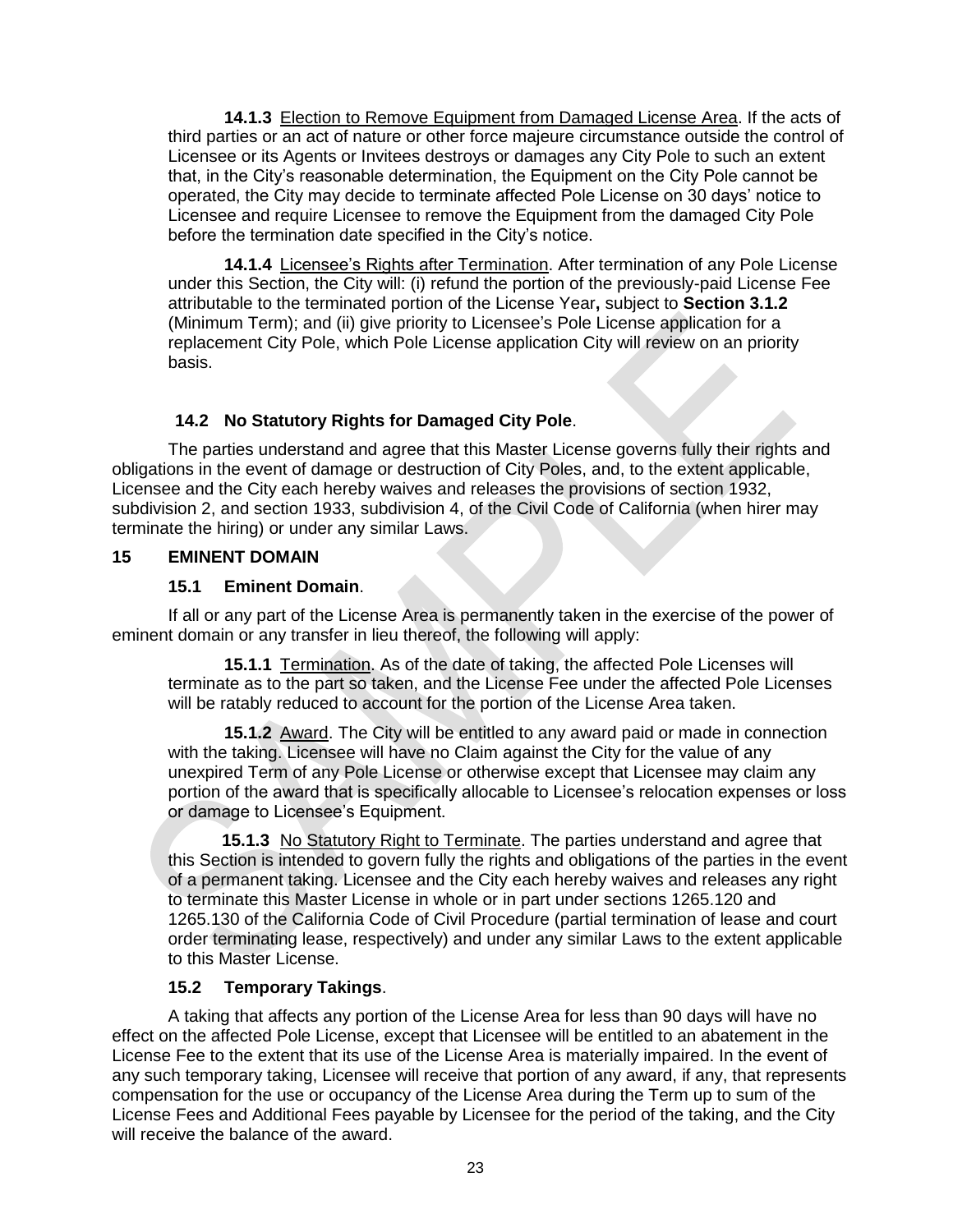**14.1.3** Election to Remove Equipment from Damaged License Area. If the acts of third parties or an act of nature or other force majeure circumstance outside the control of Licensee or its Agents or Invitees destroys or damages any City Pole to such an extent that, in the City's reasonable determination, the Equipment on the City Pole cannot be operated, the City may decide to terminate affected Pole License on 30 days' notice to Licensee and require Licensee to remove the Equipment from the damaged City Pole before the termination date specified in the City's notice.

**14.1.4** Licensee's Rights after Termination. After termination of any Pole License under this Section, the City will: (i) refund the portion of the previously-paid License Fee attributable to the terminated portion of the License Year**,** subject to **Section 3.1.2** (Minimum Term); and (ii) give priority to Licensee's Pole License application for a replacement City Pole, which Pole License application City will review on an priority basis.

### 14.2 No Statutory Rights for Damaged City Pole.

The parties understand and agree that this Master License governs fully their rights and obligations in the event of damage or destruction of City Poles, and, to the extent applicable, Licensee and the City each hereby waives and releases the provisions of section 1932, subdivision 2, and section 1933, subdivision 4, of the Civil Code of California (when hirer may terminate the hiring) or under any similar Laws.

## 15 EMINENT DOMAIN

### 15.1 Eminent Domain.

If all or any part of the License Area is permanently taken in the exercise of the power of eminent domain or any transfer in lieu thereof, the following will apply:

**15.1.1** Termination. As of the date of taking, the affected Pole Licenses will terminate as to the part so taken, and the License Fee under the affected Pole Licenses will be ratably reduced to account for the portion of the License Area taken.

**15.1.2** Award. The City will be entitled to any award paid or made in connection with the taking. Licensee will have no Claim against the City for the value of any unexpired Term of any Pole License or otherwise except that Licensee may claim any portion of the award that is specifically allocable to Licensee's relocation expenses or loss or damage to Licensee's Equipment.

**15.1.3** No Statutory Right to Terminate. The parties understand and agree that this Section is intended to govern fully the rights and obligations of the parties in the event of a permanent taking. Licensee and the City each hereby waives and releases any right to terminate this Master License in whole or in part under sections 1265.120 and 1265.130 of the California Code of Civil Procedure (partial termination of lease and court order terminating lease, respectively) and under any similar Laws to the extent applicable to this Master License.

### 15.2 Temporary Takings.

A taking that affects any portion of the License Area for less than 90 days will have no effect on the affected Pole License, except that Licensee will be entitled to an abatement in the License Fee to the extent that its use of the License Area is materially impaired. In the event of any such temporary taking, Licensee will receive that portion of any award, if any, that represents compensation for the use or occupancy of the License Area during the Term up to sum of the License Fees and Additional Fees payable by Licensee for the period of the taking, and the City will receive the balance of the award.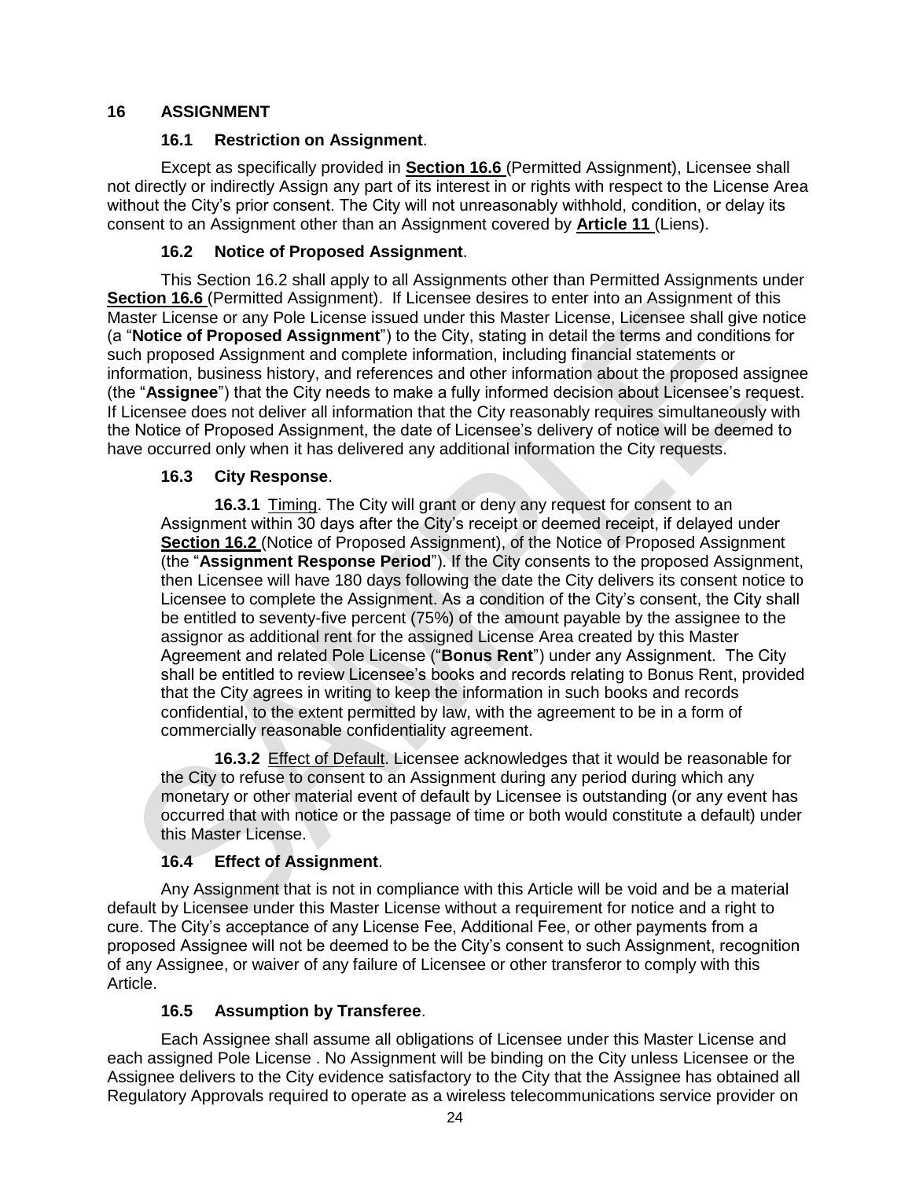## 16 ASSIGNMENT

### 16.1 Restriction on Assignment.

Except as specifically provided in **Section 16.6** (Permitted Assignment), Licensee shall not directly or indirectly Assign any part of its interest in or rights with respect to the License Area without the City's prior consent. The City will not unreasonably withhold, condition, or delay its consent to an Assignment other than an Assignment covered by **Article 11** (Liens).

### 16.2 Notice of Proposed Assignment.

This Section 16.2 shall apply to all Assignments other than Permitted Assignments under **Section 16.6** (Permitted Assignment). If Licensee desires to enter into an Assignment of this Master License or any Pole License issued under this Master License, Licensee shall give notice (a "**Notice of Proposed Assignment**") to the City, stating in detail the terms and conditions for such proposed Assignment and complete information, including financial statements or information, business history, and references and other information about the proposed assignee (the "**Assignee**") that the City needs to make a fully informed decision about Licensee's request. If Licensee does not deliver all information that the City reasonably requires simultaneously with the Notice of Proposed Assignment, the date of Licensee's delivery of notice will be deemed to have occurred only when it has delivered any additional information the City requests.

### 16.3 City Response.

**16.3.1** Timing. The City will grant or deny any request for consent to an Assignment within 30 days after the City's receipt or deemed receipt, if delayed under **Section 16.2** (Notice of Proposed Assignment), of the Notice of Proposed Assignment (the "**Assignment Response Period**"). If the City consents to the proposed Assignment, then Licensee will have 180 days following the date the City delivers its consent notice to Licensee to complete the Assignment. As a condition of the City's consent, the City shall be entitled to seventy-five percent (75%) of the amount payable by the assignee to the assignor as additional rent for the assigned License Area created by this Master Agreement and related Pole License ("**Bonus Rent**") under any Assignment. The City shall be entitled to review Licensee's books and records relating to Bonus Rent, provided that the City agrees in writing to keep the information in such books and records confidential, to the extent permitted by law, with the agreement to be in a form of commercially reasonable confidentiality agreement.

**16.3.2** Effect of Default. Licensee acknowledges that it would be reasonable for the City to refuse to consent to an Assignment during any period during which any monetary or other material event of default by Licensee is outstanding (or any event has occurred that with notice or the passage of time or both would constitute a default) under this Master License.

### 16.4 Effect of Assignment.

Any Assignment that is not in compliance with this Article will be void and be a material default by Licensee under this Master License without a requirement for notice and a right to cure. The City's acceptance of any License Fee, Additional Fee, or other payments from a proposed Assignee will not be deemed to be the City's consent to such Assignment, recognition of any Assignee, or waiver of any failure of Licensee or other transferor to comply with this Article.

### 16.5 Assumption by Transferee.

Each Assignee shall assume all obligations of Licensee under this Master License and each assigned Pole License . No Assignment will be binding on the City unless Licensee or the Assignee delivers to the City evidence satisfactory to the City that the Assignee has obtained all Regulatory Approvals required to operate as a wireless telecommunications service provider on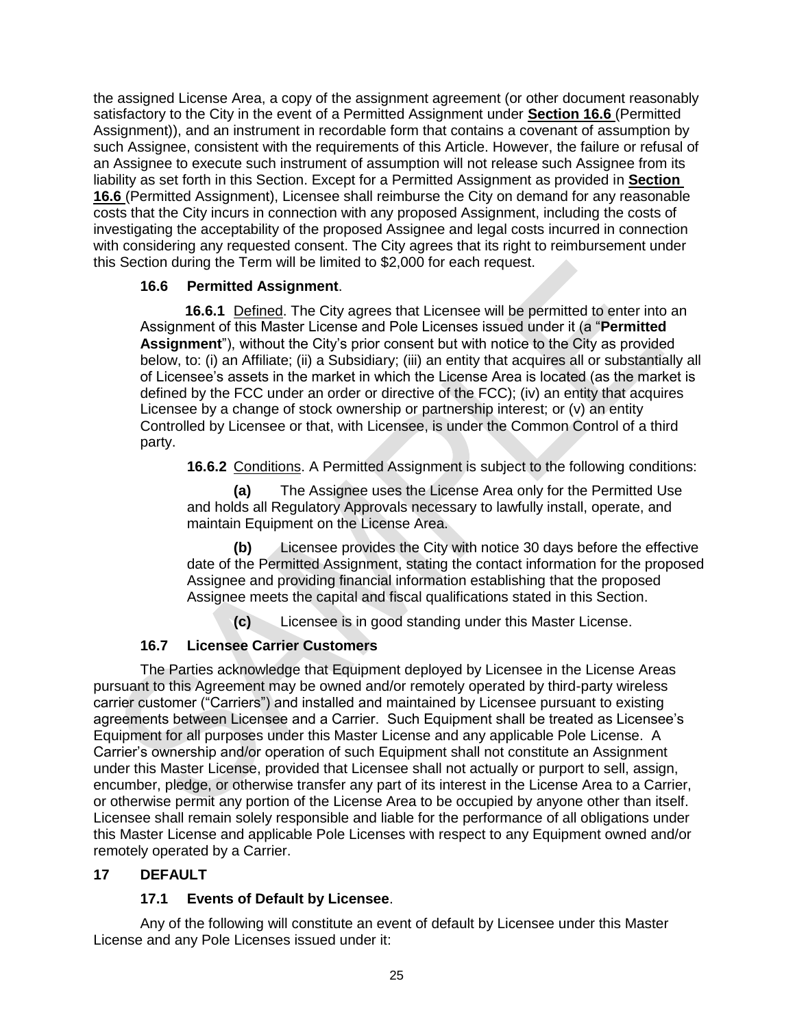the assigned License Area, a copy of the assignment agreement (or other document reasonably satisfactory to the City in the event of a Permitted Assignment under **Section 16.6** (Permitted Assignment)), and an instrument in recordable form that contains a covenant of assumption by such Assignee, consistent with the requirements of this Article. However, the failure or refusal of an Assignee to execute such instrument of assumption will not release such Assignee from its liability as set forth in this Section. Except for a Permitted Assignment as provided in **Section 16.6** (Permitted Assignment), Licensee shall reimburse the City on demand for any reasonable costs that the City incurs in connection with any proposed Assignment, including the costs of investigating the acceptability of the proposed Assignee and legal costs incurred in connection with considering any requested consent. The City agrees that its right to reimbursement under this Section during the Term will be limited to $2,000 for each request.

### 16.6 Permitted Assignment.

**16.6.1** Defined. The City agrees that Licensee will be permitted to enter into an Assignment of this Master License and Pole Licenses issued under it (a "**Permitted Assignment**"), without the City's prior consent but with notice to the City as provided below, to: (i) an Affiliate; (ii) a Subsidiary; (iii) an entity that acquires all or substantially all of Licensee's assets in the market in which the License Area is located (as the market is defined by the FCC under an order or directive of the FCC); (iv) an entity that acquires Licensee by a change of stock ownership or partnership interest; or (v) an entity Controlled by Licensee or that, with Licensee, is under the Common Control of a third party.

**16.6.2** Conditions. A Permitted Assignment is subject to the following conditions:

**(a)** The Assignee uses the License Area only for the Permitted Use and holds all Regulatory Approvals necessary to lawfully install, operate, and maintain Equipment on the License Area.

**(b)** Licensee provides the City with notice 30 days before the effective date of the Permitted Assignment, stating the contact information for the proposed Assignee and providing financial information establishing that the proposed Assignee meets the capital and fiscal qualifications stated in this Section.

**(c)** Licensee is in good standing under this Master License.

### 16.7 Licensee Carrier Customers

The Parties acknowledge that Equipment deployed by Licensee in the License Areas pursuant to this Agreement may be owned and/or remotely operated by third-party wireless carrier customer ("Carriers") and installed and maintained by Licensee pursuant to existing agreements between Licensee and a Carrier. Such Equipment shall be treated as Licensee's Equipment for all purposes under this Master License and any applicable Pole License. A Carrier's ownership and/or operation of such Equipment shall not constitute an Assignment under this Master License, provided that Licensee shall not actually or purport to sell, assign, encumber, pledge, or otherwise transfer any part of its interest in the License Area to a Carrier, or otherwise permit any portion of the License Area to be occupied by anyone other than itself. Licensee shall remain solely responsible and liable for the performance of all obligations under this Master License and applicable Pole Licenses with respect to any Equipment owned and/or remotely operated by a Carrier.

## 17 DEFAULT

### 17.1 Events of Default by Licensee.

Any of the following will constitute an event of default by Licensee under this Master License and any Pole Licenses issued under it: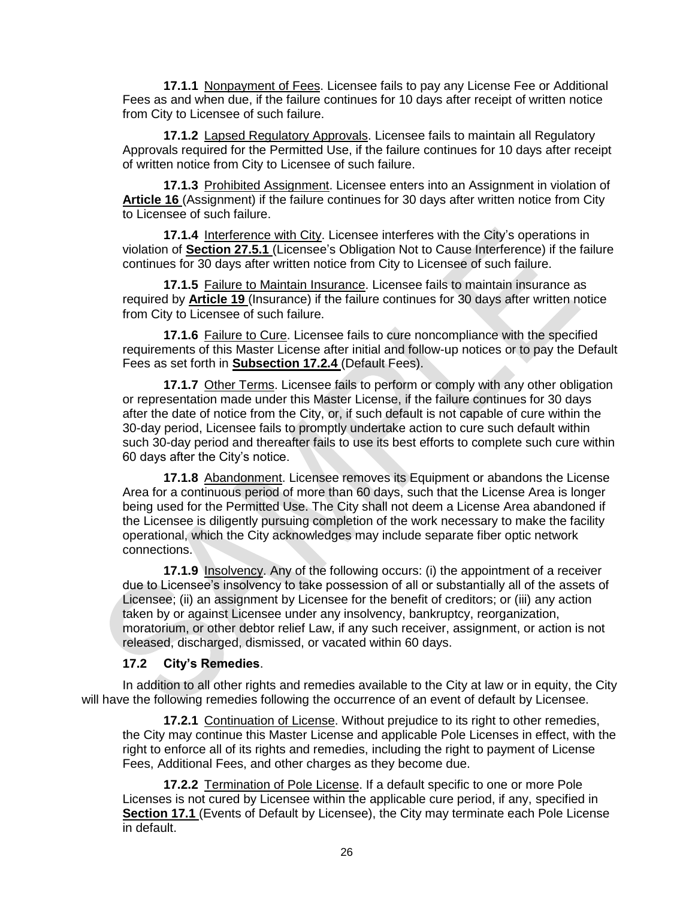**17.1.1** Nonpayment of Fees. Licensee fails to pay any License Fee or Additional Fees as and when due, if the failure continues for 10 days after receipt of written notice from City to Licensee of such failure.

**17.1.2** Lapsed Regulatory Approvals. Licensee fails to maintain all Regulatory Approvals required for the Permitted Use, if the failure continues for 10 days after receipt of written notice from City to Licensee of such failure.

**17.1.3** Prohibited Assignment. Licensee enters into an Assignment in violation of **Article 16** (Assignment) if the failure continues for 30 days after written notice from City to Licensee of such failure.

**17.1.4** Interference with City. Licensee interferes with the City's operations in violation of **Section 27.5.1** (Licensee's Obligation Not to Cause Interference) if the failure continues for 30 days after written notice from City to Licensee of such failure.

**17.1.5** Failure to Maintain Insurance. Licensee fails to maintain insurance as required by **Article 19** (Insurance) if the failure continues for 30 days after written notice from City to Licensee of such failure.

**17.1.6** Failure to Cure. Licensee fails to cure noncompliance with the specified requirements of this Master License after initial and follow-up notices or to pay the Default Fees as set forth in **Subsection 17.2.4** (Default Fees).

**17.1.7** Other Terms. Licensee fails to perform or comply with any other obligation or representation made under this Master License, if the failure continues for 30 days after the date of notice from the City, or, if such default is not capable of cure within the 30-day period, Licensee fails to promptly undertake action to cure such default within such 30-day period and thereafter fails to use its best efforts to complete such cure within 60 days after the City's notice.

**17.1.8** Abandonment. Licensee removes its Equipment or abandons the License Area for a continuous period of more than 60 days, such that the License Area is longer being used for the Permitted Use. The City shall not deem a License Area abandoned if the Licensee is diligently pursuing completion of the work necessary to make the facility operational, which the City acknowledges may include separate fiber optic network connections.

**17.1.9** Insolvency. Any of the following occurs: (i) the appointment of a receiver due to Licensee's insolvency to take possession of all or substantially all of the assets of Licensee; (ii) an assignment by Licensee for the benefit of creditors; or (iii) any action taken by or against Licensee under any insolvency, bankruptcy, reorganization, moratorium, or other debtor relief Law, if any such receiver, assignment, or action is not released, discharged, dismissed, or vacated within 60 days.

**17.2 City's Remedies**.

In addition to all other rights and remedies available to the City at law or in equity, the City will have the following remedies following the occurrence of an event of default by Licensee.

**17.2.1** Continuation of License. Without prejudice to its right to other remedies, the City may continue this Master License and applicable Pole Licenses in effect, with the right to enforce all of its rights and remedies, including the right to payment of License Fees, Additional Fees, and other charges as they become due.

**17.2.2** Termination of Pole License. If a default specific to one or more Pole Licenses is not cured by Licensee within the applicable cure period, if any, specified in **Section 17.1** (Events of Default by Licensee), the City may terminate each Pole License in default.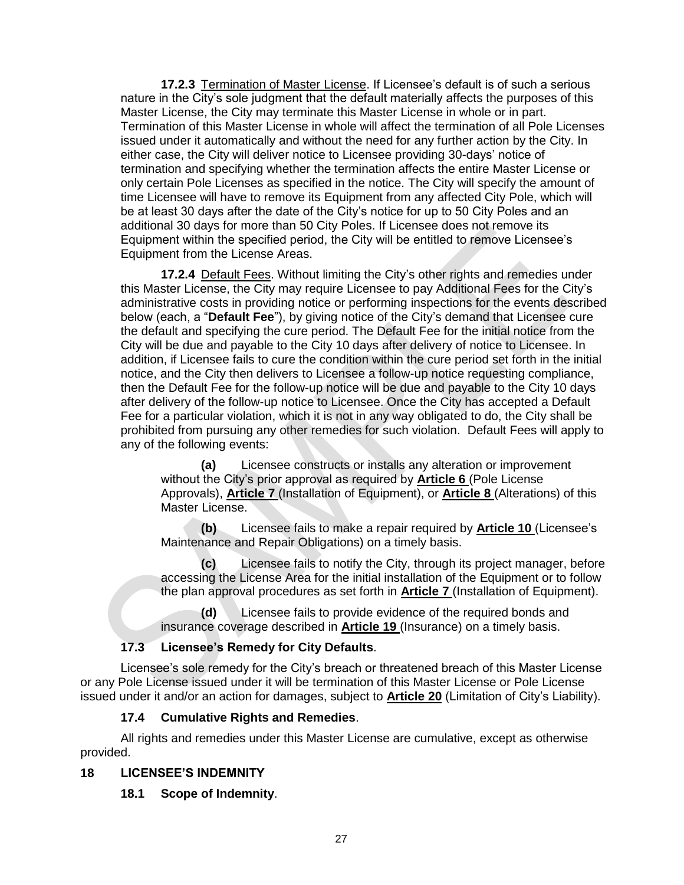**17.2.3** Termination of Master License. If Licensee's default is of such a serious nature in the City's sole judgment that the default materially affects the purposes of this Master License, the City may terminate this Master License in whole or in part. Termination of this Master License in whole will affect the termination of all Pole Licenses issued under it automatically and without the need for any further action by the City. In either case, the City will deliver notice to Licensee providing 30-days' notice of termination and specifying whether the termination affects the entire Master License or only certain Pole Licenses as specified in the notice. The City will specify the amount of time Licensee will have to remove its Equipment from any affected City Pole, which will be at least 30 days after the date of the City's notice for up to 50 City Poles and an additional 30 days for more than 50 City Poles. If Licensee does not remove its Equipment within the specified period, the City will be entitled to remove Licensee's Equipment from the License Areas.

**17.2.4** Default Fees. Without limiting the City's other rights and remedies under this Master License, the City may require Licensee to pay Additional Fees for the City's administrative costs in providing notice or performing inspections for the events described below (each, a "**Default Fee**"), by giving notice of the City's demand that Licensee cure the default and specifying the cure period. The Default Fee for the initial notice from the City will be due and payable to the City 10 days after delivery of notice to Licensee. In addition, if Licensee fails to cure the condition within the cure period set forth in the initial notice, and the City then delivers to Licensee a follow-up notice requesting compliance, then the Default Fee for the follow-up notice will be due and payable to the City 10 days after delivery of the follow-up notice to Licensee. Once the City has accepted a Default Fee for a particular violation, which it is not in any way obligated to do, the City shall be prohibited from pursuing any other remedies for such violation. Default Fees will apply to any of the following events:

**(a)** Licensee constructs or installs any alteration or improvement without the City's prior approval as required by **Article 6** (Pole License Approvals), **Article 7** (Installation of Equipment), or **Article 8** (Alterations) of this Master License.

**(b)** Licensee fails to make a repair required by **Article 10** (Licensee's Maintenance and Repair Obligations) on a timely basis.

**(c)** Licensee fails to notify the City, through its project manager, before accessing the License Area for the initial installation of the Equipment or to follow the plan approval procedures as set forth in **Article 7** (Installation of Equipment).

**(d)** Licensee fails to provide evidence of the required bonds and insurance coverage described in **Article 19** (Insurance) on a timely basis.

### 17.3 Licensee's Remedy for City Defaults.

Licensee's sole remedy for the City's breach or threatened breach of this Master License or any Pole License issued under it will be termination of this Master License or Pole License issued under it and/or an action for damages, subject to **Article 20** (Limitation of City's Liability).

### 17.4 Cumulative Rights and Remedies.

All rights and remedies under this Master License are cumulative, except as otherwise provided.

## 18 LICENSEE'S INDEMNITY

### 18.1 Scope of Indemnity.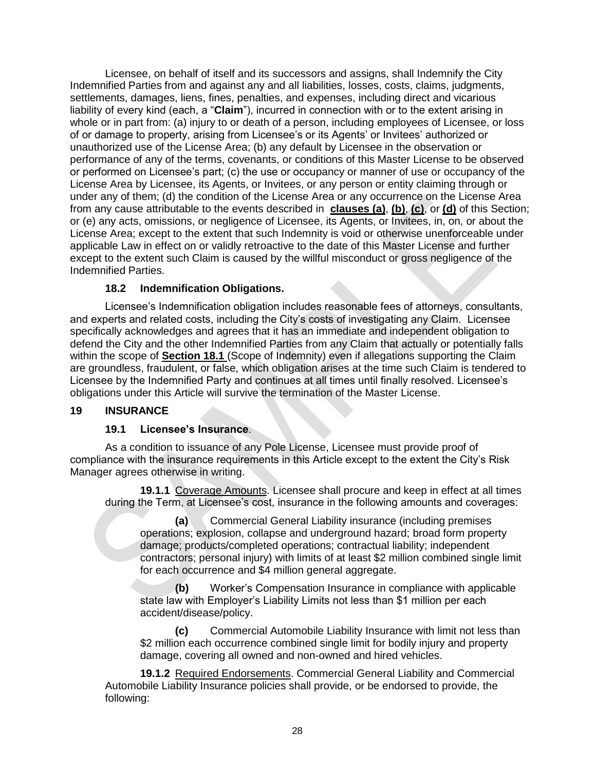Licensee, on behalf of itself and its successors and assigns, shall Indemnify the City Indemnified Parties from and against any and all liabilities, losses, costs, claims, judgments, settlements, damages, liens, fines, penalties, and expenses, including direct and vicarious liability of every kind (each, a "**Claim**"), incurred in connection with or to the extent arising in whole or in part from: (a) injury to or death of a person, including employees of Licensee, or loss of or damage to property, arising from Licensee's or its Agents' or Invitees' authorized or unauthorized use of the License Area; (b) any default by Licensee in the observation or performance of any of the terms, covenants, or conditions of this Master License to be observed or performed on Licensee's part; (c) the use or occupancy or manner of use or occupancy of the License Area by Licensee, its Agents, or Invitees, or any person or entity claiming through or under any of them; (d) the condition of the License Area or any occurrence on the License Area from any cause attributable to the events described in **clauses (a)**, **(b)**, **(c)**, or **(d)** of this Section; or (e) any acts, omissions, or negligence of Licensee, its Agents, or Invitees, in, on, or about the License Area; except to the extent that such Indemnity is void or otherwise unenforceable under applicable Law in effect on or validly retroactive to the date of this Master License and further except to the extent such Claim is caused by the willful misconduct or gross negligence of the Indemnified Parties.

### 18.2 Indemnification Obligations.

Licensee's Indemnification obligation includes reasonable fees of attorneys, consultants, and experts and related costs, including the City's costs of investigating any Claim. Licensee specifically acknowledges and agrees that it has an immediate and independent obligation to defend the City and the other Indemnified Parties from any Claim that actually or potentially falls within the scope of **Section 18.1** (Scope of Indemnity) even if allegations supporting the Claim are groundless, fraudulent, or false, which obligation arises at the time such Claim is tendered to Licensee by the Indemnified Party and continues at all times until finally resolved. Licensee's obligations under this Article will survive the termination of the Master License.

## 19 INSURANCE

### 19.1 Licensee's Insurance.

As a condition to issuance of any Pole License, Licensee must provide proof of compliance with the insurance requirements in this Article except to the extent the City's Risk Manager agrees otherwise in writing.

**19.1.1** Coverage Amounts. Licensee shall procure and keep in effect at all times during the Term, at Licensee's cost, insurance in the following amounts and coverages:

**(a)** Commercial General Liability insurance (including premises operations; explosion, collapse and underground hazard; broad form property damage; products/completed operations; contractual liability; independent contractors; personal injury) with limits of at least $2 million combined single limit for each occurrence and $4 million general aggregate.

**(b)** Worker's Compensation Insurance in compliance with applicable state law with Employer's Liability Limits not less than $1 million per each accident/disease/policy.

**(c)** Commercial Automobile Liability Insurance with limit not less than $2 million each occurrence combined single limit for bodily injury and property damage, covering all owned and non-owned and hired vehicles.

**19.1.2** Required Endorsements. Commercial General Liability and Commercial Automobile Liability Insurance policies shall provide, or be endorsed to provide, the following: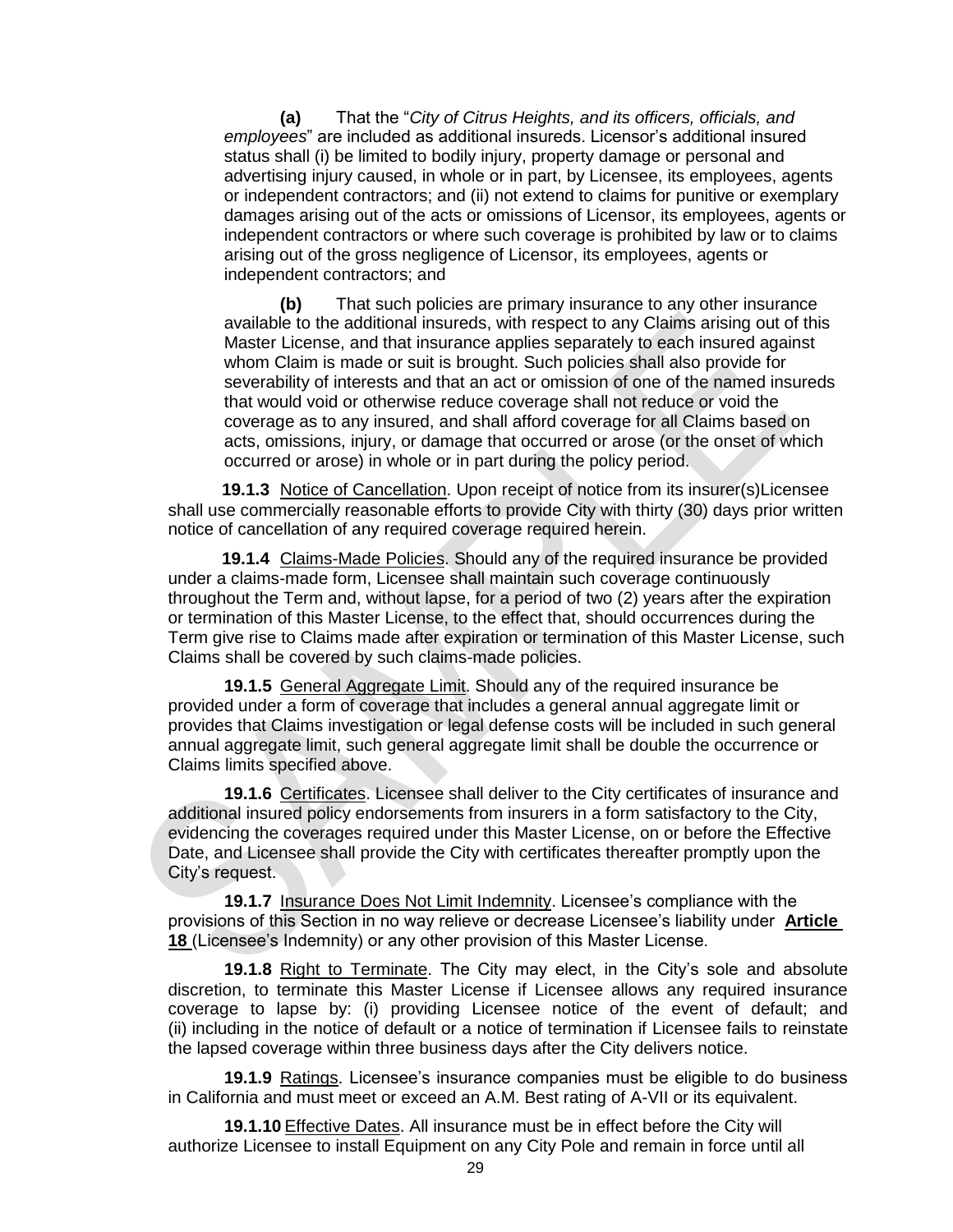**(a)** That the "*City of Citrus Heights, and its officers, officials, and employees*" are included as additional insureds. Licensor's additional insured status shall (i) be limited to bodily injury, property damage or personal and advertising injury caused, in whole or in part, by Licensee, its employees, agents or independent contractors; and (ii) not extend to claims for punitive or exemplary damages arising out of the acts or omissions of Licensor, its employees, agents or independent contractors or where such coverage is prohibited by law or to claims arising out of the gross negligence of Licensor, its employees, agents or independent contractors; and

**(b)** That such policies are primary insurance to any other insurance available to the additional insureds, with respect to any Claims arising out of this Master License, and that insurance applies separately to each insured against whom Claim is made or suit is brought. Such policies shall also provide for severability of interests and that an act or omission of one of the named insureds that would void or otherwise reduce coverage shall not reduce or void the coverage as to any insured, and shall afford coverage for all Claims based on acts, omissions, injury, or damage that occurred or arose (or the onset of which occurred or arose) in whole or in part during the policy period.

**19.1.3** Notice of Cancellation. Upon receipt of notice from its insurer(s)Licensee shall use commercially reasonable efforts to provide City with thirty (30) days prior written notice of cancellation of any required coverage required herein.

**19.1.4** Claims-Made Policies. Should any of the required insurance be provided under a claims-made form, Licensee shall maintain such coverage continuously throughout the Term and, without lapse, for a period of two (2) years after the expiration or termination of this Master License, to the effect that, should occurrences during the Term give rise to Claims made after expiration or termination of this Master License, such Claims shall be covered by such claims-made policies.

**19.1.5** General Aggregate Limit. Should any of the required insurance be provided under a form of coverage that includes a general annual aggregate limit or provides that Claims investigation or legal defense costs will be included in such general annual aggregate limit, such general aggregate limit shall be double the occurrence or Claims limits specified above.

**19.1.6** Certificates. Licensee shall deliver to the City certificates of insurance and additional insured policy endorsements from insurers in a form satisfactory to the City, evidencing the coverages required under this Master License, on or before the Effective Date, and Licensee shall provide the City with certificates thereafter promptly upon the City's request.

**19.1.7** Insurance Does Not Limit Indemnity. Licensee's compliance with the provisions of this Section in no way relieve or decrease Licensee's liability under **Article 18** (Licensee's Indemnity) or any other provision of this Master License.

**19.1.8** Right to Terminate. The City may elect, in the City's sole and absolute discretion, to terminate this Master License if Licensee allows any required insurance coverage to lapse by: (i) providing Licensee notice of the event of default; and (ii) including in the notice of default or a notice of termination if Licensee fails to reinstate the lapsed coverage within three business days after the City delivers notice.

**19.1.9** Ratings. Licensee's insurance companies must be eligible to do business in California and must meet or exceed an A.M. Best rating of A-VII or its equivalent.

**19.1.10** Effective Dates. All insurance must be in effect before the City will authorize Licensee to install Equipment on any City Pole and remain in force until all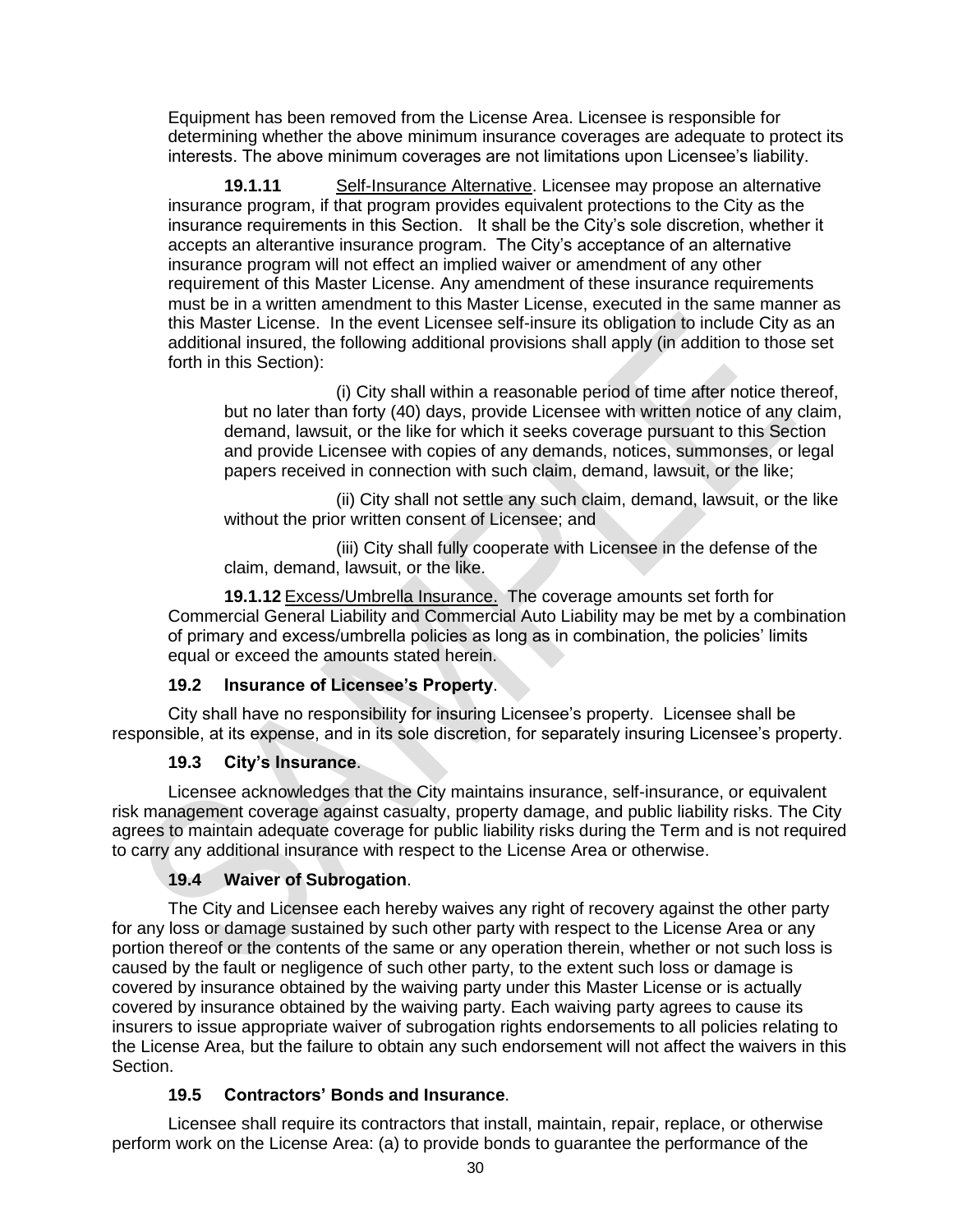Equipment has been removed from the License Area. Licensee is responsible for determining whether the above minimum insurance coverages are adequate to protect its interests. The above minimum coverages are not limitations upon Licensee's liability.

**19.1.11** Self-Insurance Alternative. Licensee may propose an alternative insurance program, if that program provides equivalent protections to the City as the insurance requirements in this Section. It shall be the City's sole discretion, whether it accepts an alterantive insurance program. The City's acceptance of an alternative insurance program will not effect an implied waiver or amendment of any other requirement of this Master License. Any amendment of these insurance requirements must be in a written amendment to this Master License, executed in the same manner as this Master License. In the event Licensee self-insure its obligation to include City as an additional insured, the following additional provisions shall apply (in addition to those set forth in this Section):

(i) City shall within a reasonable period of time after notice thereof, but no later than forty (40) days, provide Licensee with written notice of any claim, demand, lawsuit, or the like for which it seeks coverage pursuant to this Section and provide Licensee with copies of any demands, notices, summonses, or legal papers received in connection with such claim, demand, lawsuit, or the like;

(ii) City shall not settle any such claim, demand, lawsuit, or the like without the prior written consent of Licensee; and

(iii) City shall fully cooperate with Licensee in the defense of the claim, demand, lawsuit, or the like.

**19.1.12** Excess/Umbrella Insurance. The coverage amounts set forth for Commercial General Liability and Commercial Auto Liability may be met by a combination of primary and excess/umbrella policies as long as in combination, the policies' limits equal or exceed the amounts stated herein.

**19.2 Insurance of Licensee's Property**.

City shall have no responsibility for insuring Licensee's property. Licensee shall be responsible, at its expense, and in its sole discretion, for separately insuring Licensee's property.

**19.3 City's Insurance**.

Licensee acknowledges that the City maintains insurance, self-insurance, or equivalent risk management coverage against casualty, property damage, and public liability risks. The City agrees to maintain adequate coverage for public liability risks during the Term and is not required to carry any additional insurance with respect to the License Area or otherwise.

**19.4 Waiver of Subrogation**.

The City and Licensee each hereby waives any right of recovery against the other party for any loss or damage sustained by such other party with respect to the License Area or any portion thereof or the contents of the same or any operation therein, whether or not such loss is caused by the fault or negligence of such other party, to the extent such loss or damage is covered by insurance obtained by the waiving party under this Master License or is actually covered by insurance obtained by the waiving party. Each waiving party agrees to cause its insurers to issue appropriate waiver of subrogation rights endorsements to all policies relating to the License Area, but the failure to obtain any such endorsement will not affect the waivers in this Section.

**19.5 Contractors' Bonds and Insurance**.

Licensee shall require its contractors that install, maintain, repair, replace, or otherwise perform work on the License Area: (a) to provide bonds to guarantee the performance of the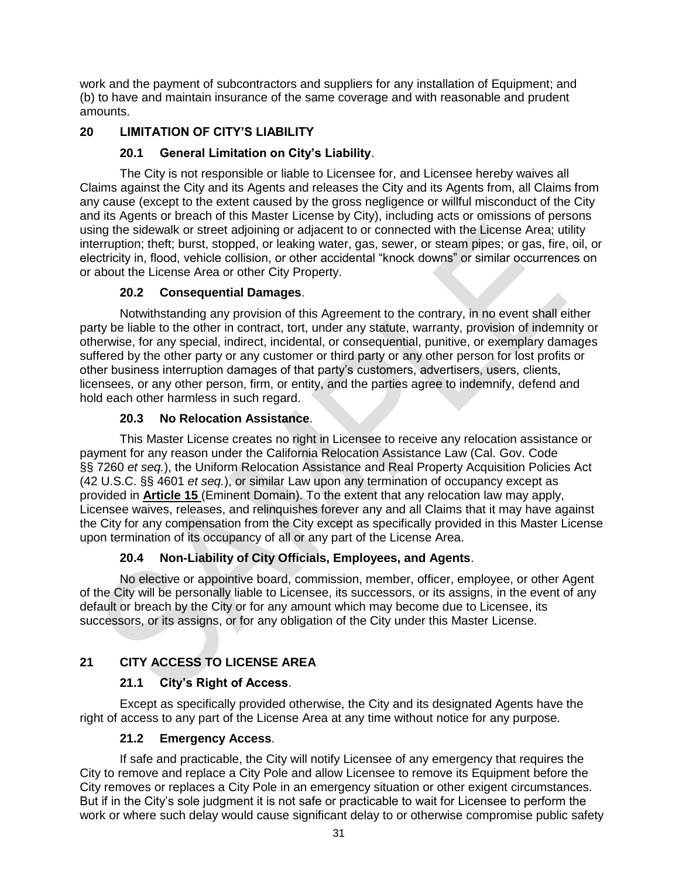work and the payment of subcontractors and suppliers for any installation of Equipment; and (b) to have and maintain insurance of the same coverage and with reasonable and prudent amounts.

## 20 LIMITATION OF CITY'S LIABILITY

### 20.1 General Limitation on City's Liability.

The City is not responsible or liable to Licensee for, and Licensee hereby waives all Claims against the City and its Agents and releases the City and its Agents from, all Claims from any cause (except to the extent caused by the gross negligence or willful misconduct of the City and its Agents or breach of this Master License by City), including acts or omissions of persons using the sidewalk or street adjoining or adjacent to or connected with the License Area; utility interruption; theft; burst, stopped, or leaking water, gas, sewer, or steam pipes; or gas, fire, oil, or electricity in, flood, vehicle collision, or other accidental "knock downs" or similar occurrences on or about the License Area or other City Property.

### 20.2 Consequential Damages.

Notwithstanding any provision of this Agreement to the contrary, in no event shall either party be liable to the other in contract, tort, under any statute, warranty, provision of indemnity or otherwise, for any special, indirect, incidental, or consequential, punitive, or exemplary damages suffered by the other party or any customer or third party or any other person for lost profits or other business interruption damages of that party's customers, advertisers, users, clients, licensees, or any other person, firm, or entity, and the parties agree to indemnify, defend and hold each other harmless in such regard.

### 20.3 No Relocation Assistance.

This Master License creates no right in Licensee to receive any relocation assistance or payment for any reason under the California Relocation Assistance Law (Cal. Gov. Code §§ 7260 *et seq.*), the Uniform Relocation Assistance and Real Property Acquisition Policies Act (42 U.S.C. §§ 4601 *et seq.*), or similar Law upon any termination of occupancy except as provided in **Article 15** (Eminent Domain). To the extent that any relocation law may apply, Licensee waives, releases, and relinquishes forever any and all Claims that it may have against the City for any compensation from the City except as specifically provided in this Master License upon termination of its occupancy of all or any part of the License Area.

### 20.4 Non-Liability of City Officials, Employees, and Agents.

No elective or appointive board, commission, member, officer, employee, or other Agent of the City will be personally liable to Licensee, its successors, or its assigns, in the event of any default or breach by the City or for any amount which may become due to Licensee, its successors, or its assigns, or for any obligation of the City under this Master License.

## 21 CITY ACCESS TO LICENSE AREA

### 21.1 City's Right of Access.

Except as specifically provided otherwise, the City and its designated Agents have the right of access to any part of the License Area at any time without notice for any purpose.

### 21.2 Emergency Access.

If safe and practicable, the City will notify Licensee of any emergency that requires the City to remove and replace a City Pole and allow Licensee to remove its Equipment before the City removes or replaces a City Pole in an emergency situation or other exigent circumstances. But if in the City's sole judgment it is not safe or practicable to wait for Licensee to perform the work or where such delay would cause significant delay to or otherwise compromise public safety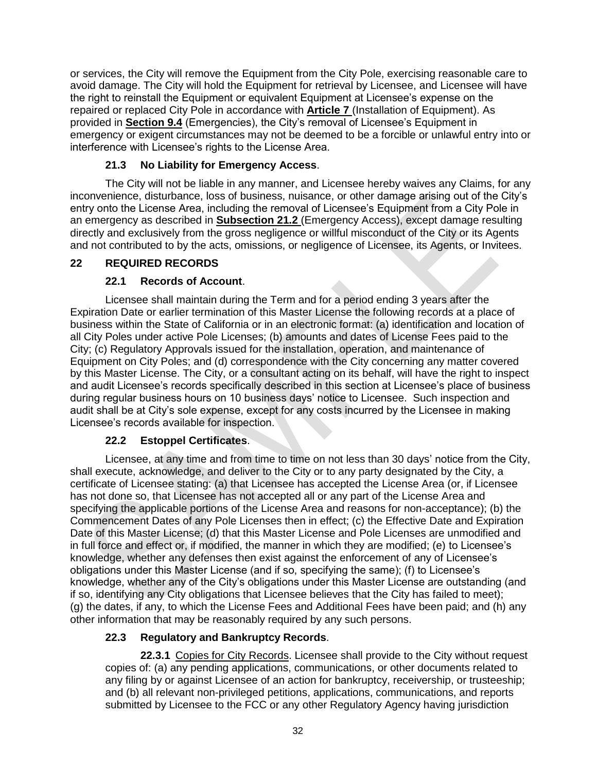or services, the City will remove the Equipment from the City Pole, exercising reasonable care to avoid damage. The City will hold the Equipment for retrieval by Licensee, and Licensee will have the right to reinstall the Equipment or equivalent Equipment at Licensee's expense on the repaired or replaced City Pole in accordance with **Article 7** (Installation of Equipment). As provided in **Section 9.4** (Emergencies), the City's removal of Licensee's Equipment in emergency or exigent circumstances may not be deemed to be a forcible or unlawful entry into or interference with Licensee's rights to the License Area.

### 21.3 No Liability for Emergency Access.

The City will not be liable in any manner, and Licensee hereby waives any Claims, for any inconvenience, disturbance, loss of business, nuisance, or other damage arising out of the City's entry onto the License Area, including the removal of Licensee's Equipment from a City Pole in an emergency as described in **Subsection 21.2** (Emergency Access), except damage resulting directly and exclusively from the gross negligence or willful misconduct of the City or its Agents and not contributed to by the acts, omissions, or negligence of Licensee, its Agents, or Invitees.

## 22 REQUIRED RECORDS

### 22.1 Records of Account.

Licensee shall maintain during the Term and for a period ending 3 years after the Expiration Date or earlier termination of this Master License the following records at a place of business within the State of California or in an electronic format: (a) identification and location of all City Poles under active Pole Licenses; (b) amounts and dates of License Fees paid to the City; (c) Regulatory Approvals issued for the installation, operation, and maintenance of Equipment on City Poles; and (d) correspondence with the City concerning any matter covered by this Master License. The City, or a consultant acting on its behalf, will have the right to inspect and audit Licensee's records specifically described in this section at Licensee's place of business during regular business hours on 10 business days' notice to Licensee. Such inspection and audit shall be at City's sole expense, except for any costs incurred by the Licensee in making Licensee's records available for inspection.

### 22.2 Estoppel Certificates.

Licensee, at any time and from time to time on not less than 30 days' notice from the City, shall execute, acknowledge, and deliver to the City or to any party designated by the City, a certificate of Licensee stating: (a) that Licensee has accepted the License Area (or, if Licensee has not done so, that Licensee has not accepted all or any part of the License Area and specifying the applicable portions of the License Area and reasons for non-acceptance); (b) the Commencement Dates of any Pole Licenses then in effect; (c) the Effective Date and Expiration Date of this Master License; (d) that this Master License and Pole Licenses are unmodified and in full force and effect or, if modified, the manner in which they are modified; (e) to Licensee's knowledge, whether any defenses then exist against the enforcement of any of Licensee's obligations under this Master License (and if so, specifying the same); (f) to Licensee's knowledge, whether any of the City's obligations under this Master License are outstanding (and if so, identifying any City obligations that Licensee believes that the City has failed to meet); (g) the dates, if any, to which the License Fees and Additional Fees have been paid; and (h) any other information that may be reasonably required by any such persons.

### 22.3 Regulatory and Bankruptcy Records.

**22.3.1** Copies for City Records. Licensee shall provide to the City without request copies of: (a) any pending applications, communications, or other documents related to any filing by or against Licensee of an action for bankruptcy, receivership, or trusteeship; and (b) all relevant non-privileged petitions, applications, communications, and reports submitted by Licensee to the FCC or any other Regulatory Agency having jurisdiction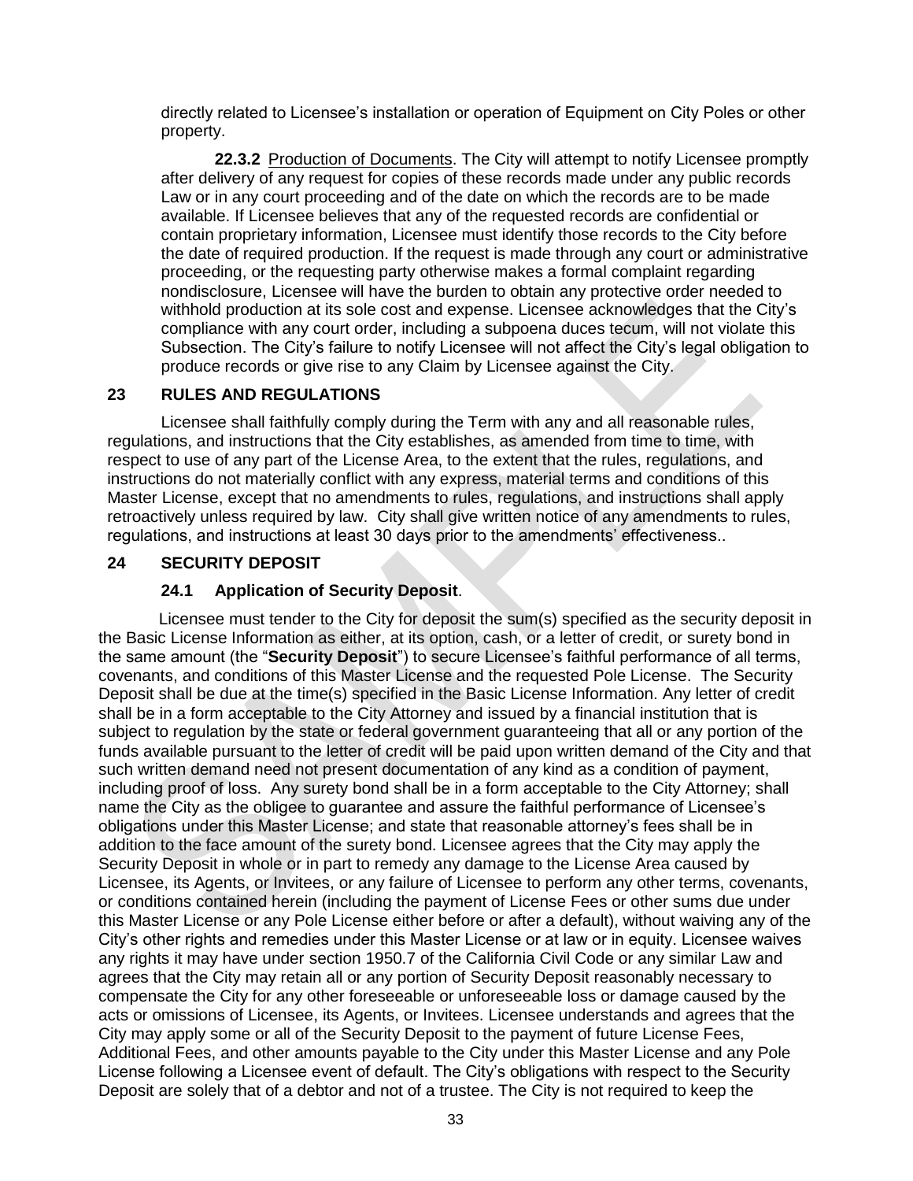directly related to Licensee's installation or operation of Equipment on City Poles or other property.

**22.3.2** Production of Documents. The City will attempt to notify Licensee promptly after delivery of any request for copies of these records made under any public records Law or in any court proceeding and of the date on which the records are to be made available. If Licensee believes that any of the requested records are confidential or contain proprietary information, Licensee must identify those records to the City before the date of required production. If the request is made through any court or administrative proceeding, or the requesting party otherwise makes a formal complaint regarding nondisclosure, Licensee will have the burden to obtain any protective order needed to withhold production at its sole cost and expense. Licensee acknowledges that the City's compliance with any court order, including a subpoena duces tecum, will not violate this Subsection. The City's failure to notify Licensee will not affect the City's legal obligation to produce records or give rise to any Claim by Licensee against the City.

## 23 RULES AND REGULATIONS

Licensee shall faithfully comply during the Term with any and all reasonable rules, regulations, and instructions that the City establishes, as amended from time to time, with respect to use of any part of the License Area, to the extent that the rules, regulations, and instructions do not materially conflict with any express, material terms and conditions of this Master License, except that no amendments to rules, regulations, and instructions shall apply retroactively unless required by law. City shall give written notice of any amendments to rules, regulations, and instructions at least 30 days prior to the amendments' effectiveness..

## 24 SECURITY DEPOSIT

### 24.1 Application of Security Deposit.

Licensee must tender to the City for deposit the sum(s) specified as the security deposit in the Basic License Information as either, at its option, cash, or a letter of credit, or surety bond in the same amount (the "**Security Deposit**") to secure Licensee's faithful performance of all terms, covenants, and conditions of this Master License and the requested Pole License. The Security Deposit shall be due at the time(s) specified in the Basic License Information. Any letter of credit shall be in a form acceptable to the City Attorney and issued by a financial institution that is subject to regulation by the state or federal government guaranteeing that all or any portion of the funds available pursuant to the letter of credit will be paid upon written demand of the City and that such written demand need not present documentation of any kind as a condition of payment, including proof of loss. Any surety bond shall be in a form acceptable to the City Attorney; shall name the City as the obligee to guarantee and assure the faithful performance of Licensee's obligations under this Master License; and state that reasonable attorney's fees shall be in addition to the face amount of the surety bond. Licensee agrees that the City may apply the Security Deposit in whole or in part to remedy any damage to the License Area caused by Licensee, its Agents, or Invitees, or any failure of Licensee to perform any other terms, covenants, or conditions contained herein (including the payment of License Fees or other sums due under this Master License or any Pole License either before or after a default), without waiving any of the City's other rights and remedies under this Master License or at law or in equity. Licensee waives any rights it may have under section 1950.7 of the California Civil Code or any similar Law and agrees that the City may retain all or any portion of Security Deposit reasonably necessary to compensate the City for any other foreseeable or unforeseeable loss or damage caused by the acts or omissions of Licensee, its Agents, or Invitees. Licensee understands and agrees that the City may apply some or all of the Security Deposit to the payment of future License Fees, Additional Fees, and other amounts payable to the City under this Master License and any Pole License following a Licensee event of default. The City's obligations with respect to the Security Deposit are solely that of a debtor and not of a trustee. The City is not required to keep the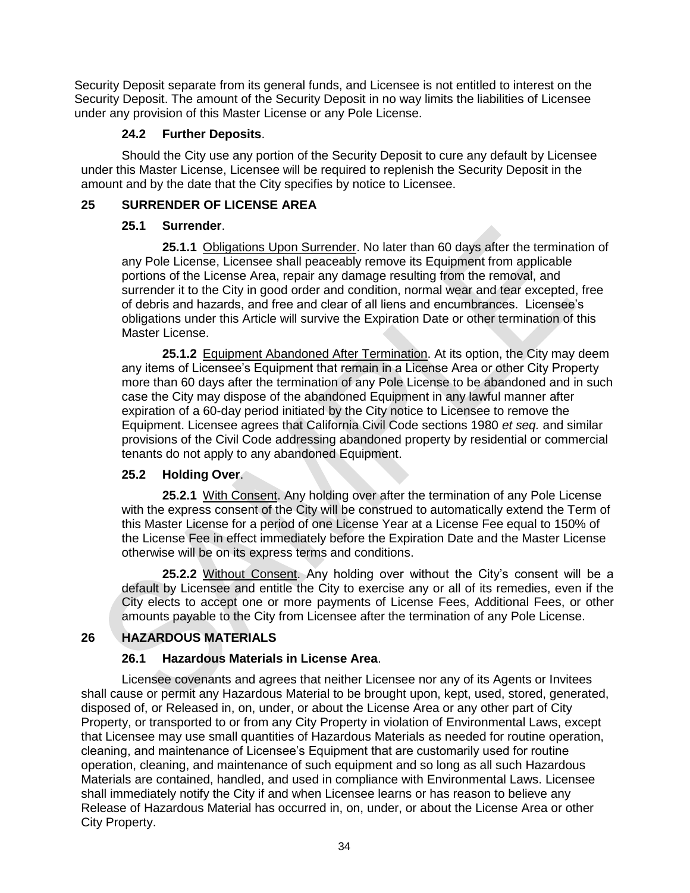Security Deposit separate from its general funds, and Licensee is not entitled to interest on the Security Deposit. The amount of the Security Deposit in no way limits the liabilities of Licensee under any provision of this Master License or any Pole License.

### 24.2 Further Deposits.

Should the City use any portion of the Security Deposit to cure any default by Licensee under this Master License, Licensee will be required to replenish the Security Deposit in the amount and by the date that the City specifies by notice to Licensee.

## 25 SURRENDER OF LICENSE AREA

### 25.1 Surrender.

**25.1.1** Obligations Upon Surrender. No later than 60 days after the termination of any Pole License, Licensee shall peaceably remove its Equipment from applicable portions of the License Area, repair any damage resulting from the removal, and surrender it to the City in good order and condition, normal wear and tear excepted, free of debris and hazards, and free and clear of all liens and encumbrances. Licensee's obligations under this Article will survive the Expiration Date or other termination of this Master License.

**25.1.2** Equipment Abandoned After Termination. At its option, the City may deem any items of Licensee's Equipment that remain in a License Area or other City Property more than 60 days after the termination of any Pole License to be abandoned and in such case the City may dispose of the abandoned Equipment in any lawful manner after expiration of a 60-day period initiated by the City notice to Licensee to remove the Equipment. Licensee agrees that California Civil Code sections 1980 *et seq.* and similar provisions of the Civil Code addressing abandoned property by residential or commercial tenants do not apply to any abandoned Equipment.

### 25.2 Holding Over.

**25.2.1** With Consent. Any holding over after the termination of any Pole License with the express consent of the City will be construed to automatically extend the Term of this Master License for a period of one License Year at a License Fee equal to 150% of the License Fee in effect immediately before the Expiration Date and the Master License otherwise will be on its express terms and conditions.

**25.2.2** Without Consent. Any holding over without the City's consent will be a default by Licensee and entitle the City to exercise any or all of its remedies, even if the City elects to accept one or more payments of License Fees, Additional Fees, or other amounts payable to the City from Licensee after the termination of any Pole License.

## 26 HAZARDOUS MATERIALS

### 26.1 Hazardous Materials in License Area.

Licensee covenants and agrees that neither Licensee nor any of its Agents or Invitees shall cause or permit any Hazardous Material to be brought upon, kept, used, stored, generated, disposed of, or Released in, on, under, or about the License Area or any other part of City Property, or transported to or from any City Property in violation of Environmental Laws, except that Licensee may use small quantities of Hazardous Materials as needed for routine operation, cleaning, and maintenance of Licensee's Equipment that are customarily used for routine operation, cleaning, and maintenance of such equipment and so long as all such Hazardous Materials are contained, handled, and used in compliance with Environmental Laws. Licensee shall immediately notify the City if and when Licensee learns or has reason to believe any Release of Hazardous Material has occurred in, on, under, or about the License Area or other City Property.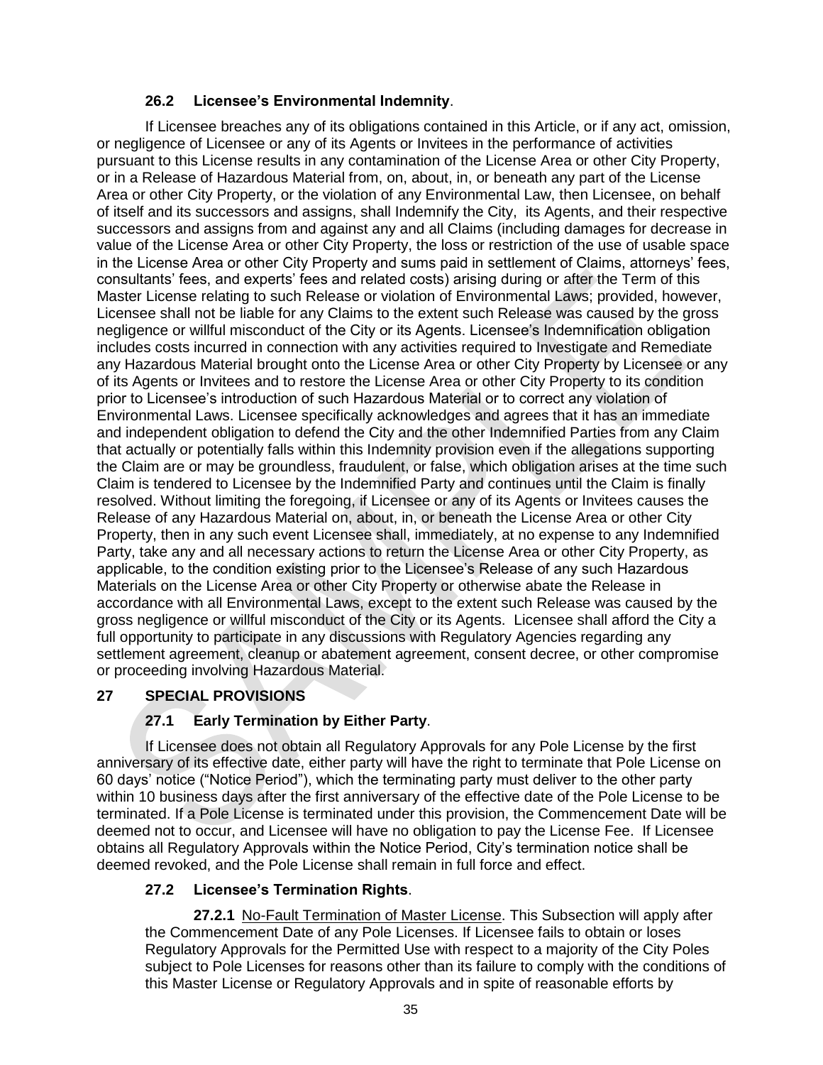### 26.2 Licensee's Environmental Indemnity.

If Licensee breaches any of its obligations contained in this Article, or if any act, omission, or negligence of Licensee or any of its Agents or Invitees in the performance of activities pursuant to this License results in any contamination of the License Area or other City Property, or in a Release of Hazardous Material from, on, about, in, or beneath any part of the License Area or other City Property, or the violation of any Environmental Law, then Licensee, on behalf of itself and its successors and assigns, shall Indemnify the City, its Agents, and their respective successors and assigns from and against any and all Claims (including damages for decrease in value of the License Area or other City Property, the loss or restriction of the use of usable space in the License Area or other City Property and sums paid in settlement of Claims, attorneys' fees, consultants' fees, and experts' fees and related costs) arising during or after the Term of this Master License relating to such Release or violation of Environmental Laws; provided, however, Licensee shall not be liable for any Claims to the extent such Release was caused by the gross negligence or willful misconduct of the City or its Agents. Licensee's Indemnification obligation includes costs incurred in connection with any activities required to Investigate and Remediate any Hazardous Material brought onto the License Area or other City Property by Licensee or any of its Agents or Invitees and to restore the License Area or other City Property to its condition prior to Licensee's introduction of such Hazardous Material or to correct any violation of Environmental Laws. Licensee specifically acknowledges and agrees that it has an immediate and independent obligation to defend the City and the other Indemnified Parties from any Claim that actually or potentially falls within this Indemnity provision even if the allegations supporting the Claim are or may be groundless, fraudulent, or false, which obligation arises at the time such Claim is tendered to Licensee by the Indemnified Party and continues until the Claim is finally resolved. Without limiting the foregoing, if Licensee or any of its Agents or Invitees causes the Release of any Hazardous Material on, about, in, or beneath the License Area or other City Property, then in any such event Licensee shall, immediately, at no expense to any Indemnified Party, take any and all necessary actions to return the License Area or other City Property, as applicable, to the condition existing prior to the Licensee's Release of any such Hazardous Materials on the License Area or other City Property or otherwise abate the Release in accordance with all Environmental Laws, except to the extent such Release was caused by the gross negligence or willful misconduct of the City or its Agents. Licensee shall afford the City a full opportunity to participate in any discussions with Regulatory Agencies regarding any settlement agreement, cleanup or abatement agreement, consent decree, or other compromise or proceeding involving Hazardous Material.

## 27 SPECIAL PROVISIONS

### 27.1 Early Termination by Either Party.

If Licensee does not obtain all Regulatory Approvals for any Pole License by the first anniversary of its effective date, either party will have the right to terminate that Pole License on 60 days' notice ("Notice Period"), which the terminating party must deliver to the other party within 10 business days after the first anniversary of the effective date of the Pole License to be terminated. If a Pole License is terminated under this provision, the Commencement Date will be deemed not to occur, and Licensee will have no obligation to pay the License Fee. If Licensee obtains all Regulatory Approvals within the Notice Period, City's termination notice shall be deemed revoked, and the Pole License shall remain in full force and effect.

### 27.2 Licensee's Termination Rights.

**27.2.1** <u>No-Fault Termination of Master License</u>. This Subsection will apply after the Commencement Date of any Pole Licenses. If Licensee fails to obtain or loses Regulatory Approvals for the Permitted Use with respect to a majority of the City Poles subject to Pole Licenses for reasons other than its failure to comply with the conditions of this Master License or Regulatory Approvals and in spite of reasonable efforts by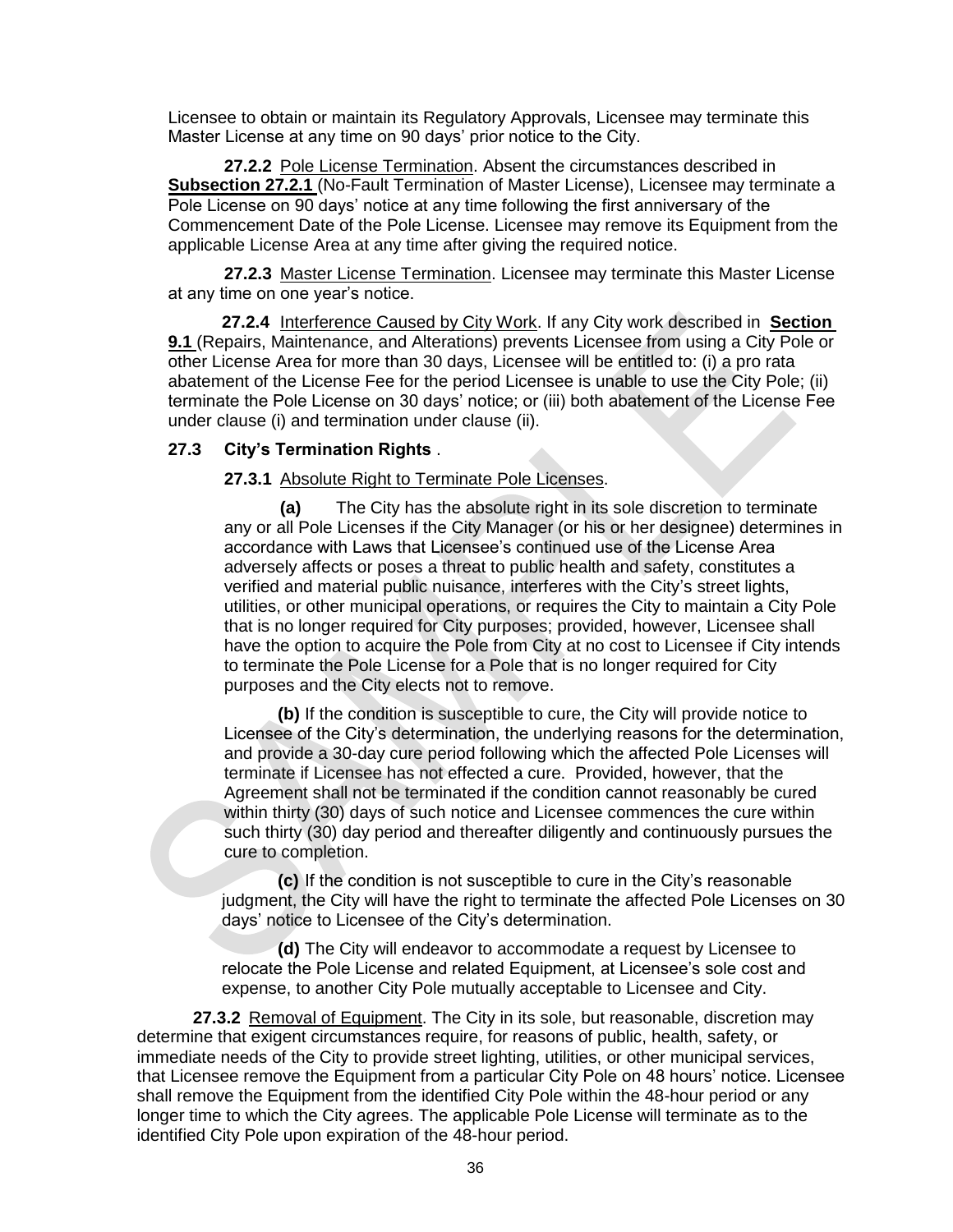Licensee to obtain or maintain its Regulatory Approvals, Licensee may terminate this Master License at any time on 90 days' prior notice to the City.

**27.2.2** Pole License Termination. Absent the circumstances described in **Subsection 27.2.1** (No-Fault Termination of Master License), Licensee may terminate a Pole License on 90 days' notice at any time following the first anniversary of the Commencement Date of the Pole License. Licensee may remove its Equipment from the applicable License Area at any time after giving the required notice.

**27.2.3** Master License Termination. Licensee may terminate this Master License at any time on one year's notice.

**27.2.4** Interference Caused by City Work. If any City work described in **Section 9.1** (Repairs, Maintenance, and Alterations) prevents Licensee from using a City Pole or other License Area for more than 30 days, Licensee will be entitled to: (i) a pro rata abatement of the License Fee for the period Licensee is unable to use the City Pole; (ii) terminate the Pole License on 30 days' notice; or (iii) both abatement of the License Fee under clause (i) and termination under clause (ii).

### 27.3 City's Termination Rights .

**27.3.1** Absolute Right to Terminate Pole Licenses.

**(a)** The City has the absolute right in its sole discretion to terminate any or all Pole Licenses if the City Manager (or his or her designee) determines in accordance with Laws that Licensee's continued use of the License Area adversely affects or poses a threat to public health and safety, constitutes a verified and material public nuisance, interferes with the City's street lights, utilities, or other municipal operations, or requires the City to maintain a City Pole that is no longer required for City purposes; provided, however, Licensee shall have the option to acquire the Pole from City at no cost to Licensee if City intends to terminate the Pole License for a Pole that is no longer required for City purposes and the City elects not to remove.

**(b)** If the condition is susceptible to cure, the City will provide notice to Licensee of the City's determination, the underlying reasons for the determination, and provide a 30-day cure period following which the affected Pole Licenses will terminate if Licensee has not effected a cure. Provided, however, that the Agreement shall not be terminated if the condition cannot reasonably be cured within thirty (30) days of such notice and Licensee commences the cure within such thirty (30) day period and thereafter diligently and continuously pursues the cure to completion.

**(c)** If the condition is not susceptible to cure in the City's reasonable judgment, the City will have the right to terminate the affected Pole Licenses on 30 days' notice to Licensee of the City's determination.

**(d)** The City will endeavor to accommodate a request by Licensee to relocate the Pole License and related Equipment, at Licensee's sole cost and expense, to another City Pole mutually acceptable to Licensee and City.

**27.3.2** Removal of Equipment. The City in its sole, but reasonable, discretion may determine that exigent circumstances require, for reasons of public, health, safety, or immediate needs of the City to provide street lighting, utilities, or other municipal services, that Licensee remove the Equipment from a particular City Pole on 48 hours' notice. Licensee shall remove the Equipment from the identified City Pole within the 48-hour period or any longer time to which the City agrees. The applicable Pole License will terminate as to the identified City Pole upon expiration of the 48-hour period.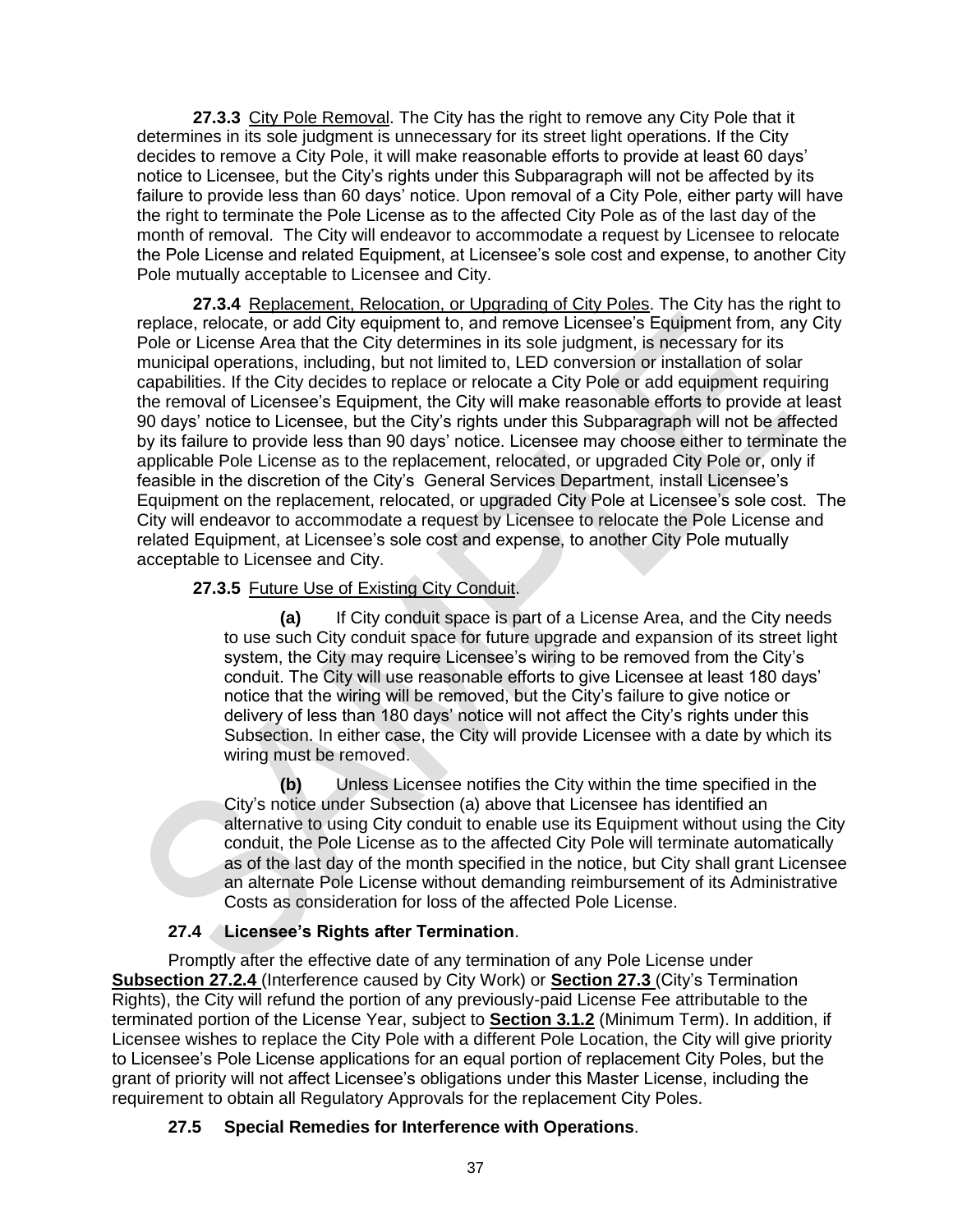**27.3.3** <u>City Pole Removal</u>. The City has the right to remove any City Pole that it determines in its sole judgment is unnecessary for its street light operations. If the City decides to remove a City Pole, it will make reasonable efforts to provide at least 60 days' notice to Licensee, but the City's rights under this Subparagraph will not be affected by its failure to provide less than 60 days' notice. Upon removal of a City Pole, either party will have the right to terminate the Pole License as to the affected City Pole as of the last day of the month of removal. The City will endeavor to accommodate a request by Licensee to relocate the Pole License and related Equipment, at Licensee's sole cost and expense, to another City Pole mutually acceptable to Licensee and City.

**27.3.4** <u>Replacement, Relocation, or Upgrading of City Poles</u>. The City has the right to replace, relocate, or add City equipment to, and remove Licensee's Equipment from, any City Pole or License Area that the City determines in its sole judgment, is necessary for its municipal operations, including, but not limited to, LED conversion or installation of solar capabilities. If the City decides to replace or relocate a City Pole or add equipment requiring the removal of Licensee's Equipment, the City will make reasonable efforts to provide at least 90 days' notice to Licensee, but the City's rights under this Subparagraph will not be affected by its failure to provide less than 90 days' notice. Licensee may choose either to terminate the applicable Pole License as to the replacement, relocated, or upgraded City Pole or, only if feasible in the discretion of the City's General Services Department, install Licensee's Equipment on the replacement, relocated, or upgraded City Pole at Licensee's sole cost. The City will endeavor to accommodate a request by Licensee to relocate the Pole License and related Equipment, at Licensee's sole cost and expense, to another City Pole mutually acceptable to Licensee and City.

**27.3.5** <u>Future Use of Existing City Conduit</u>.

**(a)** If City conduit space is part of a License Area, and the City needs to use such City conduit space for future upgrade and expansion of its street light system, the City may require Licensee's wiring to be removed from the City's conduit. The City will use reasonable efforts to give Licensee at least 180 days' notice that the wiring will be removed, but the City's failure to give notice or delivery of less than 180 days' notice will not affect the City's rights under this Subsection. In either case, the City will provide Licensee with a date by which its wiring must be removed.

**(b)** Unless Licensee notifies the City within the time specified in the City's notice under Subsection (a) above that Licensee has identified an alternative to using City conduit to enable use its Equipment without using the City conduit, the Pole License as to the affected City Pole will terminate automatically as of the last day of the month specified in the notice, but City shall grant Licensee an alternate Pole License without demanding reimbursement of its Administrative Costs as consideration for loss of the affected Pole License.

**27.4 Licensee's Rights after Termination**.

Promptly after the effective date of any termination of any Pole License under **<u>Subsection 27.2.4</u>** (Interference caused by City Work) or **<u>Section 27.3</u>** (City's Termination Rights), the City will refund the portion of any previously-paid License Fee attributable to the terminated portion of the License Year, subject to **<u>Section 3.1.2</u>** (Minimum Term). In addition, if Licensee wishes to replace the City Pole with a different Pole Location, the City will give priority to Licensee's Pole License applications for an equal portion of replacement City Poles, but the grant of priority will not affect Licensee's obligations under this Master License, including the requirement to obtain all Regulatory Approvals for the replacement City Poles.

**27.5 Special Remedies for Interference with Operations**.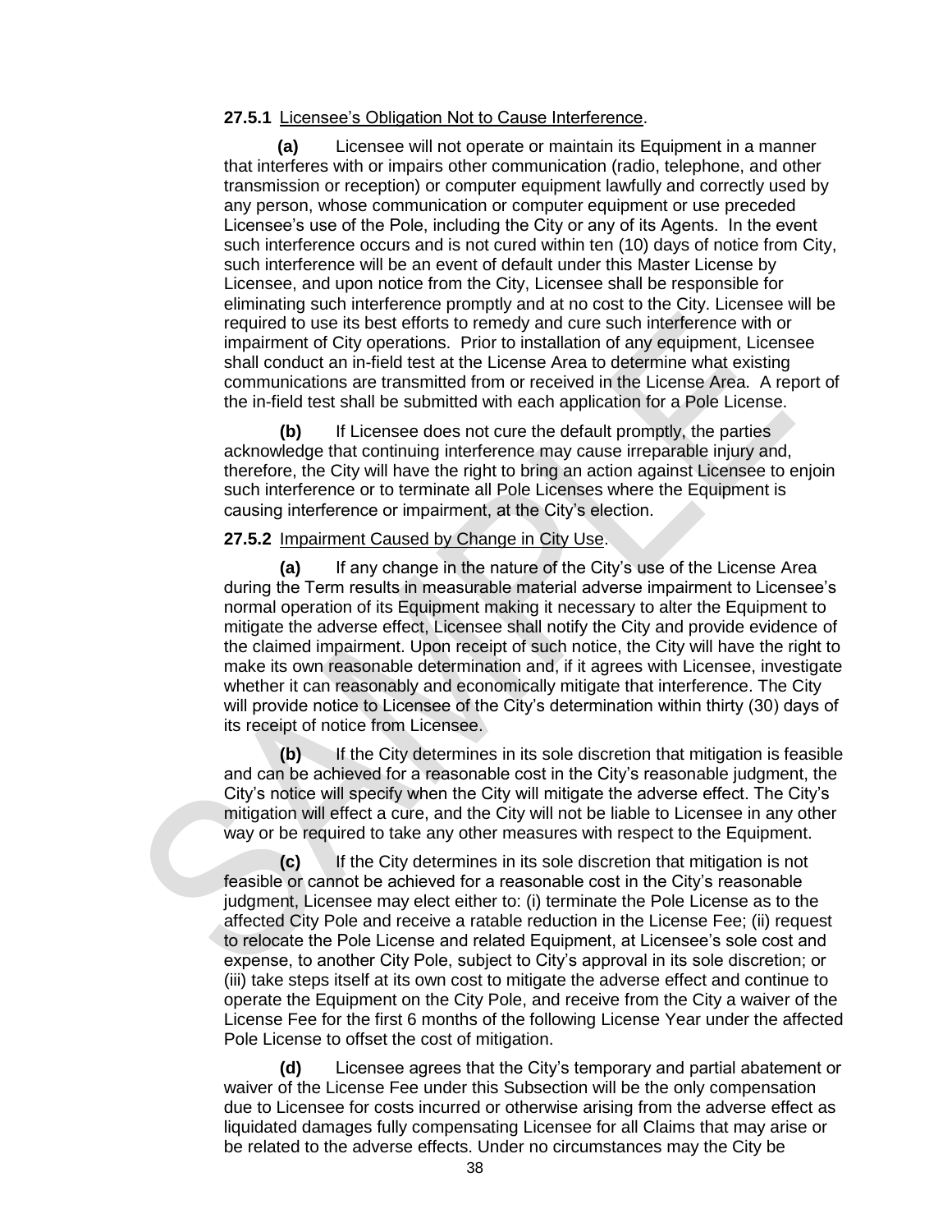**27.5.1** Licensee's Obligation Not to Cause Interference.

**(a)** Licensee will not operate or maintain its Equipment in a manner that interferes with or impairs other communication (radio, telephone, and other transmission or reception) or computer equipment lawfully and correctly used by any person, whose communication or computer equipment or use preceded Licensee's use of the Pole, including the City or any of its Agents. In the event such interference occurs and is not cured within ten (10) days of notice from City, such interference will be an event of default under this Master License by Licensee, and upon notice from the City, Licensee shall be responsible for eliminating such interference promptly and at no cost to the City. Licensee will be required to use its best efforts to remedy and cure such interference with or impairment of City operations. Prior to installation of any equipment, Licensee shall conduct an in-field test at the License Area to determine what existing communications are transmitted from or received in the License Area. A report of the in-field test shall be submitted with each application for a Pole License.

**(b)** If Licensee does not cure the default promptly, the parties acknowledge that continuing interference may cause irreparable injury and, therefore, the City will have the right to bring an action against Licensee to enjoin such interference or to terminate all Pole Licenses where the Equipment is causing interference or impairment, at the City's election.

**27.5.2** Impairment Caused by Change in City Use.

**(a)** If any change in the nature of the City's use of the License Area during the Term results in measurable material adverse impairment to Licensee's normal operation of its Equipment making it necessary to alter the Equipment to mitigate the adverse effect, Licensee shall notify the City and provide evidence of the claimed impairment. Upon receipt of such notice, the City will have the right to make its own reasonable determination and, if it agrees with Licensee, investigate whether it can reasonably and economically mitigate that interference. The City will provide notice to Licensee of the City's determination within thirty (30) days of its receipt of notice from Licensee.

**(b)** If the City determines in its sole discretion that mitigation is feasible and can be achieved for a reasonable cost in the City's reasonable judgment, the City's notice will specify when the City will mitigate the adverse effect. The City's mitigation will effect a cure, and the City will not be liable to Licensee in any other way or be required to take any other measures with respect to the Equipment.

**(c)** If the City determines in its sole discretion that mitigation is not feasible or cannot be achieved for a reasonable cost in the City's reasonable judgment, Licensee may elect either to: (i) terminate the Pole License as to the affected City Pole and receive a ratable reduction in the License Fee; (ii) request to relocate the Pole License and related Equipment, at Licensee's sole cost and expense, to another City Pole, subject to City's approval in its sole discretion; or (iii) take steps itself at its own cost to mitigate the adverse effect and continue to operate the Equipment on the City Pole, and receive from the City a waiver of the License Fee for the first 6 months of the following License Year under the affected Pole License to offset the cost of mitigation.

**(d)** Licensee agrees that the City's temporary and partial abatement or waiver of the License Fee under this Subsection will be the only compensation due to Licensee for costs incurred or otherwise arising from the adverse effect as liquidated damages fully compensating Licensee for all Claims that may arise or be related to the adverse effects. Under no circumstances may the City be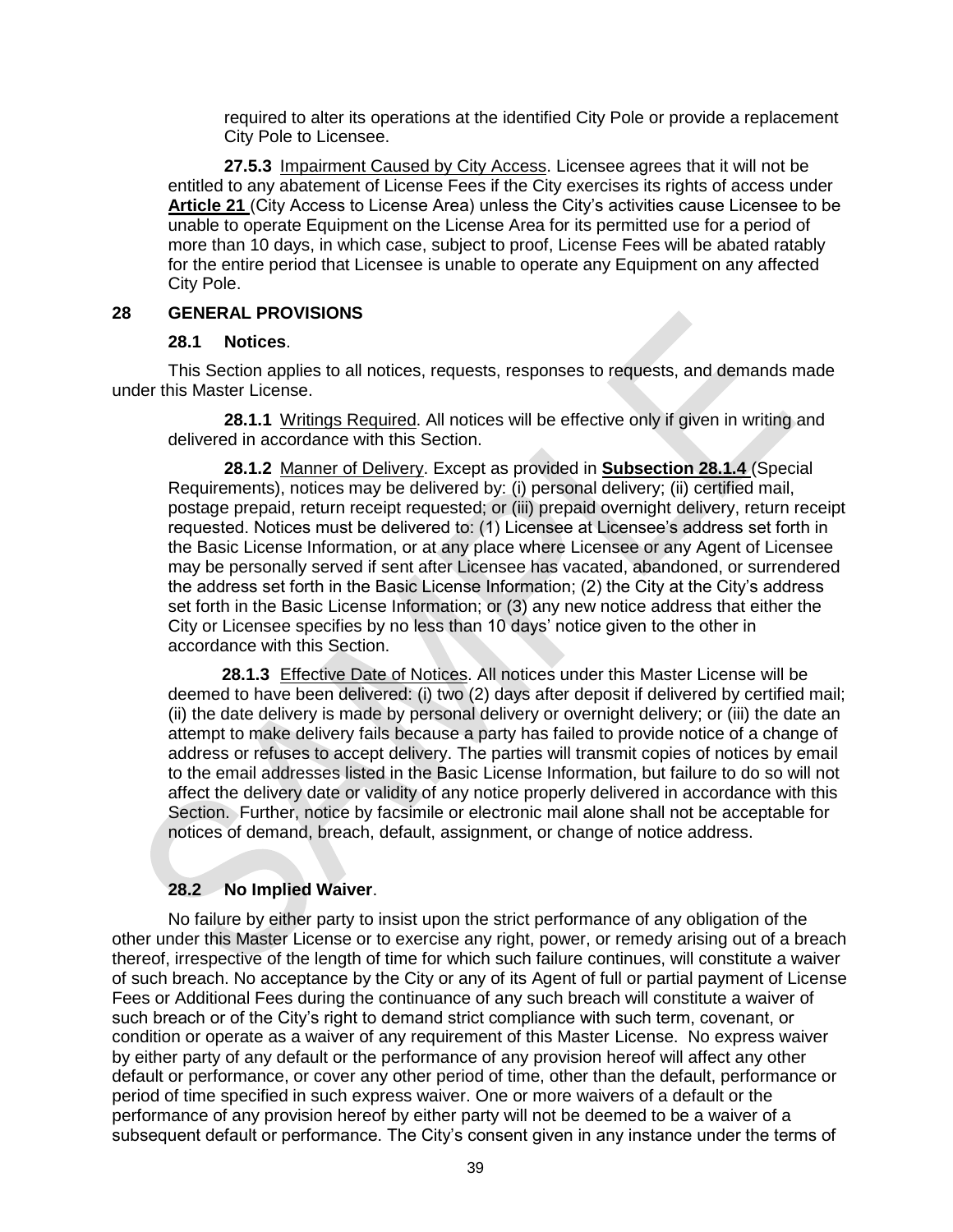required to alter its operations at the identified City Pole or provide a replacement City Pole to Licensee.

**27.5.3** Impairment Caused by City Access. Licensee agrees that it will not be entitled to any abatement of License Fees if the City exercises its rights of access under **Article 21** (City Access to License Area) unless the City's activities cause Licensee to be unable to operate Equipment on the License Area for its permitted use for a period of more than 10 days, in which case, subject to proof, License Fees will be abated ratably for the entire period that Licensee is unable to operate any Equipment on any affected City Pole.

## 28 GENERAL PROVISIONS

### 28.1 Notices.

This Section applies to all notices, requests, responses to requests, and demands made under this Master License.

**28.1.1** Writings Required. All notices will be effective only if given in writing and delivered in accordance with this Section.

**28.1.2** Manner of Delivery. Except as provided in **Subsection 28.1.4** (Special Requirements), notices may be delivered by: (i) personal delivery; (ii) certified mail, postage prepaid, return receipt requested; or (iii) prepaid overnight delivery, return receipt requested. Notices must be delivered to: (1) Licensee at Licensee's address set forth in the Basic License Information, or at any place where Licensee or any Agent of Licensee may be personally served if sent after Licensee has vacated, abandoned, or surrendered the address set forth in the Basic License Information; (2) the City at the City's address set forth in the Basic License Information; or (3) any new notice address that either the City or Licensee specifies by no less than 10 days' notice given to the other in accordance with this Section.

**28.1.3** Effective Date of Notices. All notices under this Master License will be deemed to have been delivered: (i) two (2) days after deposit if delivered by certified mail; (ii) the date delivery is made by personal delivery or overnight delivery; or (iii) the date an attempt to make delivery fails because a party has failed to provide notice of a change of address or refuses to accept delivery. The parties will transmit copies of notices by email to the email addresses listed in the Basic License Information, but failure to do so will not affect the delivery date or validity of any notice properly delivered in accordance with this Section. Further, notice by facsimile or electronic mail alone shall not be acceptable for notices of demand, breach, default, assignment, or change of notice address.

### 28.2 No Implied Waiver.

No failure by either party to insist upon the strict performance of any obligation of the other under this Master License or to exercise any right, power, or remedy arising out of a breach thereof, irrespective of the length of time for which such failure continues, will constitute a waiver of such breach. No acceptance by the City or any of its Agent of full or partial payment of License Fees or Additional Fees during the continuance of any such breach will constitute a waiver of such breach or of the City's right to demand strict compliance with such term, covenant, or condition or operate as a waiver of any requirement of this Master License. No express waiver by either party of any default or the performance of any provision hereof will affect any other default or performance, or cover any other period of time, other than the default, performance or period of time specified in such express waiver. One or more waivers of a default or the performance of any provision hereof by either party will not be deemed to be a waiver of a subsequent default or performance. The City's consent given in any instance under the terms of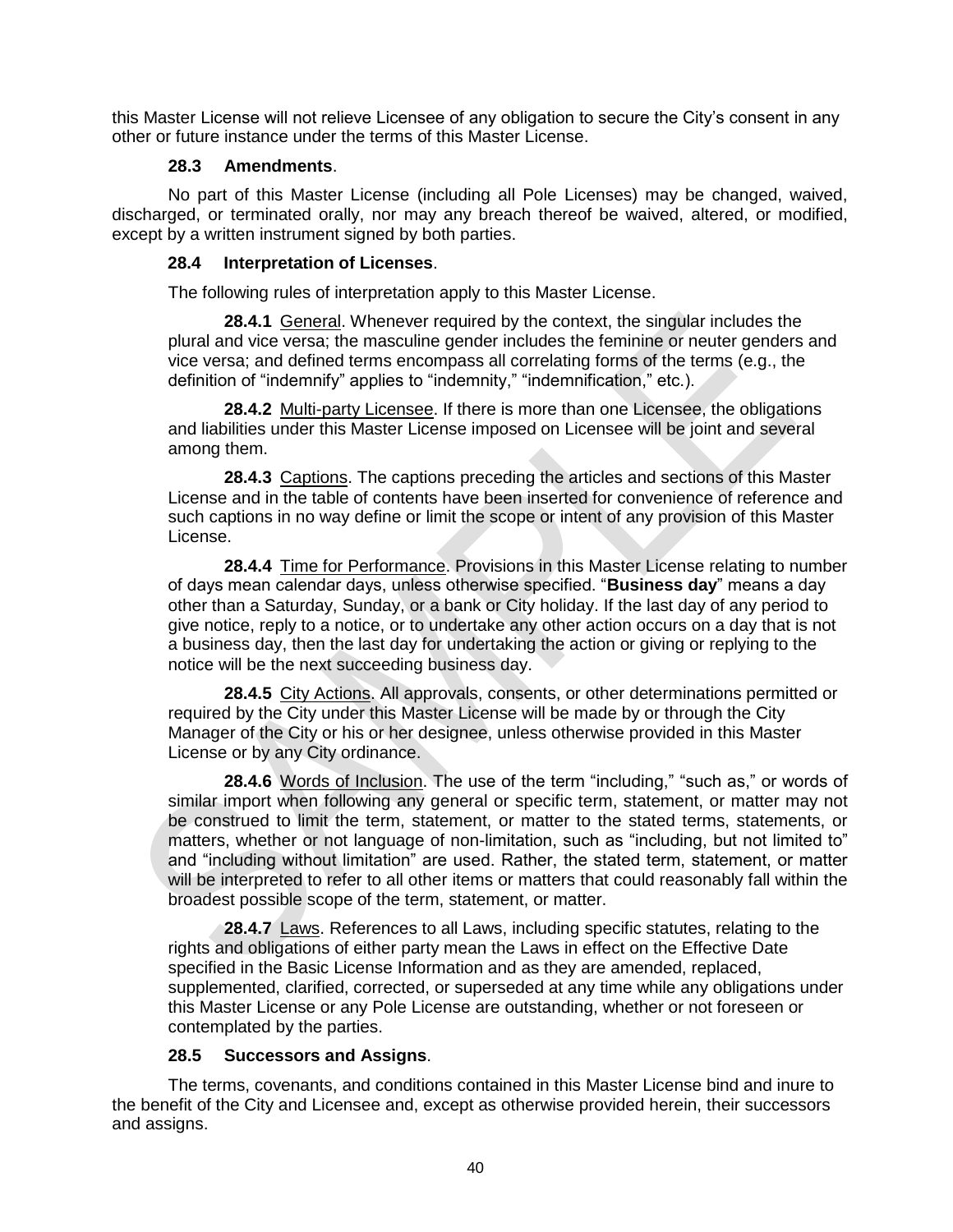this Master License will not relieve Licensee of any obligation to secure the City's consent in any other or future instance under the terms of this Master License.

### 28.3 Amendments.

No part of this Master License (including all Pole Licenses) may be changed, waived, discharged, or terminated orally, nor may any breach thereof be waived, altered, or modified, except by a written instrument signed by both parties.

### 28.4 Interpretation of Licenses.

The following rules of interpretation apply to this Master License.

**28.4.1** General. Whenever required by the context, the singular includes the plural and vice versa; the masculine gender includes the feminine or neuter genders and vice versa; and defined terms encompass all correlating forms of the terms (e.g., the definition of "indemnify" applies to "indemnity," "indemnification," etc.).

**28.4.2** Multi-party Licensee. If there is more than one Licensee, the obligations and liabilities under this Master License imposed on Licensee will be joint and several among them.

**28.4.3** Captions. The captions preceding the articles and sections of this Master License and in the table of contents have been inserted for convenience of reference and such captions in no way define or limit the scope or intent of any provision of this Master License.

**28.4.4** Time for Performance. Provisions in this Master License relating to number of days mean calendar days, unless otherwise specified. "**Business day**" means a day other than a Saturday, Sunday, or a bank or City holiday. If the last day of any period to give notice, reply to a notice, or to undertake any other action occurs on a day that is not a business day, then the last day for undertaking the action or giving or replying to the notice will be the next succeeding business day.

**28.4.5** City Actions. All approvals, consents, or other determinations permitted or required by the City under this Master License will be made by or through the City Manager of the City or his or her designee, unless otherwise provided in this Master License or by any City ordinance.

**28.4.6** Words of Inclusion. The use of the term "including," "such as," or words of similar import when following any general or specific term, statement, or matter may not be construed to limit the term, statement, or matter to the stated terms, statements, or matters, whether or not language of non-limitation, such as "including, but not limited to" and "including without limitation" are used. Rather, the stated term, statement, or matter will be interpreted to refer to all other items or matters that could reasonably fall within the broadest possible scope of the term, statement, or matter.

**28.4.7** Laws. References to all Laws, including specific statutes, relating to the rights and obligations of either party mean the Laws in effect on the Effective Date specified in the Basic License Information and as they are amended, replaced, supplemented, clarified, corrected, or superseded at any time while any obligations under this Master License or any Pole License are outstanding, whether or not foreseen or contemplated by the parties.

### 28.5 Successors and Assigns.

The terms, covenants, and conditions contained in this Master License bind and inure to the benefit of the City and Licensee and, except as otherwise provided herein, their successors and assigns.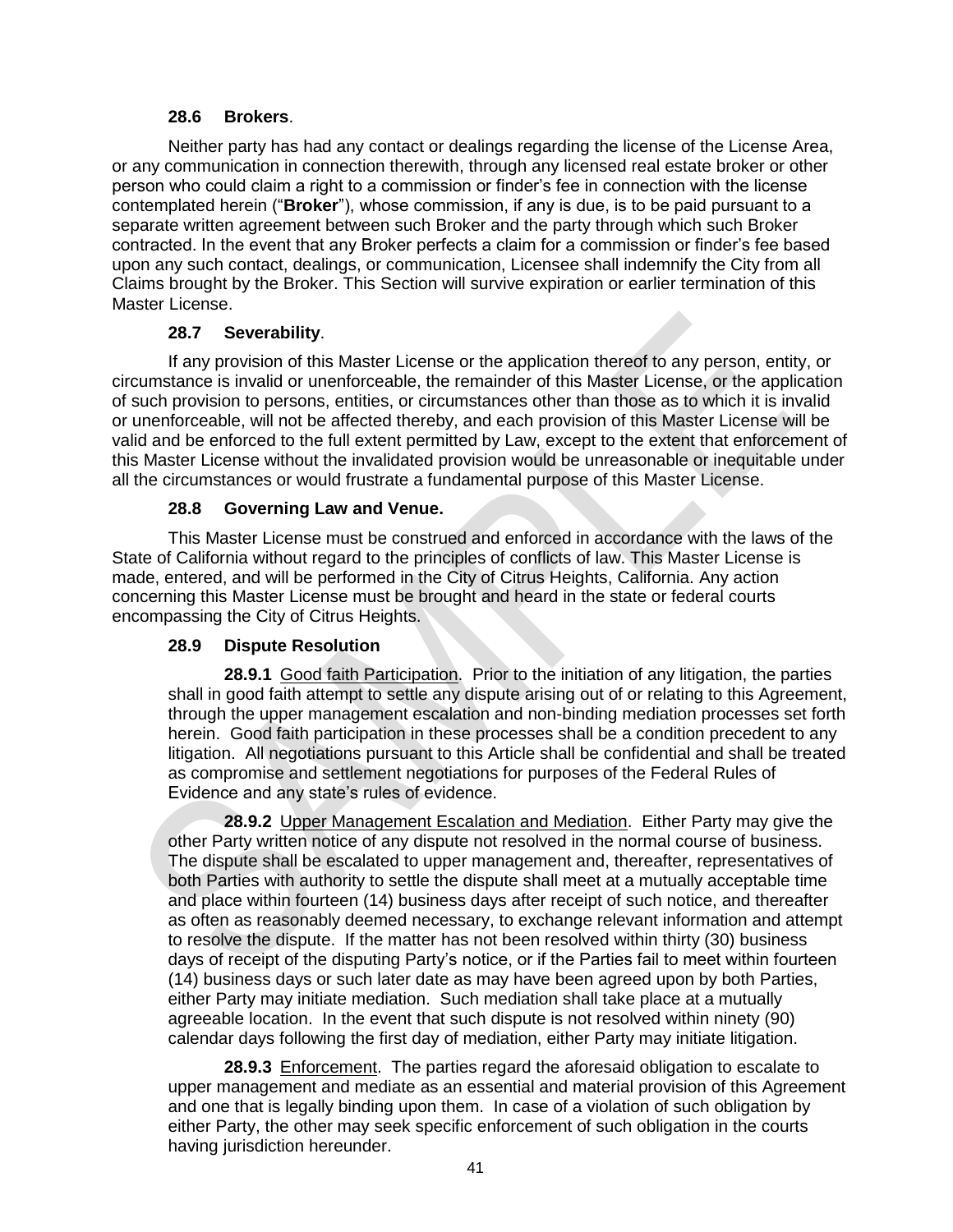### 28.6 Brokers.

Neither party has had any contact or dealings regarding the license of the License Area, or any communication in connection therewith, through any licensed real estate broker or other person who could claim a right to a commission or finder's fee in connection with the license contemplated herein ("**Broker**"), whose commission, if any is due, is to be paid pursuant to a separate written agreement between such Broker and the party through which such Broker contracted. In the event that any Broker perfects a claim for a commission or finder's fee based upon any such contact, dealings, or communication, Licensee shall indemnify the City from all Claims brought by the Broker. This Section will survive expiration or earlier termination of this Master License.

### 28.7 Severability.

If any provision of this Master License or the application thereof to any person, entity, or circumstance is invalid or unenforceable, the remainder of this Master License, or the application of such provision to persons, entities, or circumstances other than those as to which it is invalid or unenforceable, will not be affected thereby, and each provision of this Master License will be valid and be enforced to the full extent permitted by Law, except to the extent that enforcement of this Master License without the invalidated provision would be unreasonable or inequitable under all the circumstances or would frustrate a fundamental purpose of this Master License.

### 28.8 Governing Law and Venue.

This Master License must be construed and enforced in accordance with the laws of the State of California without regard to the principles of conflicts of law. This Master License is made, entered, and will be performed in the City of Citrus Heights, California. Any action concerning this Master License must be brought and heard in the state or federal courts encompassing the City of Citrus Heights.

### 28.9 Dispute Resolution

**28.9.1** Good faith Participation. Prior to the initiation of any litigation, the parties shall in good faith attempt to settle any dispute arising out of or relating to this Agreement, through the upper management escalation and non-binding mediation processes set forth herein. Good faith participation in these processes shall be a condition precedent to any litigation. All negotiations pursuant to this Article shall be confidential and shall be treated as compromise and settlement negotiations for purposes of the Federal Rules of Evidence and any state's rules of evidence.

**28.9.2** Upper Management Escalation and Mediation. Either Party may give the other Party written notice of any dispute not resolved in the normal course of business. The dispute shall be escalated to upper management and, thereafter, representatives of both Parties with authority to settle the dispute shall meet at a mutually acceptable time and place within fourteen (14) business days after receipt of such notice, and thereafter as often as reasonably deemed necessary, to exchange relevant information and attempt to resolve the dispute. If the matter has not been resolved within thirty (30) business days of receipt of the disputing Party's notice, or if the Parties fail to meet within fourteen (14) business days or such later date as may have been agreed upon by both Parties, either Party may initiate mediation. Such mediation shall take place at a mutually agreeable location. In the event that such dispute is not resolved within ninety (90) calendar days following the first day of mediation, either Party may initiate litigation.

**28.9.3** Enforcement. The parties regard the aforesaid obligation to escalate to upper management and mediate as an essential and material provision of this Agreement and one that is legally binding upon them. In case of a violation of such obligation by either Party, the other may seek specific enforcement of such obligation in the courts having jurisdiction hereunder.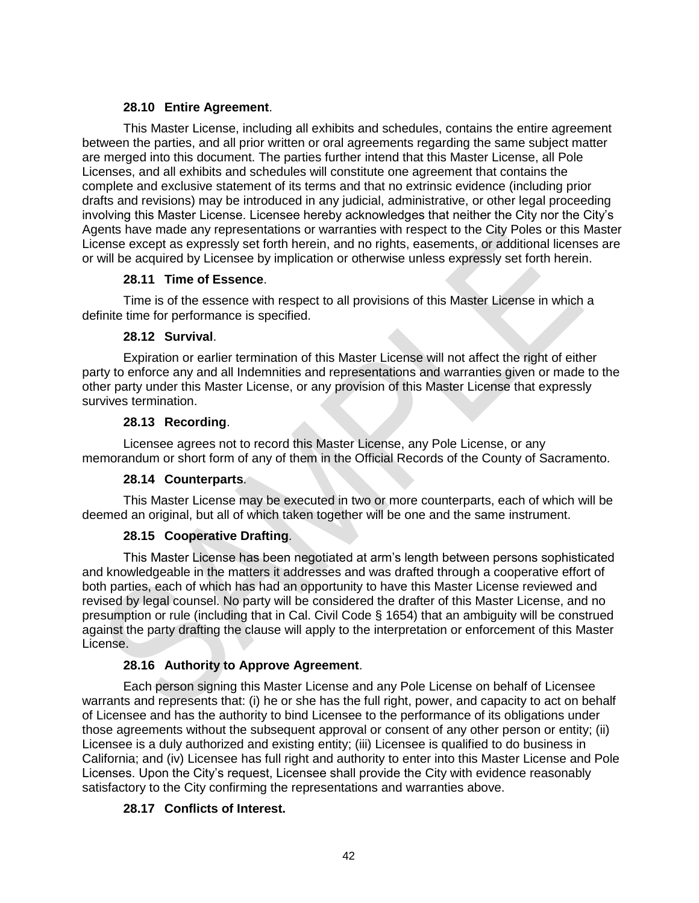**28.10 Entire Agreement**.

This Master License, including all exhibits and schedules, contains the entire agreement between the parties, and all prior written or oral agreements regarding the same subject matter are merged into this document. The parties further intend that this Master License, all Pole Licenses, and all exhibits and schedules will constitute one agreement that contains the complete and exclusive statement of its terms and that no extrinsic evidence (including prior drafts and revisions) may be introduced in any judicial, administrative, or other legal proceeding involving this Master License. Licensee hereby acknowledges that neither the City nor the City's Agents have made any representations or warranties with respect to the City Poles or this Master License except as expressly set forth herein, and no rights, easements, or additional licenses are or will be acquired by Licensee by implication or otherwise unless expressly set forth herein.

**28.11 Time of Essence**.

Time is of the essence with respect to all provisions of this Master License in which a definite time for performance is specified.

**28.12 Survival**.

Expiration or earlier termination of this Master License will not affect the right of either party to enforce any and all Indemnities and representations and warranties given or made to the other party under this Master License, or any provision of this Master License that expressly survives termination.

**28.13 Recording**.

Licensee agrees not to record this Master License, any Pole License, or any memorandum or short form of any of them in the Official Records of the County of Sacramento.

**28.14 Counterparts**.

This Master License may be executed in two or more counterparts, each of which will be deemed an original, but all of which taken together will be one and the same instrument.

**28.15 Cooperative Drafting**.

This Master License has been negotiated at arm's length between persons sophisticated and knowledgeable in the matters it addresses and was drafted through a cooperative effort of both parties, each of which has had an opportunity to have this Master License reviewed and revised by legal counsel. No party will be considered the drafter of this Master License, and no presumption or rule (including that in Cal. Civil Code § 1654) that an ambiguity will be construed against the party drafting the clause will apply to the interpretation or enforcement of this Master License.

**28.16 Authority to Approve Agreement**.

Each person signing this Master License and any Pole License on behalf of Licensee warrants and represents that: (i) he or she has the full right, power, and capacity to act on behalf of Licensee and has the authority to bind Licensee to the performance of its obligations under those agreements without the subsequent approval or consent of any other person or entity; (ii) Licensee is a duly authorized and existing entity; (iii) Licensee is qualified to do business in California; and (iv) Licensee has full right and authority to enter into this Master License and Pole Licenses. Upon the City's request, Licensee shall provide the City with evidence reasonably satisfactory to the City confirming the representations and warranties above.

**28.17 Conflicts of Interest.**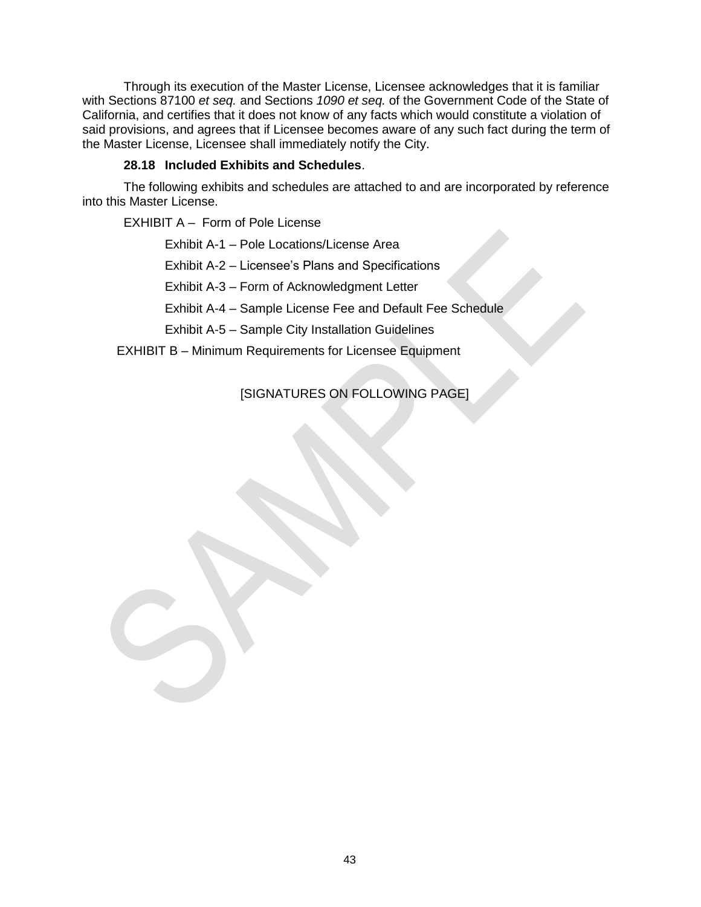Through its execution of the Master License, Licensee acknowledges that it is familiar with Sections 87100 *et seq.* and Sections *1090 et seq.* of the Government Code of the State of California, and certifies that it does not know of any facts which would constitute a violation of said provisions, and agrees that if Licensee becomes aware of any such fact during the term of the Master License, Licensee shall immediately notify the City.

**28.18 Included Exhibits and Schedules**.

The following exhibits and schedules are attached to and are incorporated by reference into this Master License.

EXHIBIT A – Form of Pole License

- Exhibit A-1 – Pole Locations/License Area
- Exhibit A-2 – Licensee's Plans and Specifications
- Exhibit A-3 – Form of Acknowledgment Letter
- Exhibit A-4 – Sample License Fee and Default Fee Schedule
- Exhibit A-5 – Sample City Installation Guidelines

EXHIBIT B – Minimum Requirements for Licensee Equipment

[SIGNATURES ON FOLLOWING PAGE]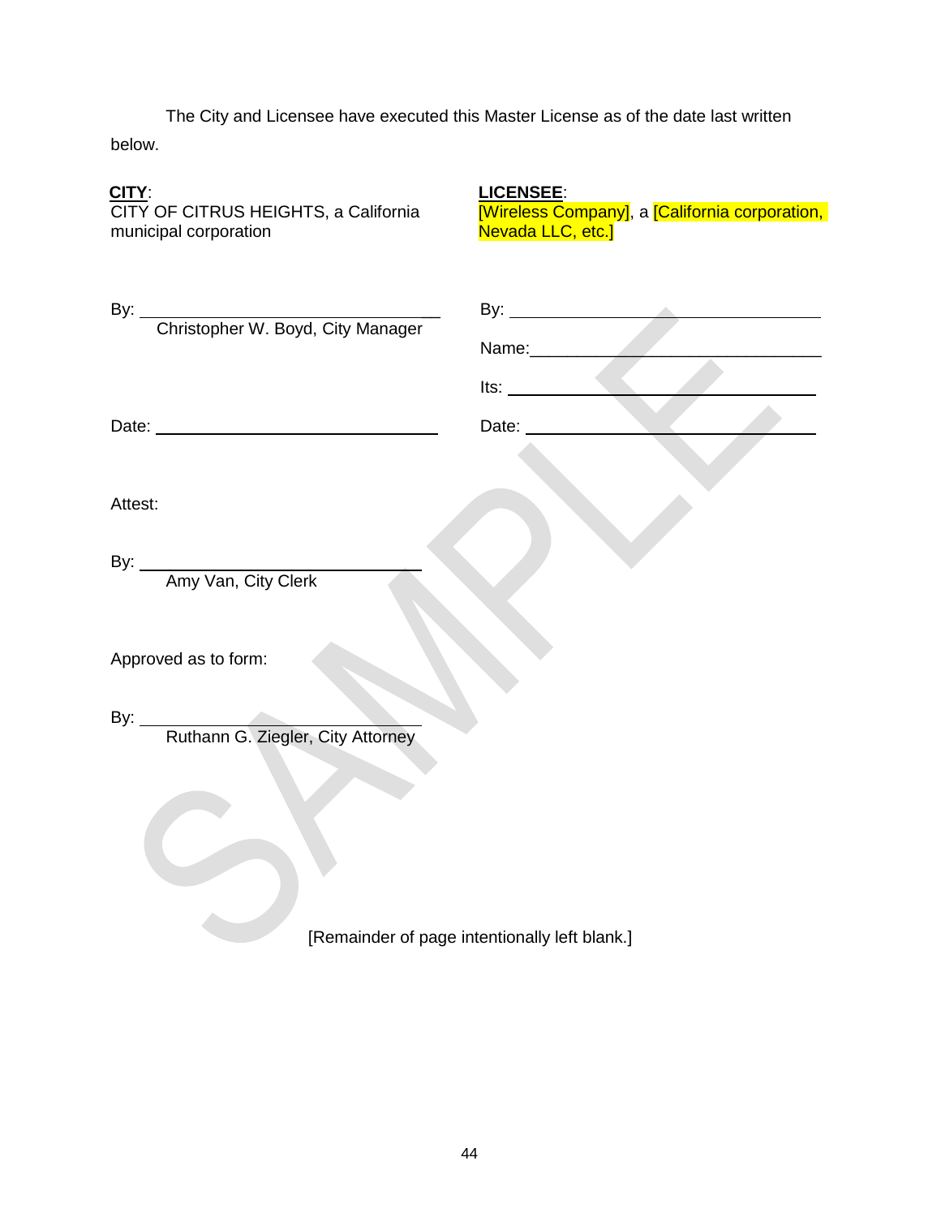The City and Licensee have executed this Master License as of the date last written below.

| **CITY**: | **LICENSEE**: |
|---|---|
| CITY OF CITRUS HEIGHTS, a California municipal corporation | [Wireless Company], a [California corporation, Nevada LLC, etc.] |
| By: ______________________________ | By: ______________________________ |
| Christopher W. Boyd, City Manager | Name: ______________________________ |
| | Its: ______________________________ |
| Date: ______________________________ | Date: ______________________________ |

Attest:

By: ______________________________
Amy Van, City Clerk

Approved as to form:

By: ______________________________
Ruthann G. Ziegler, City Attorney

[Remainder of page intentionally left blank.]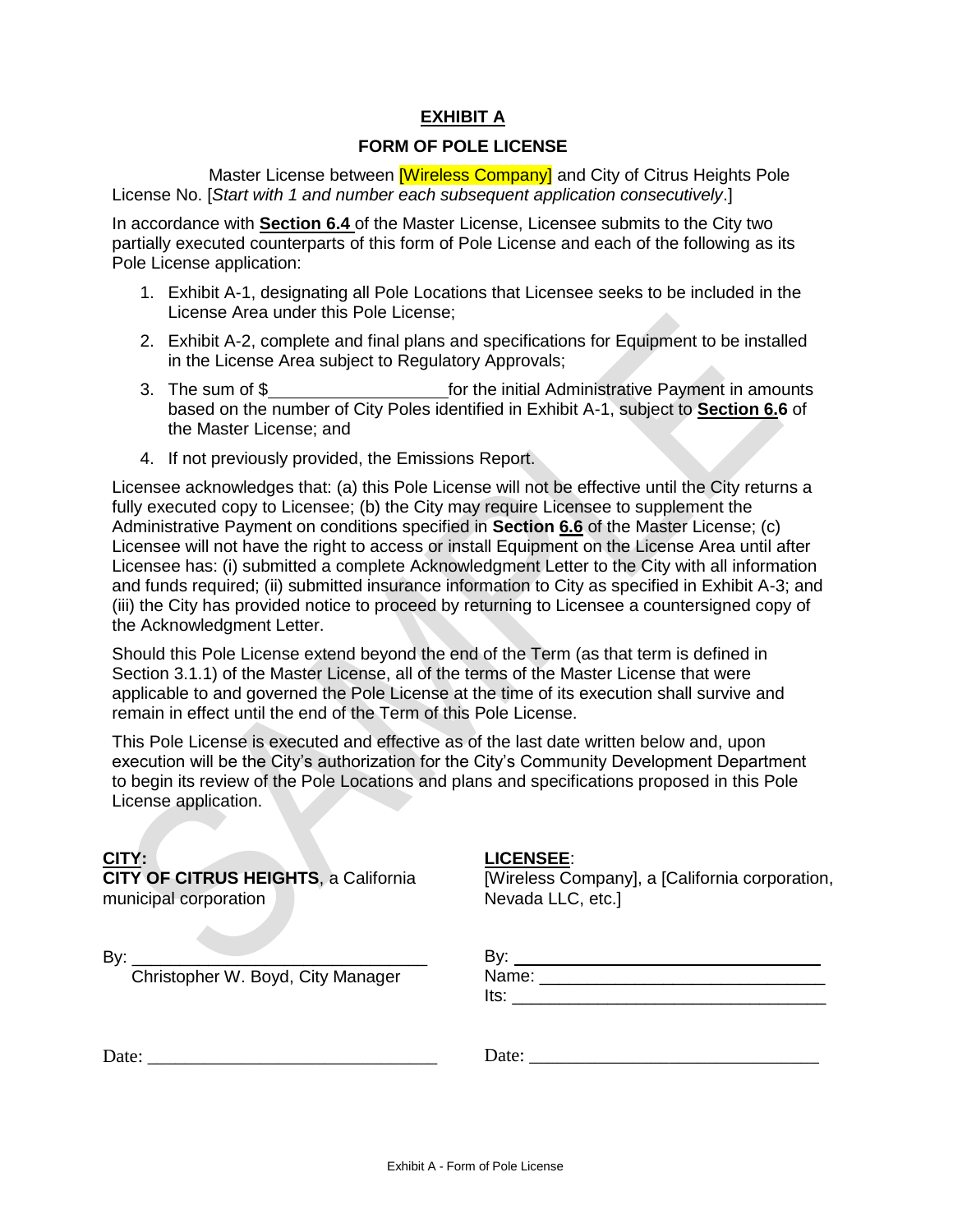# EXHIBIT A

## FORM OF POLE LICENSE

Master License between [Wireless Company] and City of Citrus Heights Pole License No. [*Start with 1 and number each subsequent application consecutively*.]

In accordance with **Section 6.4** of the Master License, Licensee submits to the City two partially executed counterparts of this form of Pole License and each of the following as its Pole License application:

1. Exhibit A-1, designating all Pole Locations that Licensee seeks to be included in the License Area under this Pole License;
2. Exhibit A-2, complete and final plans and specifications for Equipment to be installed in the License Area subject to Regulatory Approvals;
3. The sum of $__________________ for the initial Administrative Payment in amounts based on the number of City Poles identified in Exhibit A-1, subject to **Section 6.6** of the Master License; and
4. If not previously provided, the Emissions Report.

Licensee acknowledges that: (a) this Pole License will not be effective until the City returns a fully executed copy to Licensee; (b) the City may require Licensee to supplement the Administrative Payment on conditions specified in **Section 6.6** of the Master License; (c) Licensee will not have the right to access or install Equipment on the License Area until after Licensee has: (i) submitted a complete Acknowledgment Letter to the City with all information and funds required; (ii) submitted insurance information to City as specified in Exhibit A-3; and (iii) the City has provided notice to proceed by returning to Licensee a countersigned copy of the Acknowledgment Letter.

Should this Pole License extend beyond the end of the Term (as that term is defined in Section 3.1.1) of the Master License, all of the terms of the Master License that were applicable to and governed the Pole License at the time of its execution shall survive and remain in effect until the end of the Term of this Pole License.

This Pole License is executed and effective as of the last date written below and, upon execution will be the City's authorization for the City's Community Development Department to begin its review of the Pole Locations and plans and specifications proposed in this Pole License application.

**CITY:**
**CITY OF CITRUS HEIGHTS**, a California municipal corporation

By: _______________________________
Christopher W. Boyd, City Manager

Date: _______________________________

**LICENSEE**:
[Wireless Company], a [California corporation, Nevada LLC, etc.]

By: _______________________________
Name: _______________________________
Its: _______________________________

Date: _______________________________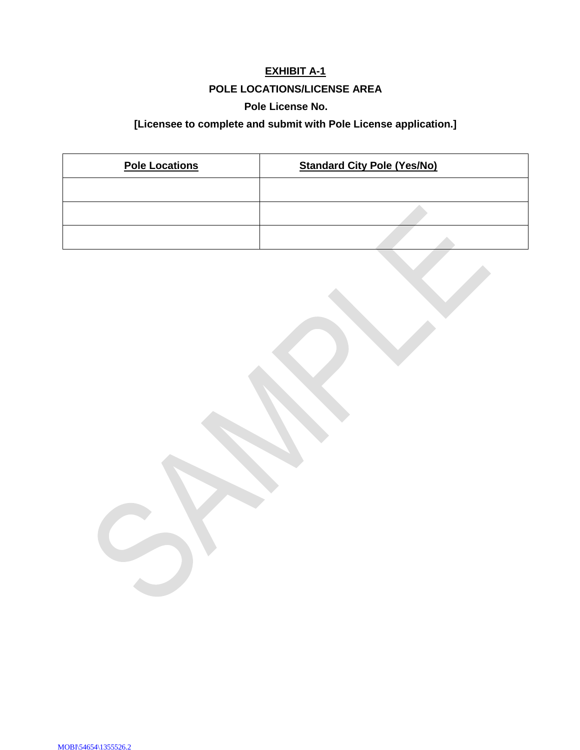# EXHIBIT A-1

## POLE LOCATIONS/LICENSE AREA

**Pole License No.**

**[Licensee to complete and submit with Pole License application.]**

| Pole Locations | Standard City Pole (Yes/No) |
|---|---|
| | |
| | |
| | |

SAMPLE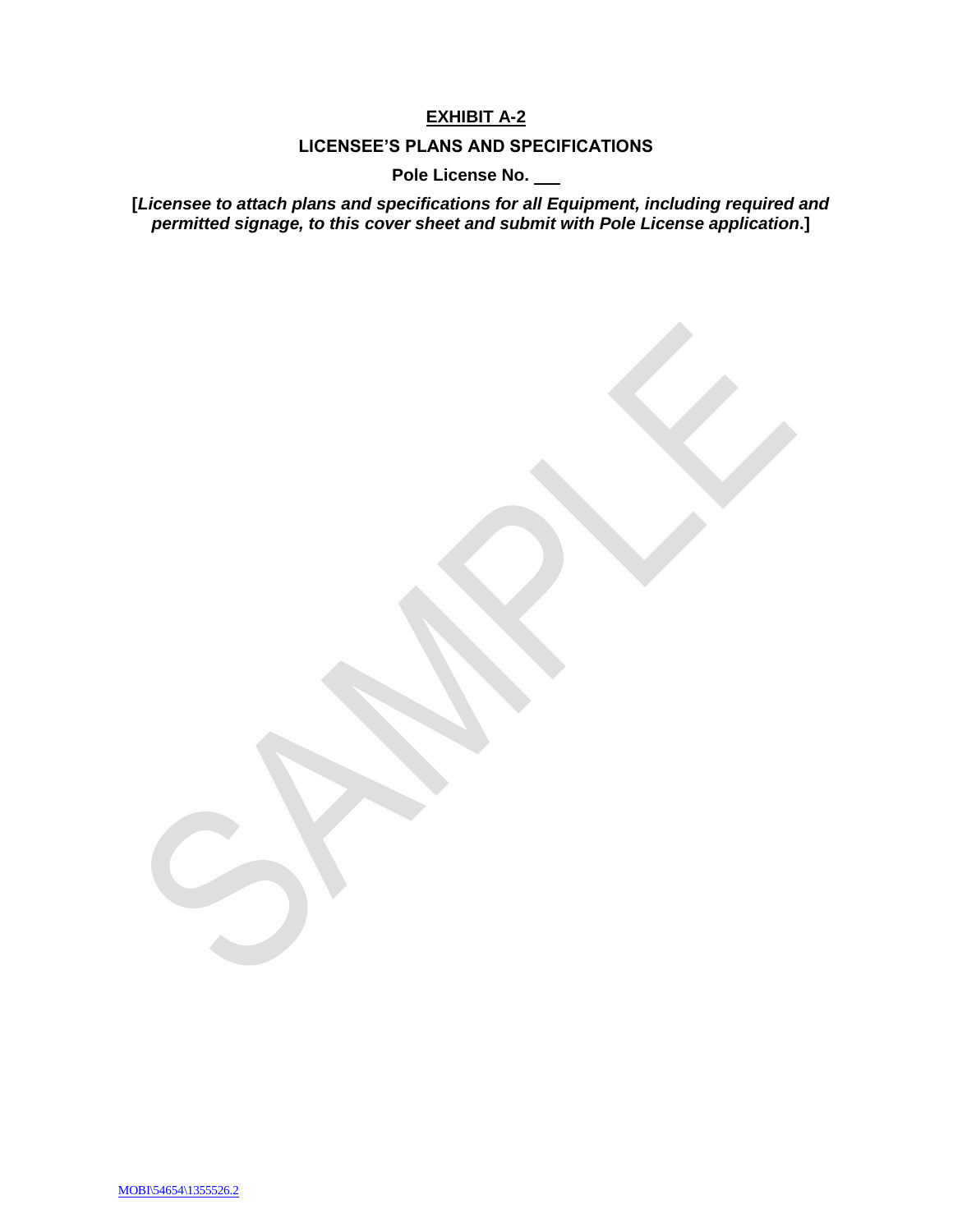# EXHIBIT A-2

## LICENSEE'S PLANS AND SPECIFICATIONS

**Pole License No. \_\_\_**

**[*Licensee to attach plans and specifications for all Equipment, including required and permitted signage, to this cover sheet and submit with Pole License application*.]**

SAMPLE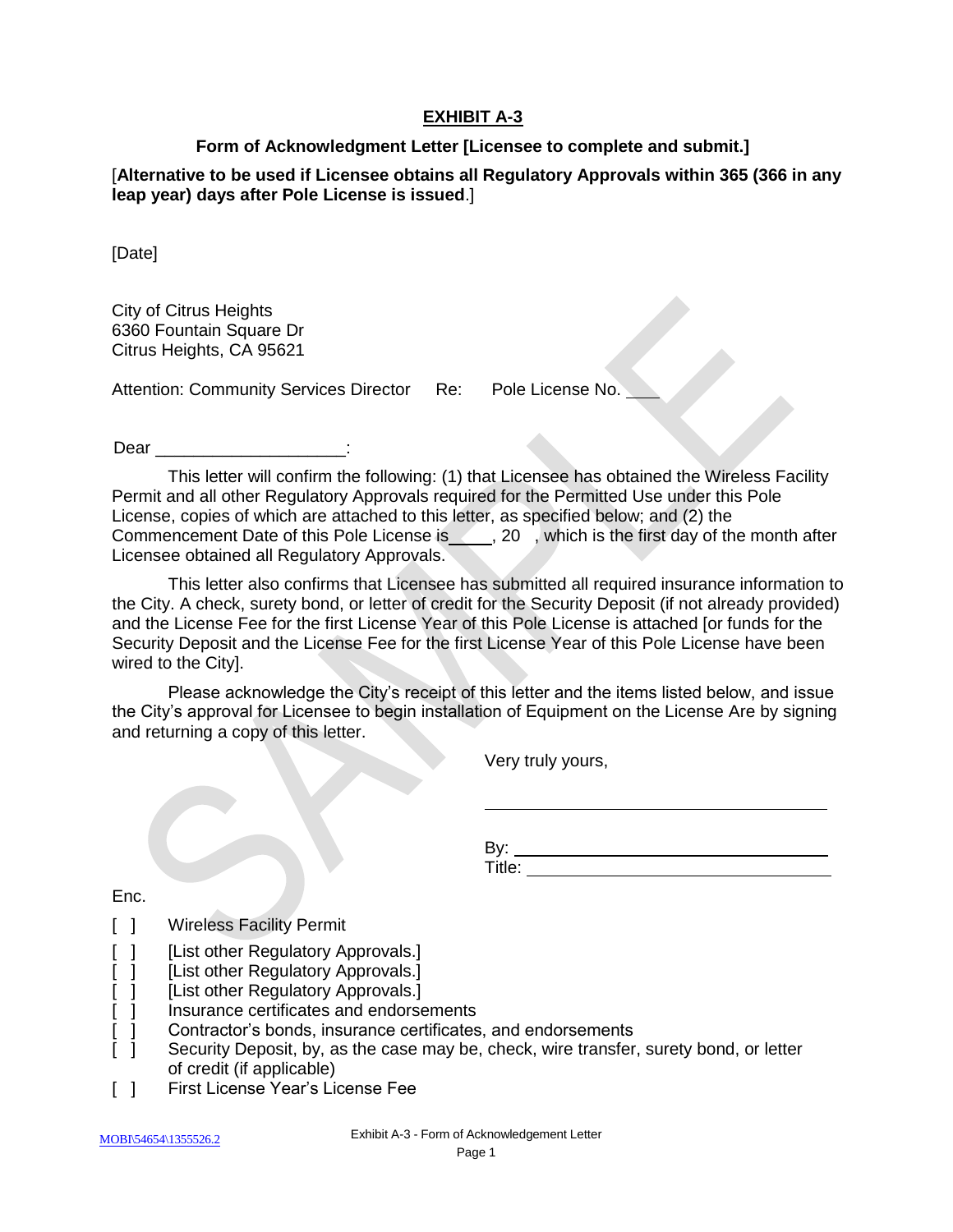# EXHIBIT A-3

**Form of Acknowledgment Letter [Licensee to complete and submit.]**

[**Alternative to be used if Licensee obtains all Regulatory Approvals within 365 (366 in any leap year) days after Pole License is issued**.]

[Date]

City of Citrus Heights
6360 Fountain Square Dr
Citrus Heights, CA 95621

Attention: Community Services Director     Re:     Pole License No. ____

Dear ____________________:

This letter will confirm the following: (1) that Licensee has obtained the Wireless Facility Permit and all other Regulatory Approvals required for the Permitted Use under this Pole License, copies of which are attached to this letter, as specified below; and (2) the Commencement Date of this Pole License is _____, 20   , which is the first day of the month after Licensee obtained all Regulatory Approvals.

This letter also confirms that Licensee has submitted all required insurance information to the City. A check, surety bond, or letter of credit for the Security Deposit (if not already provided) and the License Fee for the first License Year of this Pole License is attached [or funds for the Security Deposit and the License Fee for the first License Year of this Pole License have been wired to the City].

Please acknowledge the City's receipt of this letter and the items listed below, and issue the City's approval for Licensee to begin installation of Equipment on the License Are by signing and returning a copy of this letter.

Very truly yours,

______________________________

By: ___________________________
Title: _________________________

Enc.

- [ ] Wireless Facility Permit
- [ ] [List other Regulatory Approvals.]
- [ ] [List other Regulatory Approvals.]
- [ ] [List other Regulatory Approvals.]
- [ ] Insurance certificates and endorsements
- [ ] Contractor's bonds, insurance certificates, and endorsements
- [ ] Security Deposit, by, as the case may be, check, wire transfer, surety bond, or letter of credit (if applicable)
- [ ] First License Year's License Fee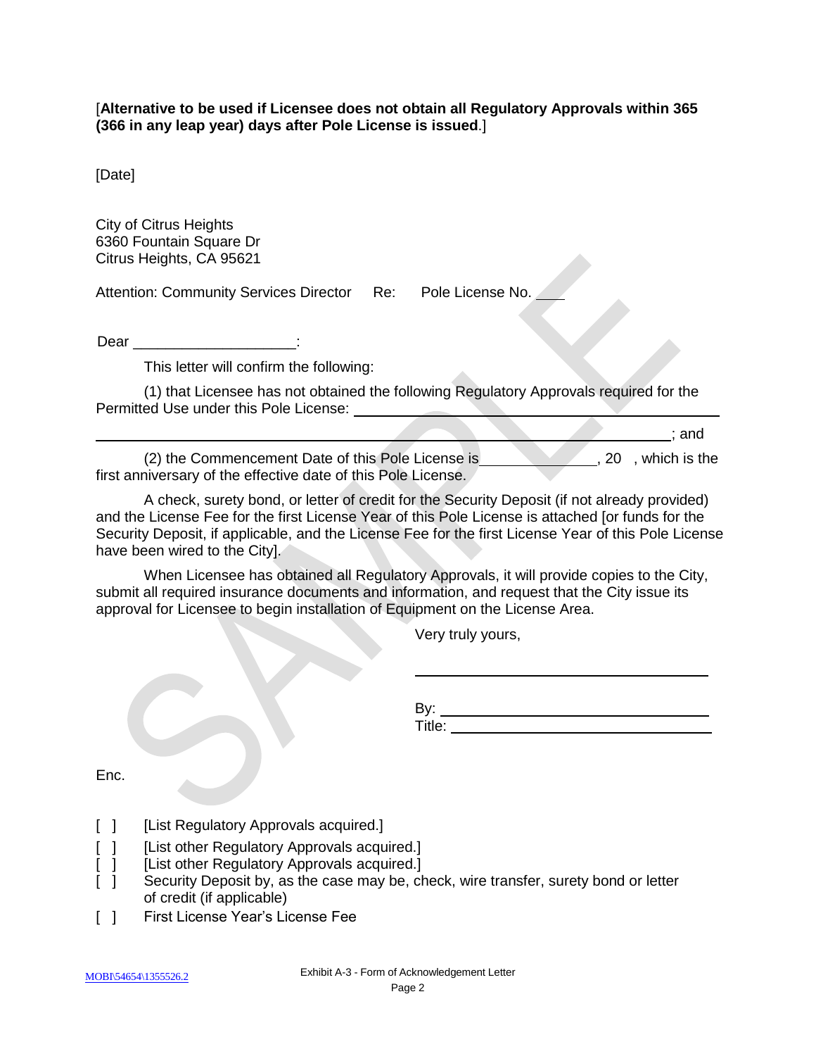[**Alternative to be used if Licensee does not obtain all Regulatory Approvals within 365 (366 in any leap year) days after Pole License is issued**.]

[Date]

City of Citrus Heights
6360 Fountain Square Dr
Citrus Heights, CA 95621

Attention: Community Services Director     Re:     Pole License No. ____

Dear ____________________:

This letter will confirm the following:

(1) that Licensee has not obtained the following Regulatory Approvals required for the Permitted Use under this Pole License: ______________________________________________
______________________________________________________________________________; and

(2) the Commencement Date of this Pole License is _______________, 20   , which is the first anniversary of the effective date of this Pole License.

A check, surety bond, or letter of credit for the Security Deposit (if not already provided) and the License Fee for the first License Year of this Pole License is attached [or funds for the Security Deposit, if applicable, and the License Fee for the first License Year of this Pole License have been wired to the City].

When Licensee has obtained all Regulatory Approvals, it will provide copies to the City, submit all required insurance documents and information, and request that the City issue its approval for Licensee to begin installation of Equipment on the License Area.

Very truly yours,

______________________________

By: ___________________________
Title: _________________________

Enc.

- [ ] [List Regulatory Approvals acquired.]
- [ ] [List other Regulatory Approvals acquired.]
- [ ] [List other Regulatory Approvals acquired.]
- [ ] Security Deposit by, as the case may be, check, wire transfer, surety bond or letter of credit (if applicable)
- [ ] First License Year's License Fee

Exhibit A-3 - Form of Acknowledgement Letter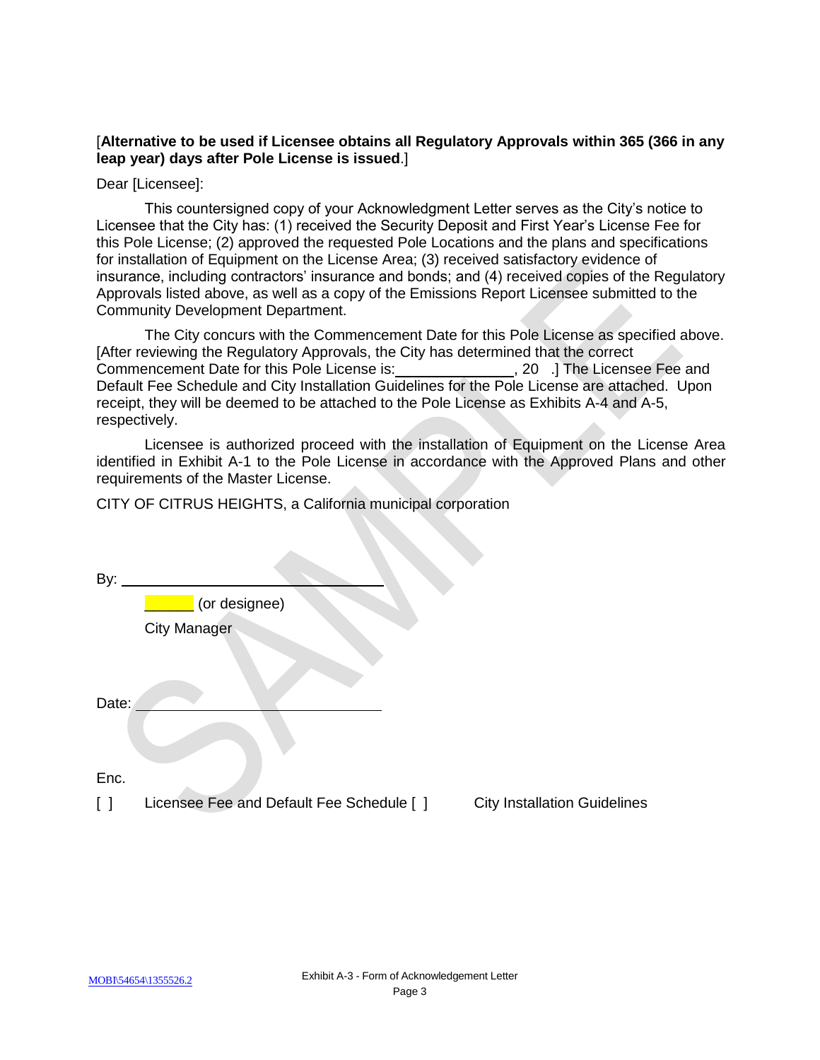[**Alternative to be used if Licensee obtains all Regulatory Approvals within 365 (366 in any leap year) days after Pole License is issued**.]

Dear [Licensee]:

This countersigned copy of your Acknowledgment Letter serves as the City's notice to Licensee that the City has: (1) received the Security Deposit and First Year's License Fee for this Pole License; (2) approved the requested Pole Locations and the plans and specifications for installation of Equipment on the License Area; (3) received satisfactory evidence of insurance, including contractors' insurance and bonds; and (4) received copies of the Regulatory Approvals listed above, as well as a copy of the Emissions Report Licensee submitted to the Community Development Department.

The City concurs with the Commencement Date for this Pole License as specified above. [After reviewing the Regulatory Approvals, the City has determined that the correct Commencement Date for this Pole License is:_______________, 20 .] The Licensee Fee and Default Fee Schedule and City Installation Guidelines for the Pole License are attached. Upon receipt, they will be deemed to be attached to the Pole License as Exhibits A-4 and A-5, respectively.

Licensee is authorized proceed with the installation of Equipment on the License Area identified in Exhibit A-1 to the Pole License in accordance with the Approved Plans and other requirements of the Master License.

CITY OF CITRUS HEIGHTS, a California municipal corporation

By: ________________________________

______ (or designee)

City Manager

Date: ______________________________

Enc.

[ ] Licensee Fee and Default Fee Schedule [ ] City Installation Guidelines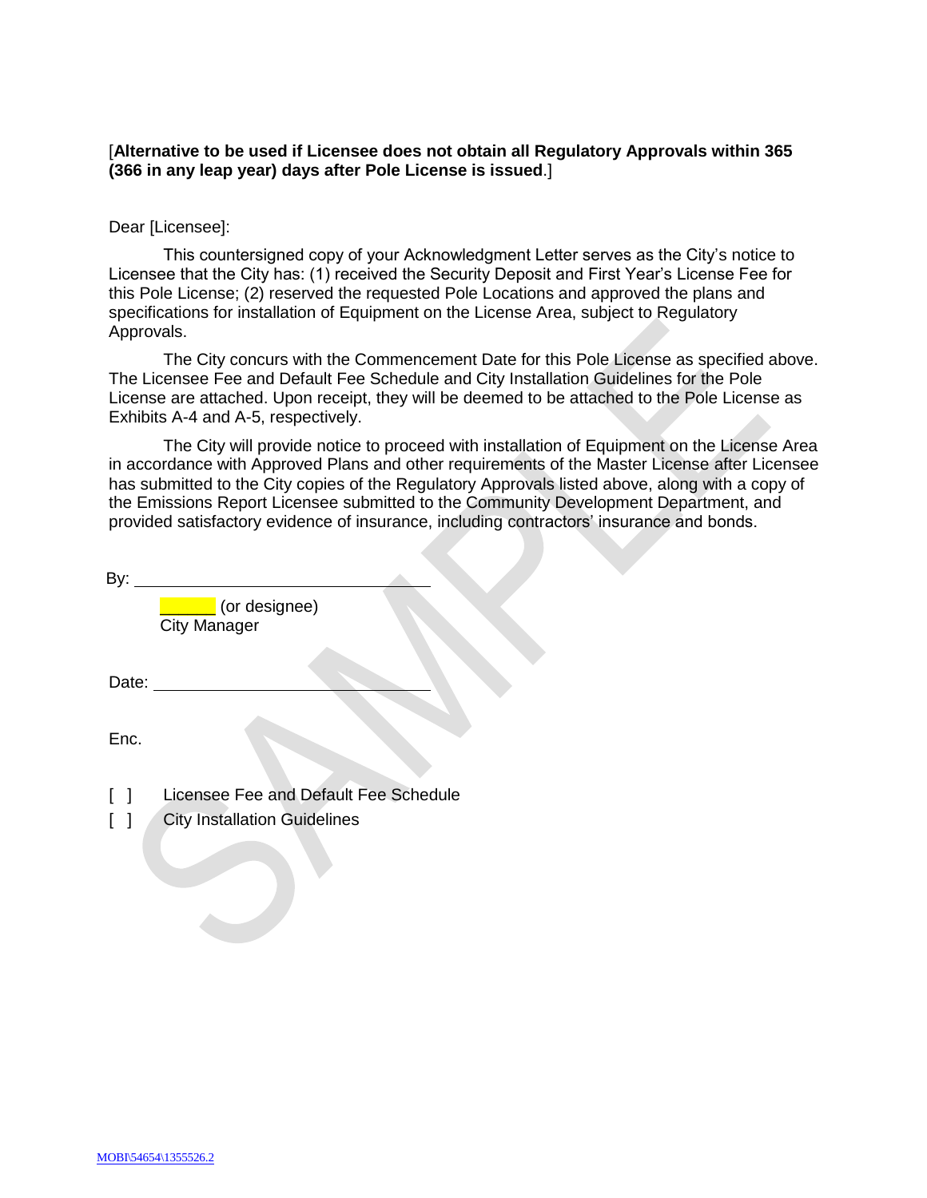[**Alternative to be used if Licensee does not obtain all Regulatory Approvals within 365 (366 in any leap year) days after Pole License is issued**.]

Dear [Licensee]:

This countersigned copy of your Acknowledgment Letter serves as the City's notice to Licensee that the City has: (1) received the Security Deposit and First Year's License Fee for this Pole License; (2) reserved the requested Pole Locations and approved the plans and specifications for installation of Equipment on the License Area, subject to Regulatory Approvals.

The City concurs with the Commencement Date for this Pole License as specified above. The Licensee Fee and Default Fee Schedule and City Installation Guidelines for the Pole License are attached. Upon receipt, they will be deemed to be attached to the Pole License as Exhibits A-4 and A-5, respectively.

The City will provide notice to proceed with installation of Equipment on the License Area in accordance with Approved Plans and other requirements of the Master License after Licensee has submitted to the City copies of the Regulatory Approvals listed above, along with a copy of the Emissions Report Licensee submitted to the Community Development Department, and provided satisfactory evidence of insurance, including contractors' insurance and bonds.

By: ______________________________

______ (or designee)
City Manager

Date: ______________________________

Enc.

[ ] Licensee Fee and Default Fee Schedule

[ ] City Installation Guidelines

MOBI\54654\1355526.2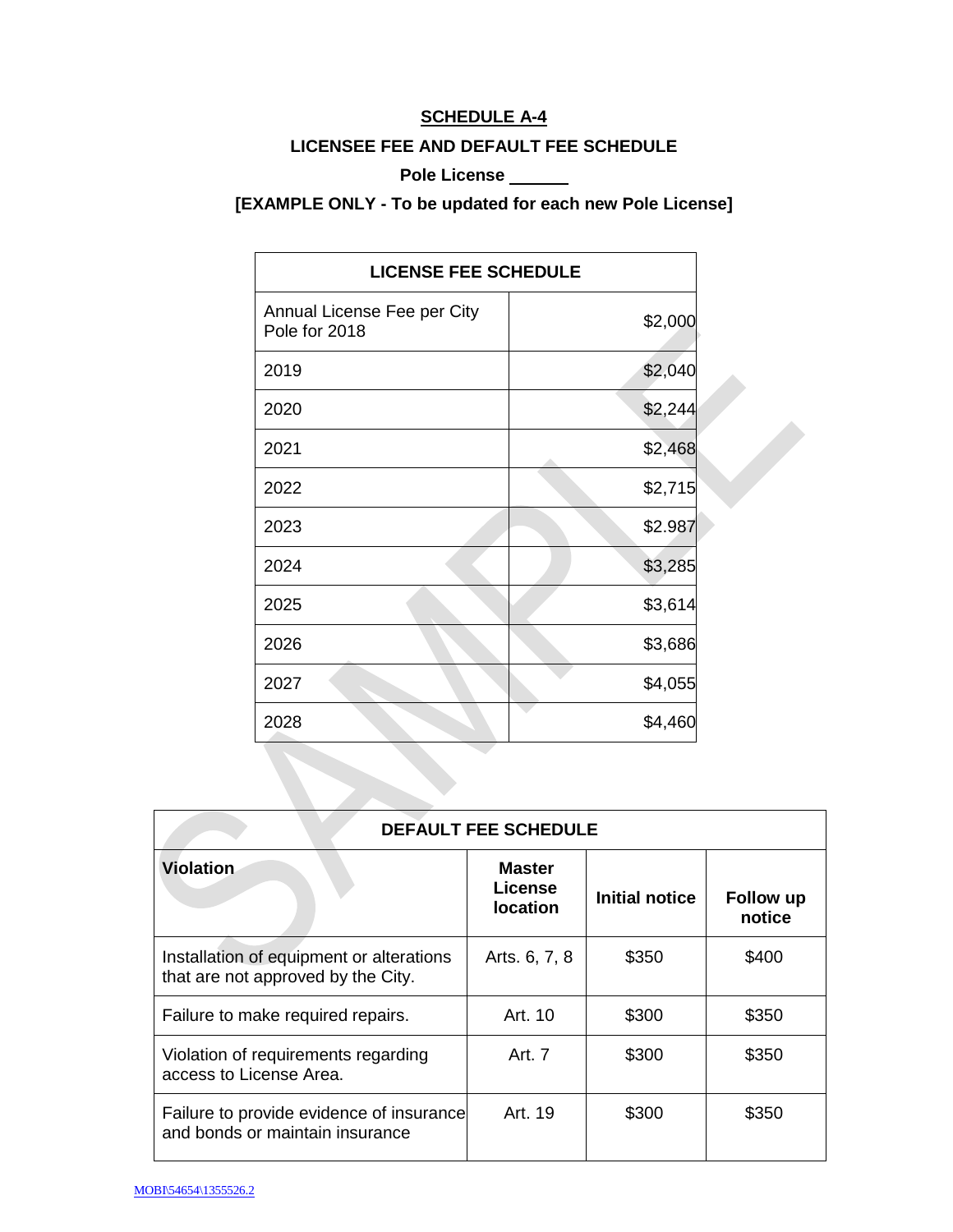# SCHEDULE A-4

## LICENSEE FEE AND DEFAULT FEE SCHEDULE

**Pole License ______**

**[EXAMPLE ONLY - To be updated for each new Pole License]**

| LICENSE FEE SCHEDULE | |
|---|---|
| Annual License Fee per City Pole for 2018 | $2,000 |
| 2019 | $2,040 |
| 2020 | $2,244 |
| 2021 | $2,468 |
| 2022 | $2,715 |
| 2023 | $2.987 |
| 2024 | $3,285 |
| 2025 | $3,614 |
| 2026 | $3,686 |
| 2027 | $4,055 |
| 2028 | $4,460 |

| DEFAULT FEE SCHEDULE | | | |
|---|---|---|---|
| **Violation** | **Master License location** | **Initial notice** | **Follow up notice** |
| Installation of equipment or alterations that are not approved by the City. | Arts. 6, 7, 8 | $350 | $400 |
| Failure to make required repairs. | Art. 10 | $300 | $350 |
| Violation of requirements regarding access to License Area. | Art. 7 | $300 | $350 |
| Failure to provide evidence of insurance and bonds or maintain insurance | Art. 19 | $300 | $350 |

MOBI\54654\1355526.2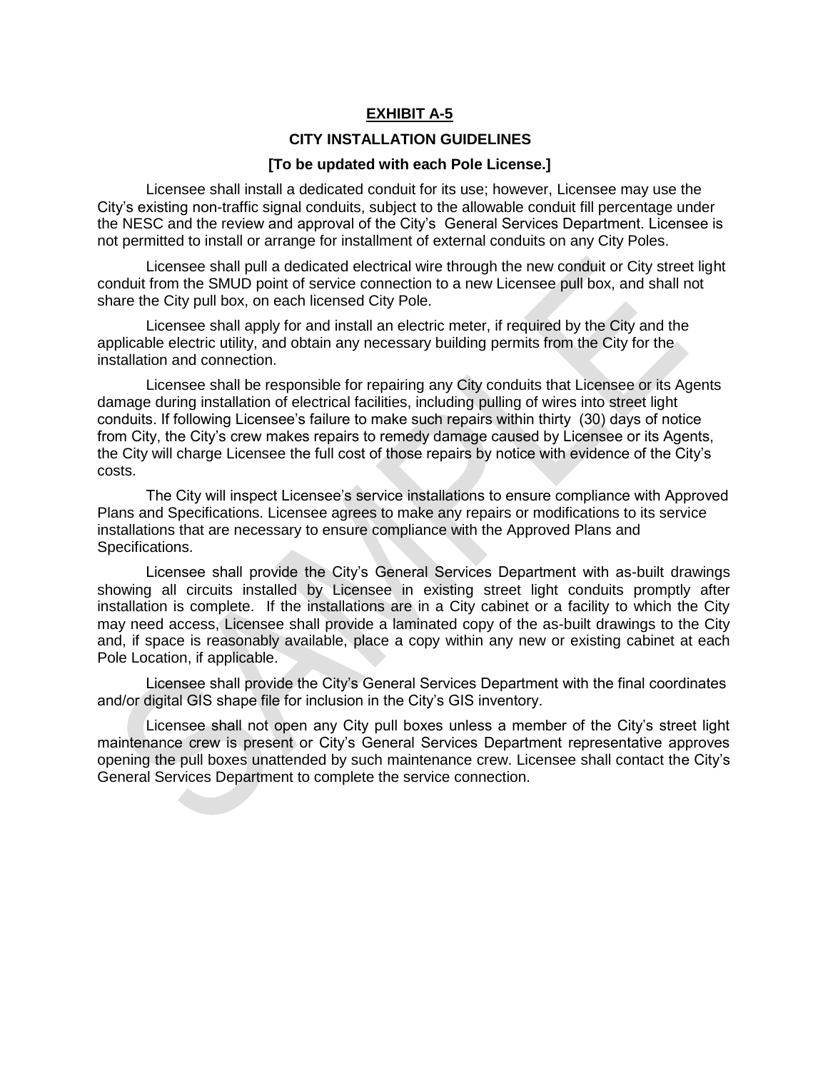# EXHIBIT A-5

## CITY INSTALLATION GUIDELINES

**[To be updated with each Pole License.]**

Licensee shall install a dedicated conduit for its use; however, Licensee may use the City's existing non-traffic signal conduits, subject to the allowable conduit fill percentage under the NESC and the review and approval of the City's General Services Department. Licensee is not permitted to install or arrange for installment of external conduits on any City Poles.

Licensee shall pull a dedicated electrical wire through the new conduit or City street light conduit from the SMUD point of service connection to a new Licensee pull box, and shall not share the City pull box, on each licensed City Pole.

Licensee shall apply for and install an electric meter, if required by the City and the applicable electric utility, and obtain any necessary building permits from the City for the installation and connection.

Licensee shall be responsible for repairing any City conduits that Licensee or its Agents damage during installation of electrical facilities, including pulling of wires into street light conduits. If following Licensee's failure to make such repairs within thirty (30) days of notice from City, the City's crew makes repairs to remedy damage caused by Licensee or its Agents, the City will charge Licensee the full cost of those repairs by notice with evidence of the City's costs.

The City will inspect Licensee's service installations to ensure compliance with Approved Plans and Specifications. Licensee agrees to make any repairs or modifications to its service installations that are necessary to ensure compliance with the Approved Plans and Specifications.

Licensee shall provide the City's General Services Department with as-built drawings showing all circuits installed by Licensee in existing street light conduits promptly after installation is complete. If the installations are in a City cabinet or a facility to which the City may need access, Licensee shall provide a laminated copy of the as-built drawings to the City and, if space is reasonably available, place a copy within any new or existing cabinet at each Pole Location, if applicable.

Licensee shall provide the City's General Services Department with the final coordinates and/or digital GIS shape file for inclusion in the City's GIS inventory.

Licensee shall not open any City pull boxes unless a member of the City's street light maintenance crew is present or City's General Services Department representative approves opening the pull boxes unattended by such maintenance crew. Licensee shall contact the City's General Services Department to complete the service connection.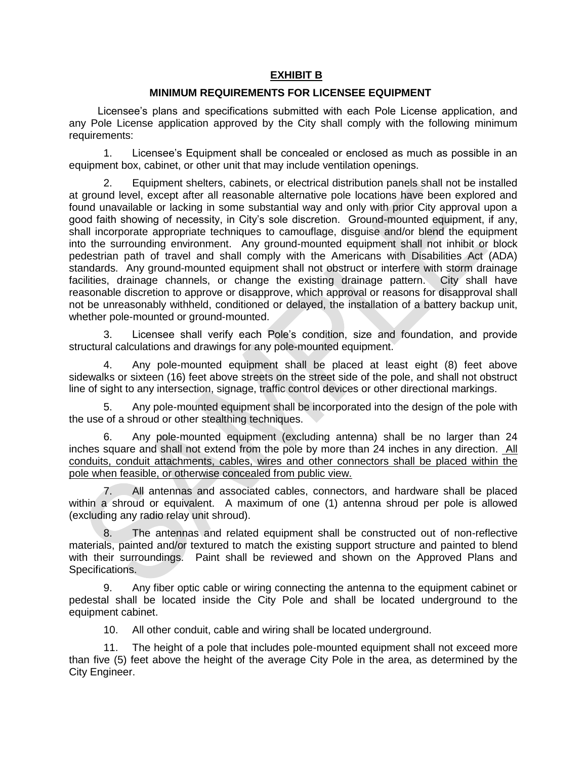# EXHIBIT B

## MINIMUM REQUIREMENTS FOR LICENSEE EQUIPMENT

Licensee's plans and specifications submitted with each Pole License application, and any Pole License application approved by the City shall comply with the following minimum requirements:

1. Licensee's Equipment shall be concealed or enclosed as much as possible in an equipment box, cabinet, or other unit that may include ventilation openings.

2. Equipment shelters, cabinets, or electrical distribution panels shall not be installed at ground level, except after all reasonable alternative pole locations have been explored and found unavailable or lacking in some substantial way and only with prior City approval upon a good faith showing of necessity, in City's sole discretion. Ground-mounted equipment, if any, shall incorporate appropriate techniques to camouflage, disguise and/or blend the equipment into the surrounding environment. Any ground-mounted equipment shall not inhibit or block pedestrian path of travel and shall comply with the Americans with Disabilities Act (ADA) standards. Any ground-mounted equipment shall not obstruct or interfere with storm drainage facilities, drainage channels, or change the existing drainage pattern. City shall have reasonable discretion to approve or disapprove, which approval or reasons for disapproval shall not be unreasonably withheld, conditioned or delayed, the installation of a battery backup unit, whether pole-mounted or ground-mounted.

3. Licensee shall verify each Pole's condition, size and foundation, and provide structural calculations and drawings for any pole-mounted equipment.

4. Any pole-mounted equipment shall be placed at least eight (8) feet above sidewalks or sixteen (16) feet above streets on the street side of the pole, and shall not obstruct line of sight to any intersection, signage, traffic control devices or other directional markings.

5. Any pole-mounted equipment shall be incorporated into the design of the pole with the use of a shroud or other stealthing techniques.

6. Any pole-mounted equipment (excluding antenna) shall be no larger than 24 inches square and shall not extend from the pole by more than 24 inches in any direction. <u>All conduits, conduit attachments, cables, wires and other connectors shall be placed within the pole when feasible, or otherwise concealed from public view.</u>

7. All antennas and associated cables, connectors, and hardware shall be placed within a shroud or equivalent. A maximum of one (1) antenna shroud per pole is allowed (excluding any radio relay unit shroud).

8. The antennas and related equipment shall be constructed out of non-reflective materials, painted and/or textured to match the existing support structure and painted to blend with their surroundings. Paint shall be reviewed and shown on the Approved Plans and Specifications.

9. Any fiber optic cable or wiring connecting the antenna to the equipment cabinet or pedestal shall be located inside the City Pole and shall be located underground to the equipment cabinet.

10. All other conduit, cable and wiring shall be located underground.

11. The height of a pole that includes pole-mounted equipment shall not exceed more than five (5) feet above the height of the average City Pole in the area, as determined by the City Engineer.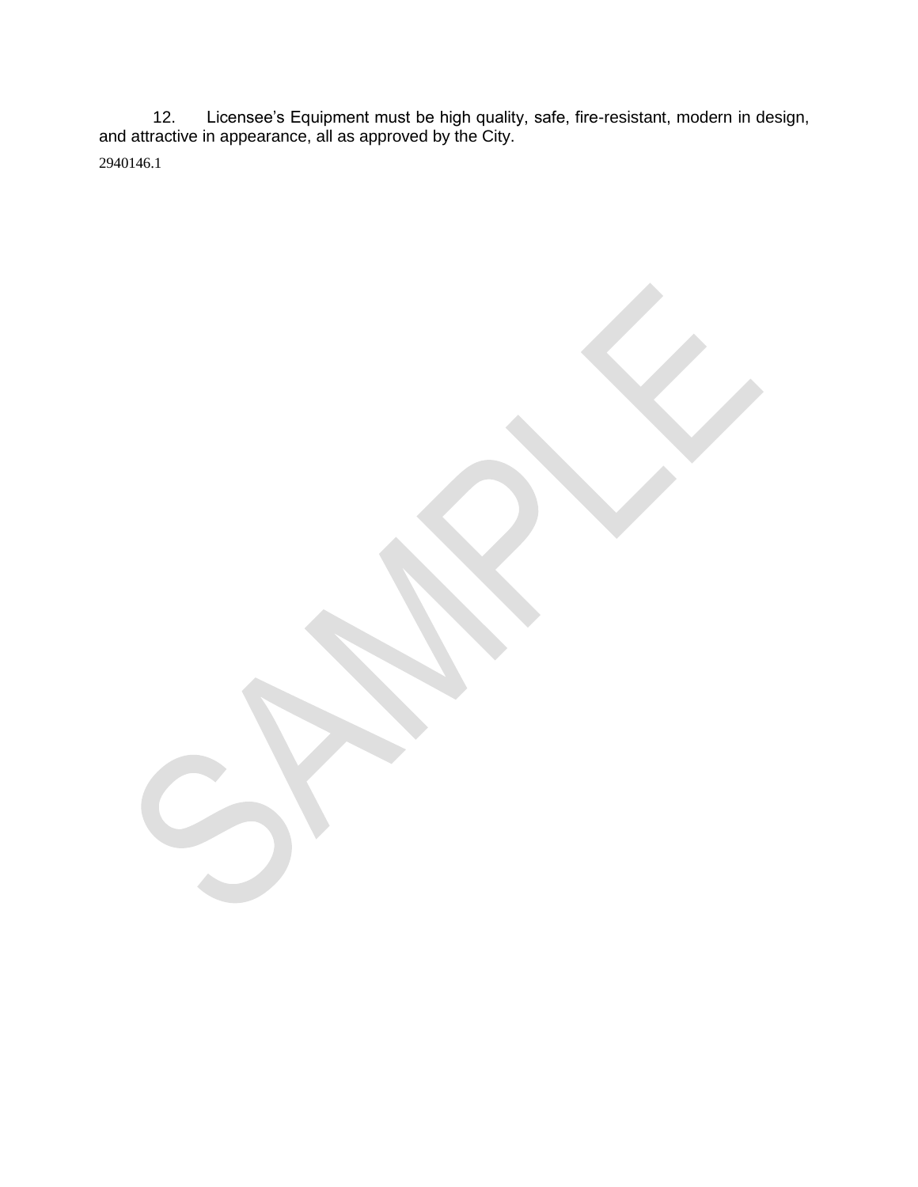12. Licensee's Equipment must be high quality, safe, fire-resistant, modern in design, and attractive in appearance, all as approved by the City.

2940146.1